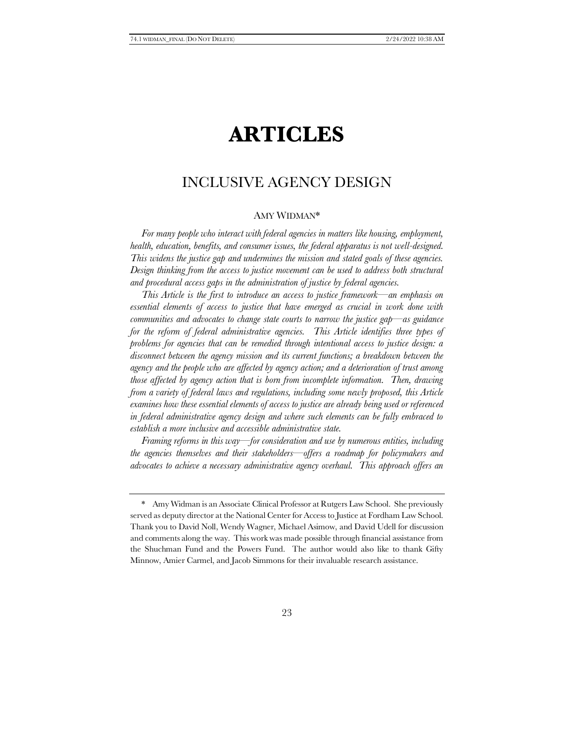# ARTICLES

## INCLUSIVE AGENCY DESIGN

AMY WIDMAN*

*For many people who interact with federal agencies in matters like housing, employment, health, education, benefits, and consumer issues, the federal apparatus is not well-designed. This widens the justice gap and undermines the mission and stated goals of these agencies. Design thinking from the access to justice movement can be used to address both structural and procedural access gaps in the administration of justice by federal agencies.*

*This Article is the first to introduce an access to justice framework—an emphasis on essential elements of access to justice that have emerged as crucial in work done with communities and advocates to change state courts to narrow the justice gap—as guidance for the reform of federal administrative agencies. This Article identifies three types of problems for agencies that can be remedied through intentional access to justice design: a disconnect between the agency mission and its current functions; a breakdown between the agency and the people who are affected by agency action; and a deterioration of trust among those affected by agency action that is born from incomplete information. Then, drawing from a variety of federal laws and regulations, including some newly proposed, this Article examines how these essential elements of access to justice are already being used or referenced in federal administrative agency design and where such elements can be fully embraced to establish a more inclusive and accessible administrative state.*

*Framing reforms in this way—for consideration and use by numerous entities, including the agencies themselves and their stakeholders—offers a roadmap for policymakers and advocates to achieve a necessary administrative agency overhaul. This approach offers an*

---

\* Amy Widman is an Associate Clinical Professor at Rutgers Law School. She previously served as deputy director at the National Center for Access to Justice at Fordham Law School. Thank you to David Noll, Wendy Wagner, Michael Asimow, and David Udell for discussion and comments along the way. This work was made possible through financial assistance from the Shuchman Fund and the Powers Fund. The author would also like to thank Gifty Minnow, Amier Carmel, and Jacob Simmons for their invaluable research assistance.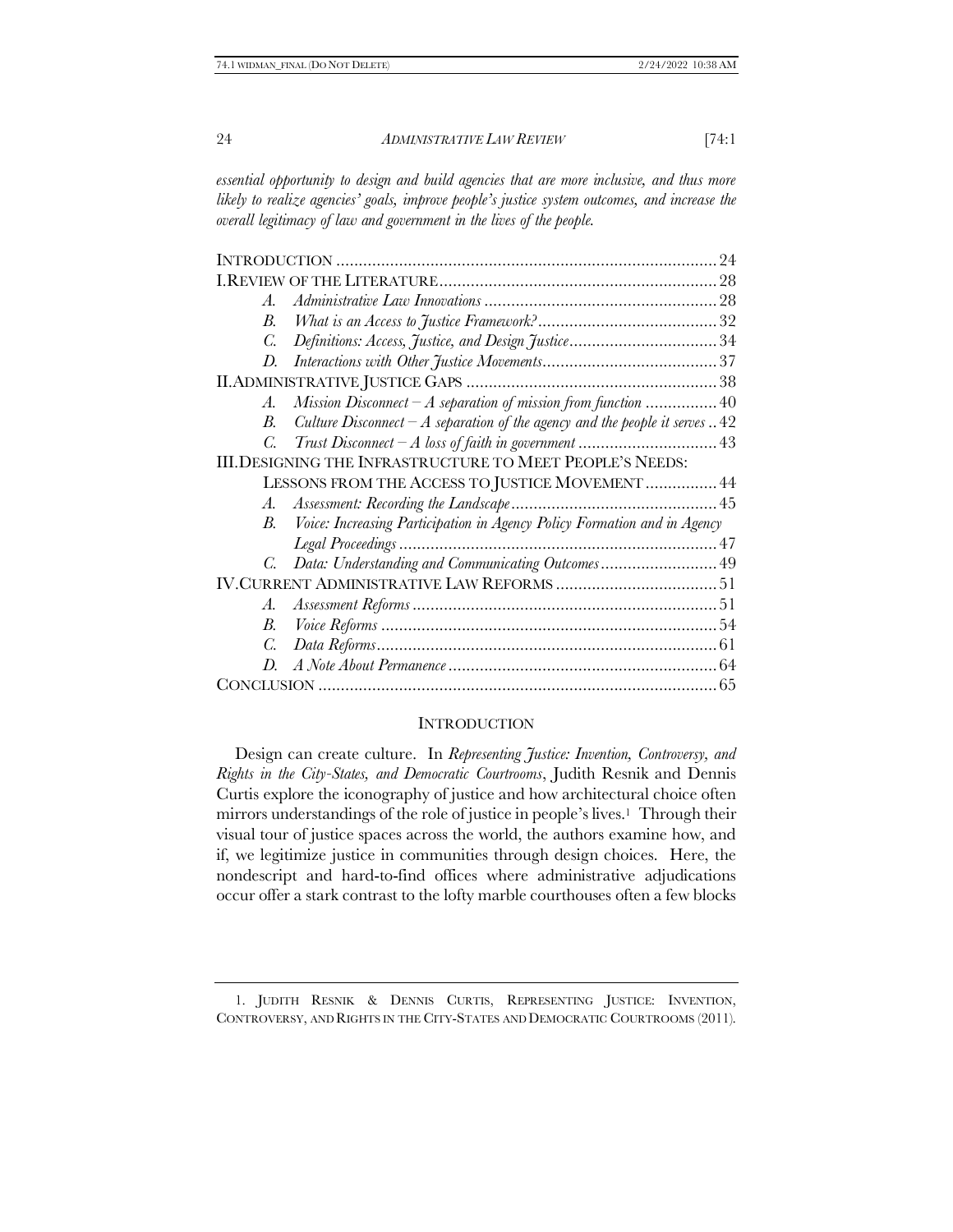*essential opportunity to design and build agencies that are more inclusive, and thus more likely to realize agencies' goals, improve people's justice system outcomes, and increase the overall legitimacy of law and government in the lives of the people.*

INTRODUCTION .......... 24
I. REVIEW OF THE LITERATURE .......... 28
- A. *Administrative Law Innovations* .......... 28
- B. *What is an Access to Justice Framework?* .......... 32
- C. *Definitions: Access, Justice, and Design Justice* .......... 34
- D. *Interactions with Other Justice Movements* .......... 37

II. ADMINISTRATIVE JUSTICE GAPS .......... 38
- A. *Mission Disconnect – A separation of mission from function* .......... 40
- B. *Culture Disconnect – A separation of the agency and the people it serves* .. 42
- C. *Trust Disconnect – A loss of faith in government* .......... 43

III. DESIGNING THE INFRASTRUCTURE TO MEET PEOPLE'S NEEDS: LESSONS FROM THE ACCESS TO JUSTICE MOVEMENT .......... 44
- A. *Assessment: Recording the Landscape* .......... 45
- B. *Voice: Increasing Participation in Agency Policy Formation and in Agency Legal Proceedings* .......... 47
- C. *Data: Understanding and Communicating Outcomes* .......... 49

IV. CURRENT ADMINISTRATIVE LAW REFORMS .......... 51
- A. *Assessment Reforms* .......... 51
- B. *Voice Reforms* .......... 54
- C. *Data Reforms* .......... 61
- D. *A Note About Permanence* .......... 64

CONCLUSION .......... 65

## INTRODUCTION

Design can create culture. In *Representing Justice: Invention, Controversy, and Rights in the City-States, and Democratic Courtrooms*, Judith Resnik and Dennis Curtis explore the iconography of justice and how architectural choice often mirrors understandings of the role of justice in people's lives.[1] Through their visual tour of justice spaces across the world, the authors examine how, and if, we legitimize justice in communities through design choices. Here, the nondescript and hard-to-find offices where administrative adjudications occur offer a stark contrast to the lofty marble courthouses often a few blocks

---

1. JUDITH RESNIK & DENNIS CURTIS, REPRESENTING JUSTICE: INVENTION, CONTROVERSY, AND RIGHTS IN THE CITY-STATES AND DEMOCRATIC COURTROOMS (2011).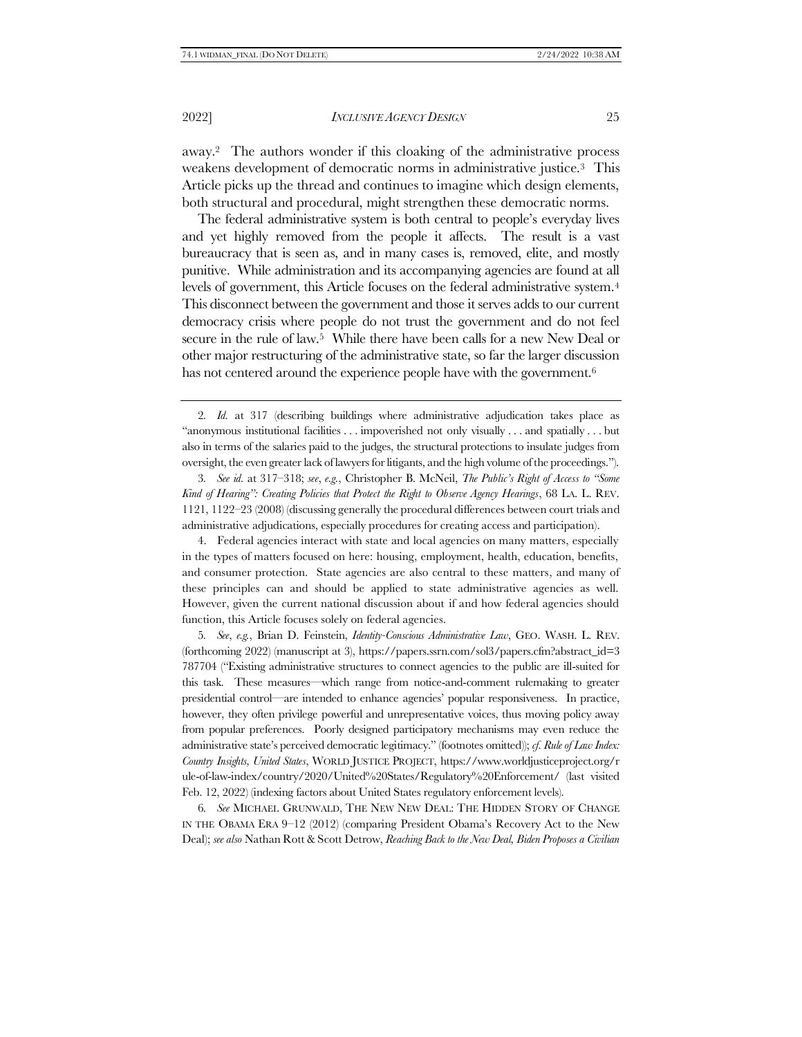away.[2] The authors wonder if this cloaking of the administrative process weakens development of democratic norms in administrative justice.[3] This Article picks up the thread and continues to imagine which design elements, both structural and procedural, might strengthen these democratic norms.

The federal administrative system is both central to people's everyday lives and yet highly removed from the people it affects. The result is a vast bureaucracy that is seen as, and in many cases is, removed, elite, and mostly punitive. While administration and its accompanying agencies are found at all levels of government, this Article focuses on the federal administrative system.[4] This disconnect between the government and those it serves adds to our current democracy crisis where people do not trust the government and do not feel secure in the rule of law.[5] While there have been calls for a new New Deal or other major restructuring of the administrative state, so far the larger discussion has not centered around the experience people have with the government.[6]

---

2. *Id.* at 317 (describing buildings where administrative adjudication takes place as "anonymous institutional facilities . . . impoverished not only visually . . . and spatially . . . but also in terms of the salaries paid to the judges, the structural protections to insulate judges from oversight, the even greater lack of lawyers for litigants, and the high volume of the proceedings.").

3. *See id.* at 317–318; *see, e.g.*, Christopher B. McNeil, *The Public's Right of Access to "Some Kind of Hearing": Creating Policies that Protect the Right to Observe Agency Hearings*, 68 LA. L. REV. 1121, 1122–23 (2008) (discussing generally the procedural differences between court trials and administrative adjudications, especially procedures for creating access and participation).

4. Federal agencies interact with state and local agencies on many matters, especially in the types of matters focused on here: housing, employment, health, education, benefits, and consumer protection. State agencies are also central to these matters, and many of these principles can and should be applied to state administrative agencies as well. However, given the current national discussion about if and how federal agencies should function, this Article focuses solely on federal agencies.

5. *See, e.g.*, Brian D. Feinstein, *Identity-Conscious Administrative Law*, GEO. WASH. L. REV. (forthcoming 2022) (manuscript at 3), https://papers.ssrn.com/sol3/papers.cfm?abstract_id=3787704 ("Existing administrative structures to connect agencies to the public are ill-suited for this task. These measures—which range from notice-and-comment rulemaking to greater presidential control—are intended to enhance agencies' popular responsiveness. In practice, however, they often privilege powerful and unrepresentative voices, thus moving policy away from popular preferences. Poorly designed participatory mechanisms may even reduce the administrative state's perceived democratic legitimacy." (footnotes omitted)); *cf. Rule of Law Index: Country Insights, United States*, WORLD JUSTICE PROJECT, https://www.worldjusticeproject.org/rule-of-law-index/country/2020/United%20States/Regulatory%20Enforcement/ (last visited Feb. 12, 2022) (indexing factors about United States regulatory enforcement levels).

6. *See* MICHAEL GRUNWALD, THE NEW NEW DEAL: THE HIDDEN STORY OF CHANGE IN THE OBAMA ERA 9–12 (2012) (comparing President Obama's Recovery Act to the New Deal); *see also* Nathan Rott & Scott Detrow, *Reaching Back to the New Deal, Biden Proposes a Civilian*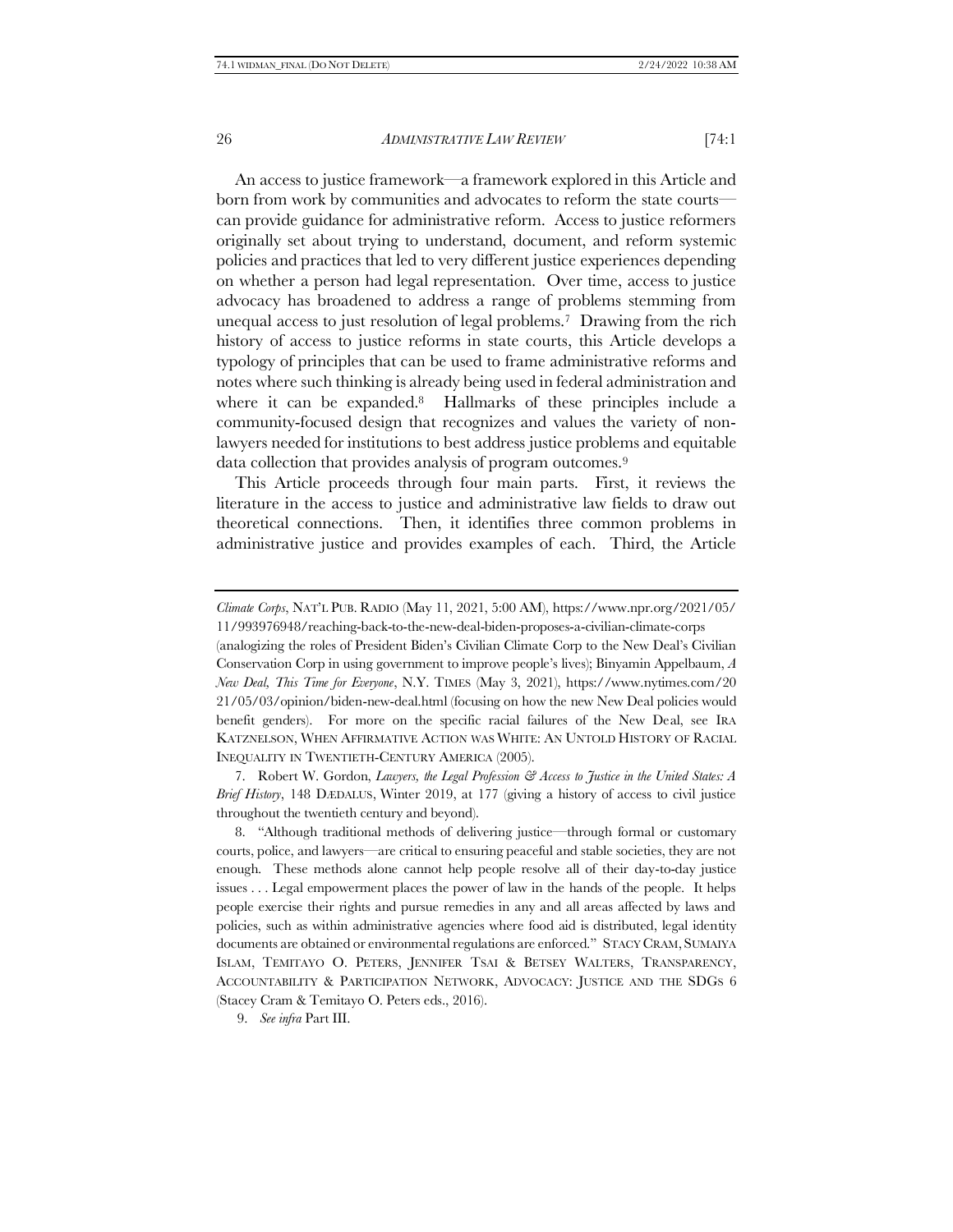An access to justice framework—a framework explored in this Article and born from work by communities and advocates to reform the state courts—can provide guidance for administrative reform. Access to justice reformers originally set about trying to understand, document, and reform systemic policies and practices that led to very different justice experiences depending on whether a person had legal representation. Over time, access to justice advocacy has broadened to address a range of problems stemming from unequal access to just resolution of legal problems.[7] Drawing from the rich history of access to justice reforms in state courts, this Article develops a typology of principles that can be used to frame administrative reforms and notes where such thinking is already being used in federal administration and where it can be expanded.[8] Hallmarks of these principles include a community-focused design that recognizes and values the variety of non-lawyers needed for institutions to best address justice problems and equitable data collection that provides analysis of program outcomes.[9]

This Article proceeds through four main parts. First, it reviews the literature in the access to justice and administrative law fields to draw out theoretical connections. Then, it identifies three common problems in administrative justice and provides examples of each. Third, the Article

---

*Climate Corps*, NAT'L PUB. RADIO (May 11, 2021, 5:00 AM), https://www.npr.org/2021/05/11/993976948/reaching-back-to-the-new-deal-biden-proposes-a-civilian-climate-corps (analogizing the roles of President Biden's Civilian Climate Corp to the New Deal's Civilian Conservation Corp in using government to improve people's lives); Binyamin Appelbaum, *A New Deal, This Time for Everyone*, N.Y. TIMES (May 3, 2021), https://www.nytimes.com/2021/05/03/opinion/biden-new-deal.html (focusing on how the new New Deal policies would benefit genders). For more on the specific racial failures of the New Deal, see IRA KATZNELSON, WHEN AFFIRMATIVE ACTION WAS WHITE: AN UNTOLD HISTORY OF RACIAL INEQUALITY IN TWENTIETH-CENTURY AMERICA (2005).

7. Robert W. Gordon, *Lawyers, the Legal Profession & Access to Justice in the United States: A Brief History*, 148 DÆDALUS, Winter 2019, at 177 (giving a history of access to civil justice throughout the twentieth century and beyond).

8. "Although traditional methods of delivering justice—through formal or customary courts, police, and lawyers—are critical to ensuring peaceful and stable societies, they are not enough. These methods alone cannot help people resolve all of their day-to-day justice issues . . . Legal empowerment places the power of law in the hands of the people. It helps people exercise their rights and pursue remedies in any and all areas affected by laws and policies, such as within administrative agencies where food aid is distributed, legal identity documents are obtained or environmental regulations are enforced." STACY CRAM, SUMAIYA ISLAM, TEMITAYO O. PETERS, JENNIFER TSAI & BETSEY WALTERS, TRANSPARENCY, ACCOUNTABILITY & PARTICIPATION NETWORK, ADVOCACY: JUSTICE AND THE SDGS 6 (Stacey Cram & Temitayo O. Peters eds., 2016).

9. *See infra* Part III.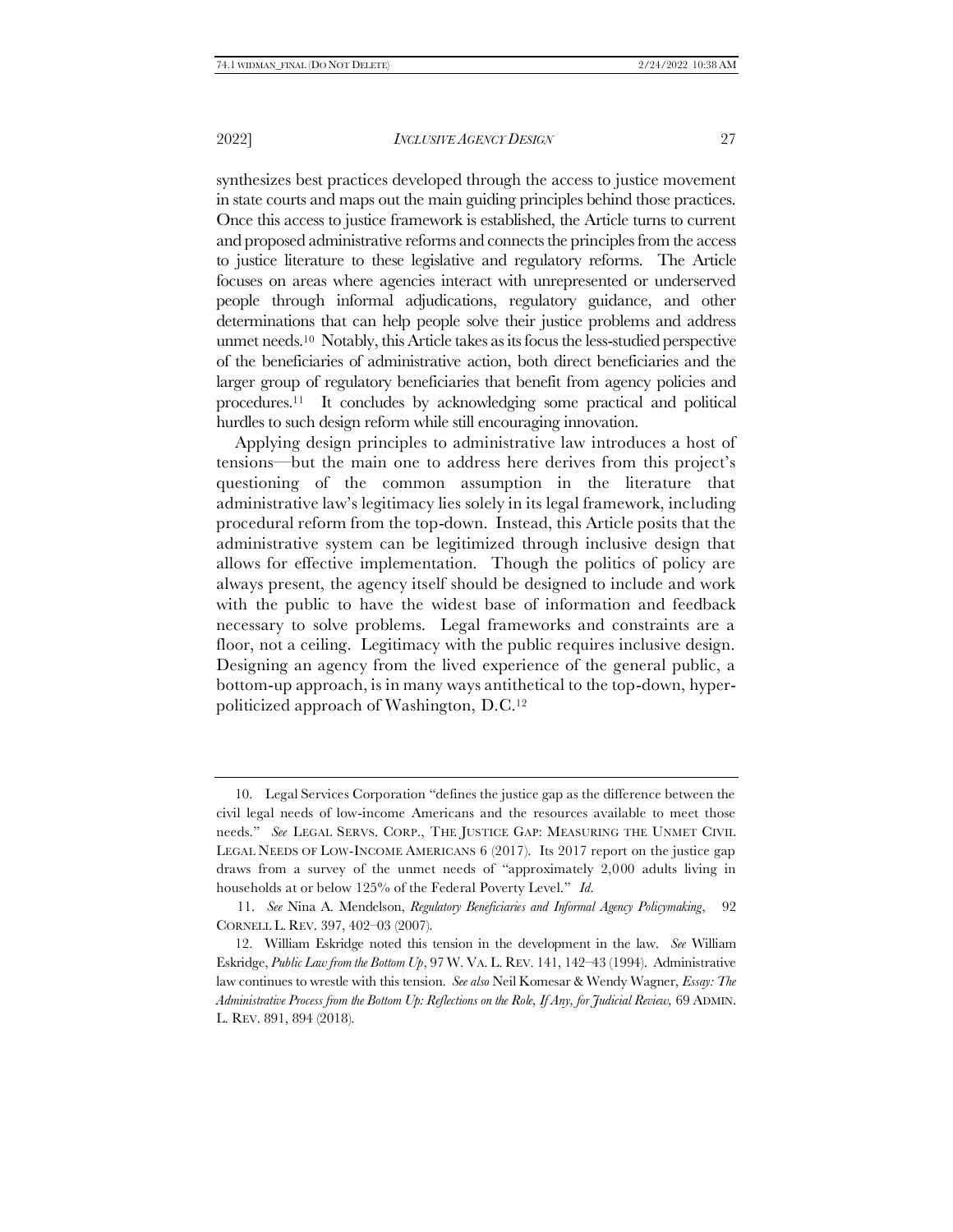synthesizes best practices developed through the access to justice movement in state courts and maps out the main guiding principles behind those practices. Once this access to justice framework is established, the Article turns to current and proposed administrative reforms and connects the principles from the access to justice literature to these legislative and regulatory reforms. The Article focuses on areas where agencies interact with unrepresented or underserved people through informal adjudications, regulatory guidance, and other determinations that can help people solve their justice problems and address unmet needs.[10] Notably, this Article takes as its focus the less-studied perspective of the beneficiaries of administrative action, both direct beneficiaries and the larger group of regulatory beneficiaries that benefit from agency policies and procedures.[11] It concludes by acknowledging some practical and political hurdles to such design reform while still encouraging innovation.

Applying design principles to administrative law introduces a host of tensions—but the main one to address here derives from this project's questioning of the common assumption in the literature that administrative law's legitimacy lies solely in its legal framework, including procedural reform from the top-down. Instead, this Article posits that the administrative system can be legitimized through inclusive design that allows for effective implementation. Though the politics of policy are always present, the agency itself should be designed to include and work with the public to have the widest base of information and feedback necessary to solve problems. Legal frameworks and constraints are a floor, not a ceiling. Legitimacy with the public requires inclusive design. Designing an agency from the lived experience of the general public, a bottom-up approach, is in many ways antithetical to the top-down, hyper-politicized approach of Washington, D.C.[12]

---

10. Legal Services Corporation "defines the justice gap as the difference between the civil legal needs of low-income Americans and the resources available to meet those needs." *See* LEGAL SERVS. CORP., THE JUSTICE GAP: MEASURING THE UNMET CIVIL LEGAL NEEDS OF LOW-INCOME AMERICANS 6 (2017). Its 2017 report on the justice gap draws from a survey of the unmet needs of "approximately 2,000 adults living in households at or below 125% of the Federal Poverty Level." *Id.*

11. *See* Nina A. Mendelson, *Regulatory Beneficiaries and Informal Agency Policymaking*, 92 CORNELL L. REV. 397, 402–03 (2007).

12. William Eskridge noted this tension in the development in the law. *See* William Eskridge, *Public Law from the Bottom Up*, 97 W. VA. L. REV. 141, 142–43 (1994). Administrative law continues to wrestle with this tension. *See also* Neil Komesar & Wendy Wagner, *Essay: The Administrative Process from the Bottom Up: Reflections on the Role, If Any, for Judicial Review,* 69 ADMIN. L. REV. 891, 894 (2018).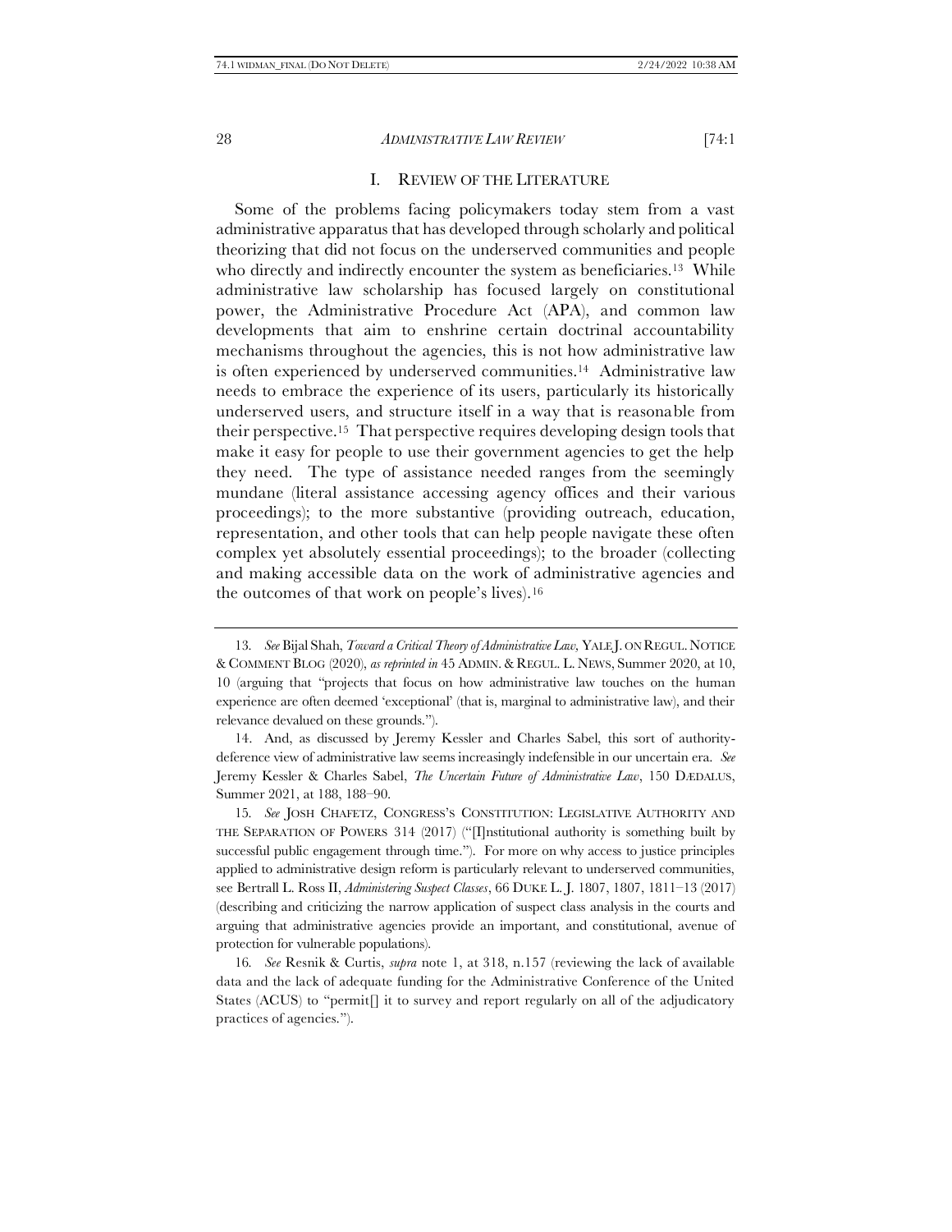## I. REVIEW OF THE LITERATURE

Some of the problems facing policymakers today stem from a vast administrative apparatus that has developed through scholarly and political theorizing that did not focus on the underserved communities and people who directly and indirectly encounter the system as beneficiaries.[13] While administrative law scholarship has focused largely on constitutional power, the Administrative Procedure Act (APA), and common law developments that aim to enshrine certain doctrinal accountability mechanisms throughout the agencies, this is not how administrative law is often experienced by underserved communities.[14] Administrative law needs to embrace the experience of its users, particularly its historically underserved users, and structure itself in a way that is reasonable from their perspective.[15] That perspective requires developing design tools that make it easy for people to use their government agencies to get the help they need. The type of assistance needed ranges from the seemingly mundane (literal assistance accessing agency offices and their various proceedings); to the more substantive (providing outreach, education, representation, and other tools that can help people navigate these often complex yet absolutely essential proceedings); to the broader (collecting and making accessible data on the work of administrative agencies and the outcomes of that work on people's lives).[16]

---

13. *See* Bijal Shah, *Toward a Critical Theory of Administrative Law,* YALE J. ON REGUL. NOTICE & COMMENT BLOG (2020), *as reprinted in* 45 ADMIN. & REGUL. L. NEWS, Summer 2020, at 10, 10 (arguing that "projects that focus on how administrative law touches on the human experience are often deemed 'exceptional' (that is, marginal to administrative law), and their relevance devalued on these grounds.").

14. And, as discussed by Jeremy Kessler and Charles Sabel, this sort of authority-deference view of administrative law seems increasingly indefensible in our uncertain era. *See* Jeremy Kessler & Charles Sabel, *The Uncertain Future of Administrative Law*, 150 DÆDALUS, Summer 2021, at 188, 188–90.

15. *See* JOSH CHAFETZ, CONGRESS'S CONSTITUTION: LEGISLATIVE AUTHORITY AND THE SEPARATION OF POWERS 314 (2017) ("[I]nstitutional authority is something built by successful public engagement through time."). For more on why access to justice principles applied to administrative design reform is particularly relevant to underserved communities, see Bertrall L. Ross II, *Administering Suspect Classes*, 66 DUKE L. J. 1807, 1807, 1811–13 (2017) (describing and criticizing the narrow application of suspect class analysis in the courts and arguing that administrative agencies provide an important, and constitutional, avenue of protection for vulnerable populations).

16. *See* Resnik & Curtis, *supra* note 1, at 318, n.157 (reviewing the lack of available data and the lack of adequate funding for the Administrative Conference of the United States (ACUS) to "permit[] it to survey and report regularly on all of the adjudicatory practices of agencies.").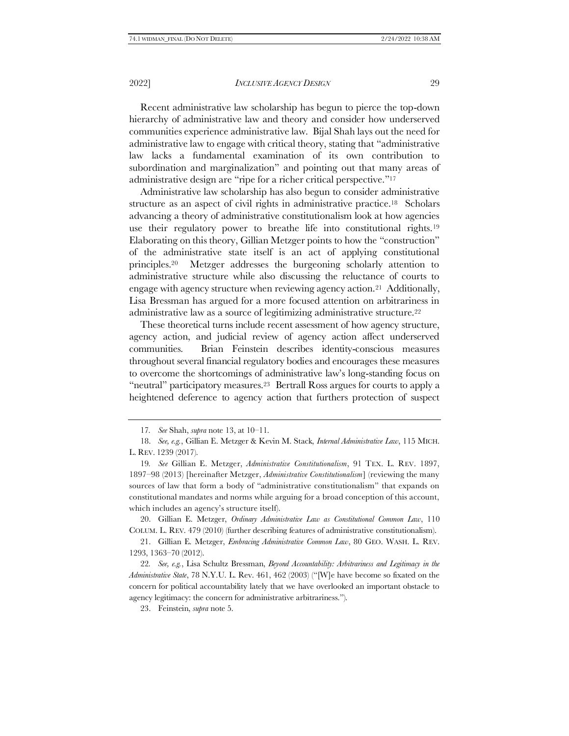Recent administrative law scholarship has begun to pierce the top-down hierarchy of administrative law and theory and consider how underserved communities experience administrative law. Bijal Shah lays out the need for administrative law to engage with critical theory, stating that "administrative law lacks a fundamental examination of its own contribution to subordination and marginalization" and pointing out that many areas of administrative design are "ripe for a richer critical perspective."[17]

Administrative law scholarship has also begun to consider administrative structure as an aspect of civil rights in administrative practice.[18] Scholars advancing a theory of administrative constitutionalism look at how agencies use their regulatory power to breathe life into constitutional rights.[19] Elaborating on this theory, Gillian Metzger points to how the "construction" of the administrative state itself is an act of applying constitutional principles.[20] Metzger addresses the burgeoning scholarly attention to administrative structure while also discussing the reluctance of courts to engage with agency structure when reviewing agency action.[21] Additionally, Lisa Bressman has argued for a more focused attention on arbitrariness in administrative law as a source of legitimizing administrative structure.[22]

These theoretical turns include recent assessment of how agency structure, agency action, and judicial review of agency action affect underserved communities. Brian Feinstein describes identity-conscious measures throughout several financial regulatory bodies and encourages these measures to overcome the shortcomings of administrative law's long-standing focus on "neutral" participatory measures.[23] Bertrall Ross argues for courts to apply a heightened deference to agency action that furthers protection of suspect

---

17. *See* Shah, *supra* note 13, at 10–11.

18. *See, e.g.*, Gillian E. Metzger & Kevin M. Stack, *Internal Administrative Law*, 115 MICH. L. REV. 1239 (2017).

19. *See* Gillian E. Metzger, *Administrative Constitutionalism*, 91 TEX. L. REV. 1897, 1897–98 (2013) [hereinafter Metzger, *Administrative Constitutionalism*] (reviewing the many sources of law that form a body of "administrative constitutionalism" that expands on constitutional mandates and norms while arguing for a broad conception of this account, which includes an agency's structure itself).

20. Gillian E. Metzger, *Ordinary Administrative Law as Constitutional Common Law*, 110 COLUM. L. REV. 479 (2010) (further describing features of administrative constitutionalism).

21. Gillian E. Metzger, *Embracing Administrative Common Law*, 80 GEO. WASH. L. REV. 1293, 1363–70 (2012).

22. *See, e.g.*, Lisa Schultz Bressman, *Beyond Accountability: Arbitrariness and Legitimacy in the Administrative State*, 78 N.Y.U. L. Rev. 461, 462 (2003) ("[W]e have become so fixated on the concern for political accountability lately that we have overlooked an important obstacle to agency legitimacy: the concern for administrative arbitrariness.").

23. Feinstein, *supra* note 5.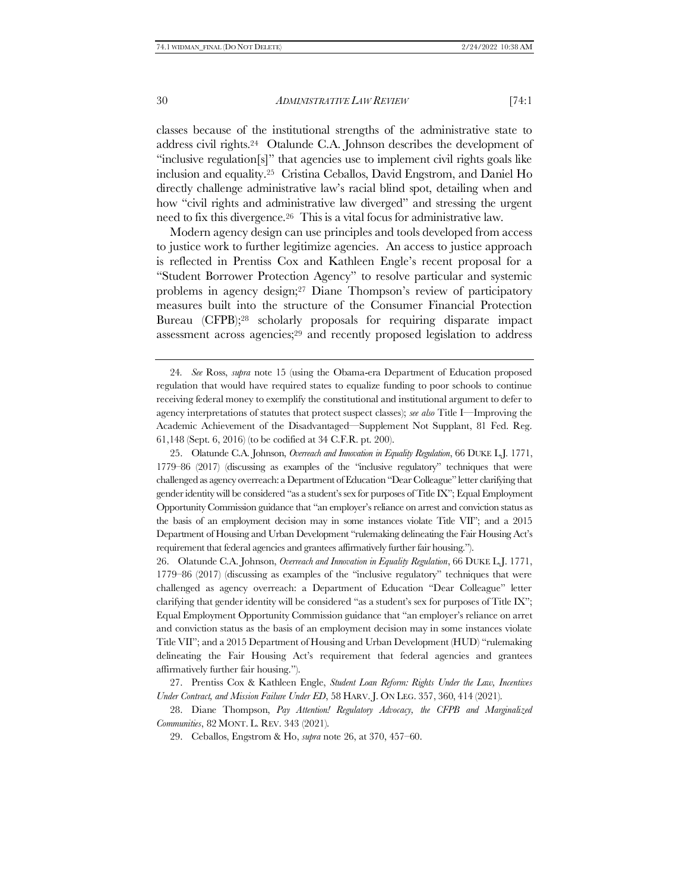classes because of the institutional strengths of the administrative state to address civil rights.[24] Otalunde C.A. Johnson describes the development of "inclusive regulation[s]" that agencies use to implement civil rights goals like inclusion and equality.[25] Cristina Ceballos, David Engstrom, and Daniel Ho directly challenge administrative law's racial blind spot, detailing when and how "civil rights and administrative law diverged" and stressing the urgent need to fix this divergence.[26] This is a vital focus for administrative law.

Modern agency design can use principles and tools developed from access to justice work to further legitimize agencies. An access to justice approach is reflected in Prentiss Cox and Kathleen Engle's recent proposal for a "Student Borrower Protection Agency" to resolve particular and systemic problems in agency design;[27] Diane Thompson's review of participatory measures built into the structure of the Consumer Financial Protection Bureau (CFPB);[28] scholarly proposals for requiring disparate impact assessment across agencies;[29] and recently proposed legislation to address

---

24. *See* Ross, *supra* note 15 (using the Obama-era Department of Education proposed regulation that would have required states to equalize funding to poor schools to continue receiving federal money to exemplify the constitutional and institutional argument to defer to agency interpretations of statutes that protect suspect classes); *see also* Title I—Improving the Academic Achievement of the Disadvantaged—Supplement Not Supplant, 81 Fed. Reg. 61,148 (Sept. 6, 2016) (to be codified at 34 C.F.R. pt. 200).

25. Olatunde C.A. Johnson, *Overreach and Innovation in Equality Regulation*, 66 DUKE L.J. 1771, 1779–86 (2017) (discussing as examples of the "inclusive regulatory" techniques that were challenged as agency overreach: a Department of Education "Dear Colleague" letter clarifying that gender identity will be considered "as a student's sex for purposes of Title IX"; Equal Employment Opportunity Commission guidance that "an employer's reliance on arrest and conviction status as the basis of an employment decision may in some instances violate Title VII"; and a 2015 Department of Housing and Urban Development "rulemaking delineating the Fair Housing Act's requirement that federal agencies and grantees affirmatively further fair housing.").

26. Olatunde C.A. Johnson, *Overreach and Innovation in Equality Regulation*, 66 DUKE L.J. 1771, 1779–86 (2017) (discussing as examples of the "inclusive regulatory" techniques that were challenged as agency overreach: a Department of Education "Dear Colleague" letter clarifying that gender identity will be considered "as a student's sex for purposes of Title IX"; Equal Employment Opportunity Commission guidance that "an employer's reliance on arret and conviction status as the basis of an employment decision may in some instances violate Title VII"; and a 2015 Department of Housing and Urban Development (HUD) "rulemaking delineating the Fair Housing Act's requirement that federal agencies and grantees affirmatively further fair housing.").

27. Prentiss Cox & Kathleen Engle, *Student Loan Reform: Rights Under the Law, Incentives Under Contract, and Mission Failure Under ED*, 58 HARV. J. ON LEG. 357, 360, 414 (2021).

28. Diane Thompson, *Pay Attention! Regulatory Advocacy, the CFPB and Marginalized Communities*, 82 MONT. L. REV. 343 (2021).

29. Ceballos, Engstrom & Ho, *supra* note 26, at 370, 457–60.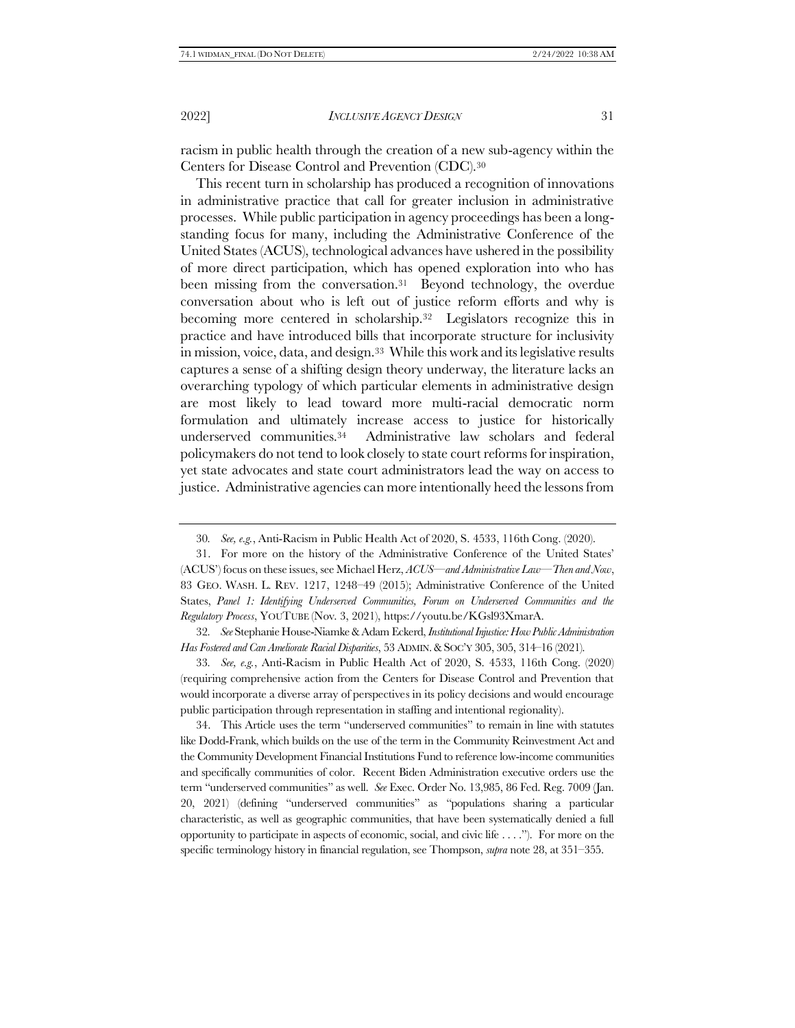racism in public health through the creation of a new sub-agency within the Centers for Disease Control and Prevention (CDC).[30]

This recent turn in scholarship has produced a recognition of innovations in administrative practice that call for greater inclusion in administrative processes. While public participation in agency proceedings has been a long-standing focus for many, including the Administrative Conference of the United States (ACUS), technological advances have ushered in the possibility of more direct participation, which has opened exploration into who has been missing from the conversation.[31] Beyond technology, the overdue conversation about who is left out of justice reform efforts and why is becoming more centered in scholarship.[32] Legislators recognize this in practice and have introduced bills that incorporate structure for inclusivity in mission, voice, data, and design.[33] While this work and its legislative results captures a sense of a shifting design theory underway, the literature lacks an overarching typology of which particular elements in administrative design are most likely to lead toward more multi-racial democratic norm formulation and ultimately increase access to justice for historically underserved communities.[34] Administrative law scholars and federal policymakers do not tend to look closely to state court reforms for inspiration, yet state advocates and state court administrators lead the way on access to justice. Administrative agencies can more intentionally heed the lessons from

---

30. *See, e.g.*, Anti-Racism in Public Health Act of 2020, S. 4533, 116th Cong. (2020).

31. For more on the history of the Administrative Conference of the United States' (ACUS') focus on these issues, see Michael Herz, *ACUS—and Administrative Law—Then and Now*, 83 GEO. WASH. L. REV. 1217, 1248–49 (2015); Administrative Conference of the United States, *Panel 1: Identifying Underserved Communities, Forum on Underserved Communities and the Regulatory Process*, YOUTUBE (Nov. 3, 2021), https://youtu.be/KGsl93XmarA.

32. *See* Stephanie House-Niamke & Adam Eckerd, *Institutional Injustice: How Public Administration Has Fostered and Can Ameliorate Racial Disparities*, 53 ADMIN. & SOC'Y 305, 305, 314–16 (2021).

33. *See, e.g.*, Anti-Racism in Public Health Act of 2020, S. 4533, 116th Cong. (2020) (requiring comprehensive action from the Centers for Disease Control and Prevention that would incorporate a diverse array of perspectives in its policy decisions and would encourage public participation through representation in staffing and intentional regionality).

34. This Article uses the term "underserved communities" to remain in line with statutes like Dodd-Frank, which builds on the use of the term in the Community Reinvestment Act and the Community Development Financial Institutions Fund to reference low-income communities and specifically communities of color. Recent Biden Administration executive orders use the term "underserved communities" as well. *See* Exec. Order No. 13,985, 86 Fed. Reg. 7009 (Jan. 20, 2021) (defining "underserved communities" as "populations sharing a particular characteristic, as well as geographic communities, that have been systematically denied a full opportunity to participate in aspects of economic, social, and civic life . . . ."). For more on the specific terminology history in financial regulation, see Thompson, *supra* note 28, at 351–355.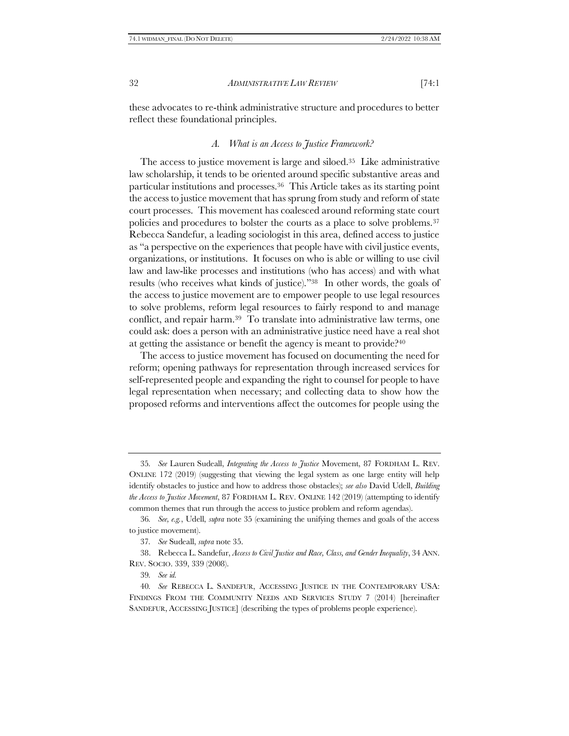these advocates to re-think administrative structure and procedures to better reflect these foundational principles.

### *A. What is an Access to Justice Framework?*

The access to justice movement is large and siloed.[35] Like administrative law scholarship, it tends to be oriented around specific substantive areas and particular institutions and processes.[36] This Article takes as its starting point the access to justice movement that has sprung from study and reform of state court processes. This movement has coalesced around reforming state court policies and procedures to bolster the courts as a place to solve problems.[37] Rebecca Sandefur, a leading sociologist in this area, defined access to justice as "a perspective on the experiences that people have with civil justice events, organizations, or institutions. It focuses on who is able or willing to use civil law and law-like processes and institutions (who has access) and with what results (who receives what kinds of justice)."[38] In other words, the goals of the access to justice movement are to empower people to use legal resources to solve problems, reform legal resources to fairly respond to and manage conflict, and repair harm.[39] To translate into administrative law terms, one could ask: does a person with an administrative justice need have a real shot at getting the assistance or benefit the agency is meant to provide?[40]

The access to justice movement has focused on documenting the need for reform; opening pathways for representation through increased services for self-represented people and expanding the right to counsel for people to have legal representation when necessary; and collecting data to show how the proposed reforms and interventions affect the outcomes for people using the

---

35. *See* Lauren Sudeall, *Integrating the Access to Justice* Movement, 87 FORDHAM L. REV. ONLINE 172 (2019) (suggesting that viewing the legal system as one large entity will help identify obstacles to justice and how to address those obstacles); *see also* David Udell, *Building the Access to Justice Movement*, 87 FORDHAM L. REV. ONLINE 142 (2019) (attempting to identify common themes that run through the access to justice problem and reform agendas).

36. *See, e.g.*, Udell, *supra* note 35 (examining the unifying themes and goals of the access to justice movement).

37. *See* Sudeall, *supra* note 35.

38. Rebecca L. Sandefur, *Access to Civil Justice and Race, Class, and Gender Inequality*, 34 ANN. REV. SOCIO. 339, 339 (2008).

39. *See id.*

40. *See* REBECCA L. SANDEFUR, ACCESSING JUSTICE IN THE CONTEMPORARY USA: FINDINGS FROM THE COMMUNITY NEEDS AND SERVICES STUDY 7 (2014) [hereinafter SANDEFUR, ACCESSING JUSTICE] (describing the types of problems people experience).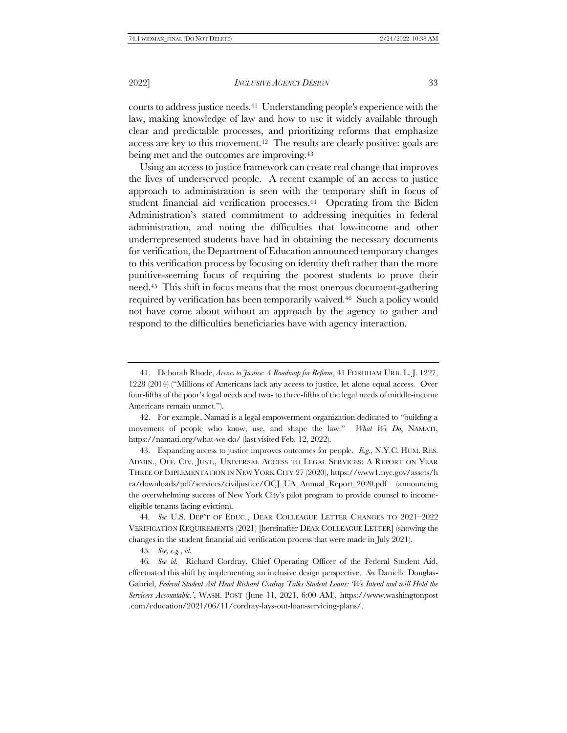courts to address justice needs.[41] Understanding people's experience with the law, making knowledge of law and how to use it widely available through clear and predictable processes, and prioritizing reforms that emphasize access are key to this movement.[42] The results are clearly positive: goals are being met and the outcomes are improving.[43]

Using an access to justice framework can create real change that improves the lives of underserved people. A recent example of an access to justice approach to administration is seen with the temporary shift in focus of student financial aid verification processes.[44] Operating from the Biden Administration's stated commitment to addressing inequities in federal administration, and noting the difficulties that low-income and other underrepresented students have had in obtaining the necessary documents for verification, the Department of Education announced temporary changes to this verification process by focusing on identity theft rather than the more punitive-seeming focus of requiring the poorest students to prove their need.[45] This shift in focus means that the most onerous document-gathering required by verification has been temporarily waived.[46] Such a policy would not have come about without an approach by the agency to gather and respond to the difficulties beneficiaries have with agency interaction.

---

41. Deborah Rhode, *Access to Justice: A Roadmap for Reform*, 41 FORDHAM URB. L. J. 1227, 1228 (2014) ("Millions of Americans lack any access to justice, let alone equal access. Over four-fifths of the poor's legal needs and two- to three-fifths of the legal needs of middle-income Americans remain unmet.").

42. For example, Namati is a legal empowerment organization dedicated to "building a movement of people who know, use, and shape the law." *What We Do*, NAMATI, https://namati.org/what-we-do/ (last visited Feb. 12, 2022).

43. Expanding access to justice improves outcomes for people. *E.g.*, N.Y.C. HUM. RES. ADMIN., OFF. CIV. JUST., UNIVERSAL ACCESS TO LEGAL SERVICES: A REPORT ON YEAR THREE OF IMPLEMENTATION IN NEW YORK CITY 27 (2020), https://www1.nyc.gov/assets/hra/downloads/pdf/services/civiljustice/OCJ_UA_Annual_Report_2020.pdf (announcing the overwhelming success of New York City's pilot program to provide counsel to income-eligible tenants facing eviction).

44. *See* U.S. DEP'T OF EDUC., DEAR COLLEAGUE LETTER CHANGES TO 2021–2022 VERIFICATION REQUIREMENTS (2021) [hereinafter DEAR COLLEAGUE LETTER] (showing the changes in the student financial aid verification process that were made in July 2021).

45. *See, e.g.*, *id.*

46. *See id.* Richard Cordray, Chief Operating Officer of the Federal Student Aid, effectuated this shift by implementing an inclusive design perspective. *See* Danielle Douglas-Gabriel, *Federal Student Aid Head Richard Cordray Talks Student Loans: 'We Intend and will Hold the Servicers Accountable.'*, WASH. POST (June 11, 2021, 6:00 AM), https://www.washingtonpost.com/education/2021/06/11/cordray-lays-out-loan-servicing-plans/.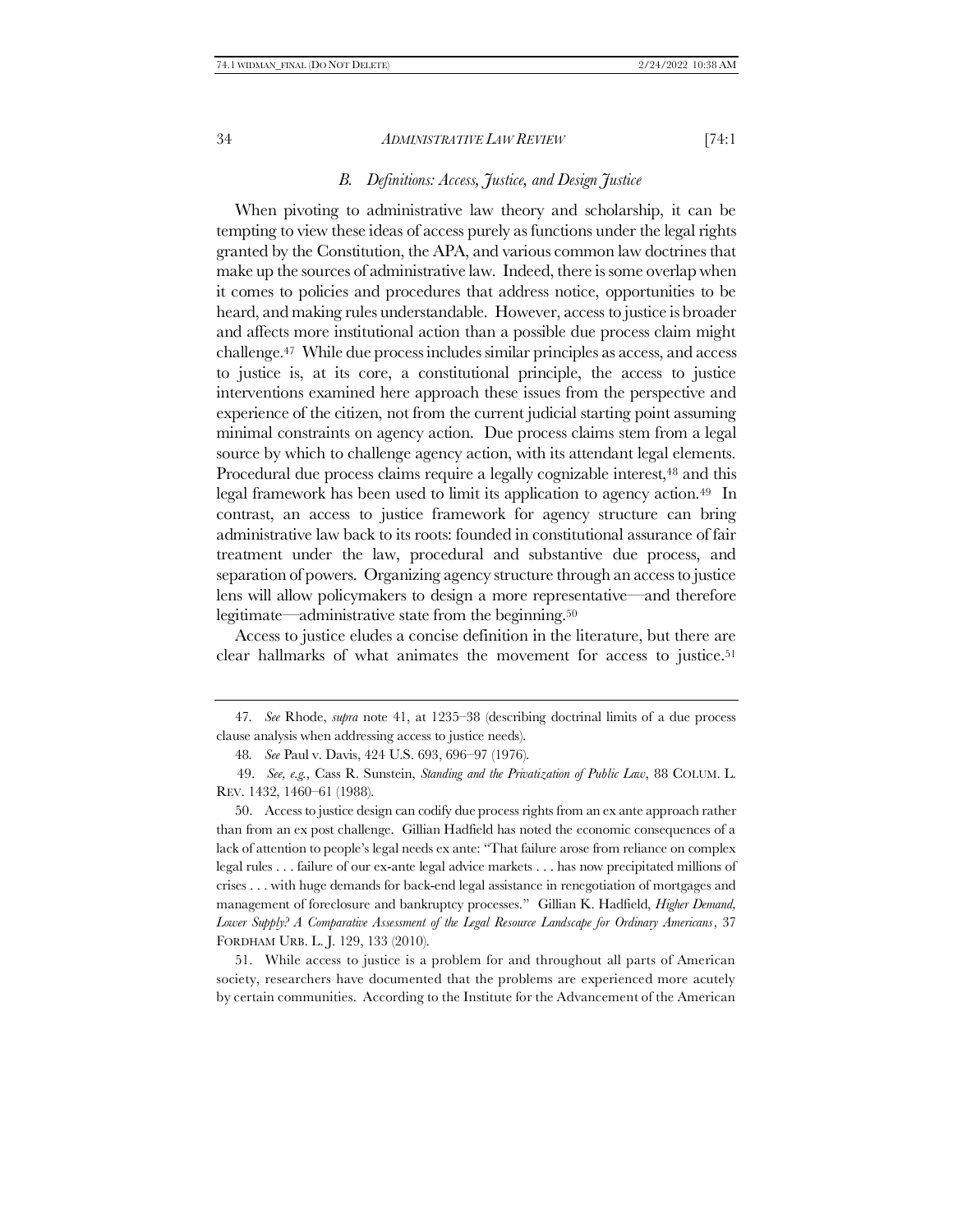### *B. Definitions: Access, Justice, and Design Justice*

When pivoting to administrative law theory and scholarship, it can be tempting to view these ideas of access purely as functions under the legal rights granted by the Constitution, the APA, and various common law doctrines that make up the sources of administrative law. Indeed, there is some overlap when it comes to policies and procedures that address notice, opportunities to be heard, and making rules understandable. However, access to justice is broader and affects more institutional action than a possible due process claim might challenge.[47] While due process includes similar principles as access, and access to justice is, at its core, a constitutional principle, the access to justice interventions examined here approach these issues from the perspective and experience of the citizen, not from the current judicial starting point assuming minimal constraints on agency action. Due process claims stem from a legal source by which to challenge agency action, with its attendant legal elements. Procedural due process claims require a legally cognizable interest,[48] and this legal framework has been used to limit its application to agency action.[49] In contrast, an access to justice framework for agency structure can bring administrative law back to its roots: founded in constitutional assurance of fair treatment under the law, procedural and substantive due process, and separation of powers. Organizing agency structure through an access to justice lens will allow policymakers to design a more representative—and therefore legitimate—administrative state from the beginning.[50]

Access to justice eludes a concise definition in the literature, but there are clear hallmarks of what animates the movement for access to justice.[51]

---

47. *See* Rhode, *supra* note 41, at 1235–38 (describing doctrinal limits of a due process clause analysis when addressing access to justice needs).

48. *See* Paul v. Davis, 424 U.S. 693, 696–97 (1976).

49. *See, e.g.*, Cass R. Sunstein, *Standing and the Privatization of Public Law*, 88 COLUM. L. REV. 1432, 1460–61 (1988).

50. Access to justice design can codify due process rights from an ex ante approach rather than from an ex post challenge. Gillian Hadfield has noted the economic consequences of a lack of attention to people's legal needs ex ante: "That failure arose from reliance on complex legal rules . . . failure of our ex-ante legal advice markets . . . has now precipitated millions of crises . . . with huge demands for back-end legal assistance in renegotiation of mortgages and management of foreclosure and bankruptcy processes." Gillian K. Hadfield, *Higher Demand, Lower Supply? A Comparative Assessment of the Legal Resource Landscape for Ordinary Americans*, 37 FORDHAM URB. L. J. 129, 133 (2010).

51. While access to justice is a problem for and throughout all parts of American society, researchers have documented that the problems are experienced more acutely by certain communities. According to the Institute for the Advancement of the American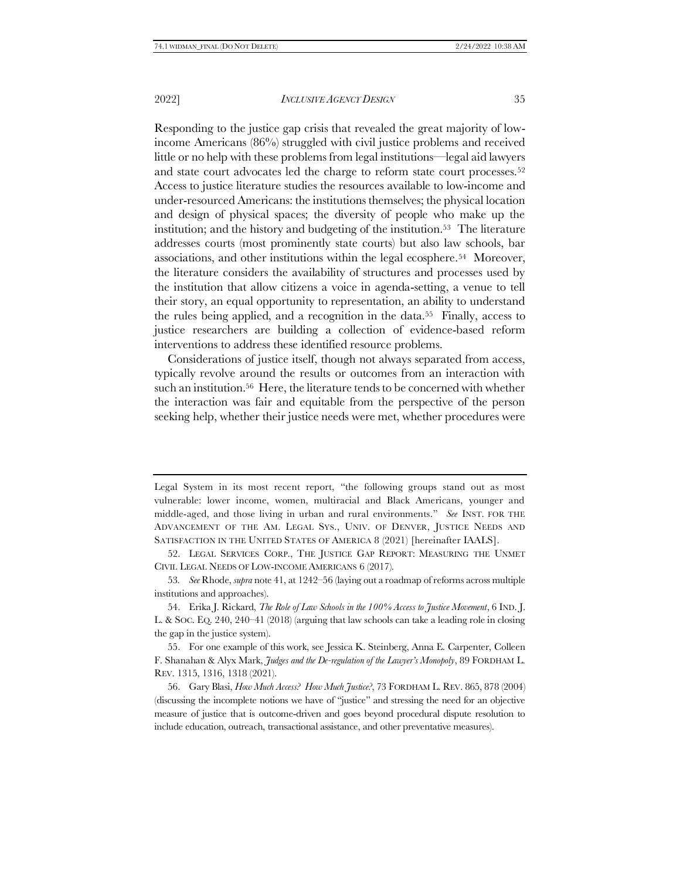Responding to the justice gap crisis that revealed the great majority of low-income Americans (86%) struggled with civil justice problems and received little or no help with these problems from legal institutions—legal aid lawyers and state court advocates led the charge to reform state court processes.[52] Access to justice literature studies the resources available to low-income and under-resourced Americans: the institutions themselves; the physical location and design of physical spaces; the diversity of people who make up the institution; and the history and budgeting of the institution.[53] The literature addresses courts (most prominently state courts) but also law schools, bar associations, and other institutions within the legal ecosphere.[54] Moreover, the literature considers the availability of structures and processes used by the institution that allow citizens a voice in agenda-setting, a venue to tell their story, an equal opportunity to representation, an ability to understand the rules being applied, and a recognition in the data.[55] Finally, access to justice researchers are building a collection of evidence-based reform interventions to address these identified resource problems.

Considerations of justice itself, though not always separated from access, typically revolve around the results or outcomes from an interaction with such an institution.[56] Here, the literature tends to be concerned with whether the interaction was fair and equitable from the perspective of the person seeking help, whether their justice needs were met, whether procedures were

---

Legal System in its most recent report, "the following groups stand out as most vulnerable: lower income, women, multiracial and Black Americans, younger and middle-aged, and those living in urban and rural environments." *See* INST. FOR THE ADVANCEMENT OF THE AM. LEGAL SYS., UNIV. OF DENVER, JUSTICE NEEDS AND SATISFACTION IN THE UNITED STATES OF AMERICA 8 (2021) [hereinafter IAALS].

52. LEGAL SERVICES CORP., THE JUSTICE GAP REPORT: MEASURING THE UNMET CIVIL LEGAL NEEDS OF LOW-INCOME AMERICANS 6 (2017).

53. *See* Rhode, *supra* note 41, at 1242–56 (laying out a roadmap of reforms across multiple institutions and approaches).

54. Erika J. Rickard, *The Role of Law Schools in the 100% Access to Justice Movement*, 6 IND. J. L. & SOC. EQ. 240, 240–41 (2018) (arguing that law schools can take a leading role in closing the gap in the justice system).

55. For one example of this work, see Jessica K. Steinberg, Anna E. Carpenter, Colleen F. Shanahan & Alyx Mark, *Judges and the De-regulation of the Lawyer's Monopoly*, 89 FORDHAM L. REV. 1315, 1316, 1318 (2021).

56. Gary Blasi, *How Much Access? How Much Justice?*, 73 FORDHAM L. REV. 865, 878 (2004) (discussing the incomplete notions we have of "justice" and stressing the need for an objective measure of justice that is outcome-driven and goes beyond procedural dispute resolution to include education, outreach, transactional assistance, and other preventative measures).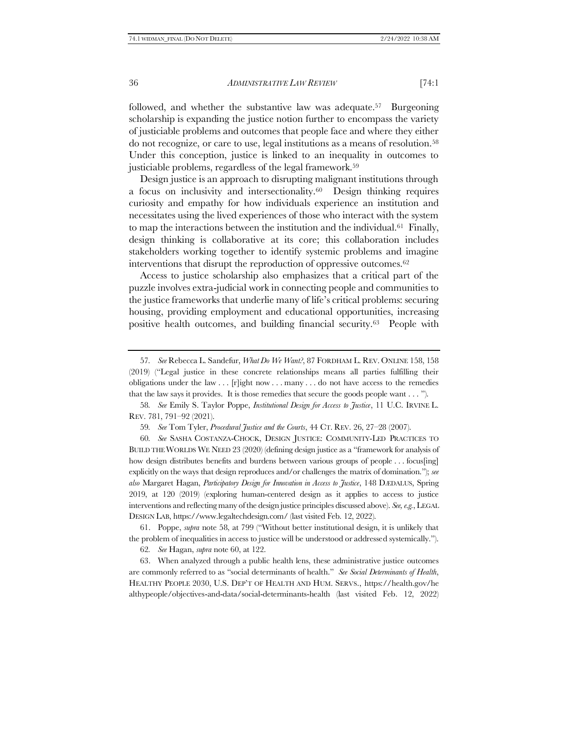followed, and whether the substantive law was adequate.[57] Burgeoning scholarship is expanding the justice notion further to encompass the variety of justiciable problems and outcomes that people face and where they either do not recognize, or care to use, legal institutions as a means of resolution.[58] Under this conception, justice is linked to an inequality in outcomes to justiciable problems, regardless of the legal framework.[59]

Design justice is an approach to disrupting malignant institutions through a focus on inclusivity and intersectionality.[60] Design thinking requires curiosity and empathy for how individuals experience an institution and necessitates using the lived experiences of those who interact with the system to map the interactions between the institution and the individual.[61] Finally, design thinking is collaborative at its core; this collaboration includes stakeholders working together to identify systemic problems and imagine interventions that disrupt the reproduction of oppressive outcomes.[62]

Access to justice scholarship also emphasizes that a critical part of the puzzle involves extra-judicial work in connecting people and communities to the justice frameworks that underlie many of life's critical problems: securing housing, providing employment and educational opportunities, increasing positive health outcomes, and building financial security.[63] People with

---

57. *See* Rebecca L. Sandefur, *What Do We Want?*, 87 FORDHAM L. REV. ONLINE 158, 158 (2019) ("Legal justice in these concrete relationships means all parties fulfilling their obligations under the law . . . [r]ight now . . . many . . . do not have access to the remedies that the law says it provides. It is those remedies that secure the goods people want . . . ").

58. *See* Emily S. Taylor Poppe, *Institutional Design for Access to Justice*, 11 U.C. IRVINE L. REV. 781, 791–92 (2021).

59. *See* Tom Tyler, *Procedural Justice and the Courts*, 44 CT. REV. 26, 27–28 (2007).

60. *See* SASHA COSTANZA-CHOCK, DESIGN JUSTICE: COMMUNITY-LED PRACTICES TO BUILD THE WORLDS WE NEED 23 (2020) (defining design justice as a "framework for analysis of how design distributes benefits and burdens between various groups of people . . . focus[ing] explicitly on the ways that design reproduces and/or challenges the matrix of domination."); *see also* Margaret Hagan, *Participatory Design for Innovation in Access to Justice*, 148 DÆDALUS, Spring 2019, at 120 (2019) (exploring human-centered design as it applies to access to justice interventions and reflecting many of the design justice principles discussed above). *See, e.g.*, LEGAL DESIGN LAB, https://www.legaltechdesign.com/ (last visited Feb. 12, 2022).

61. Poppe, *supra* note 58, at 799 ("Without better institutional design, it is unlikely that the problem of inequalities in access to justice will be understood or addressed systemically.").

62. *See* Hagan, *supra* note 60, at 122.

63. When analyzed through a public health lens, these administrative justice outcomes are commonly referred to as "social determinants of health." *See Social Determinants of Health*, HEALTHY PEOPLE 2030, U.S. DEP'T OF HEALTH AND HUM. SERVS., https://health.gov/healthypeople/objectives-and-data/social-determinants-health (last visited Feb. 12, 2022)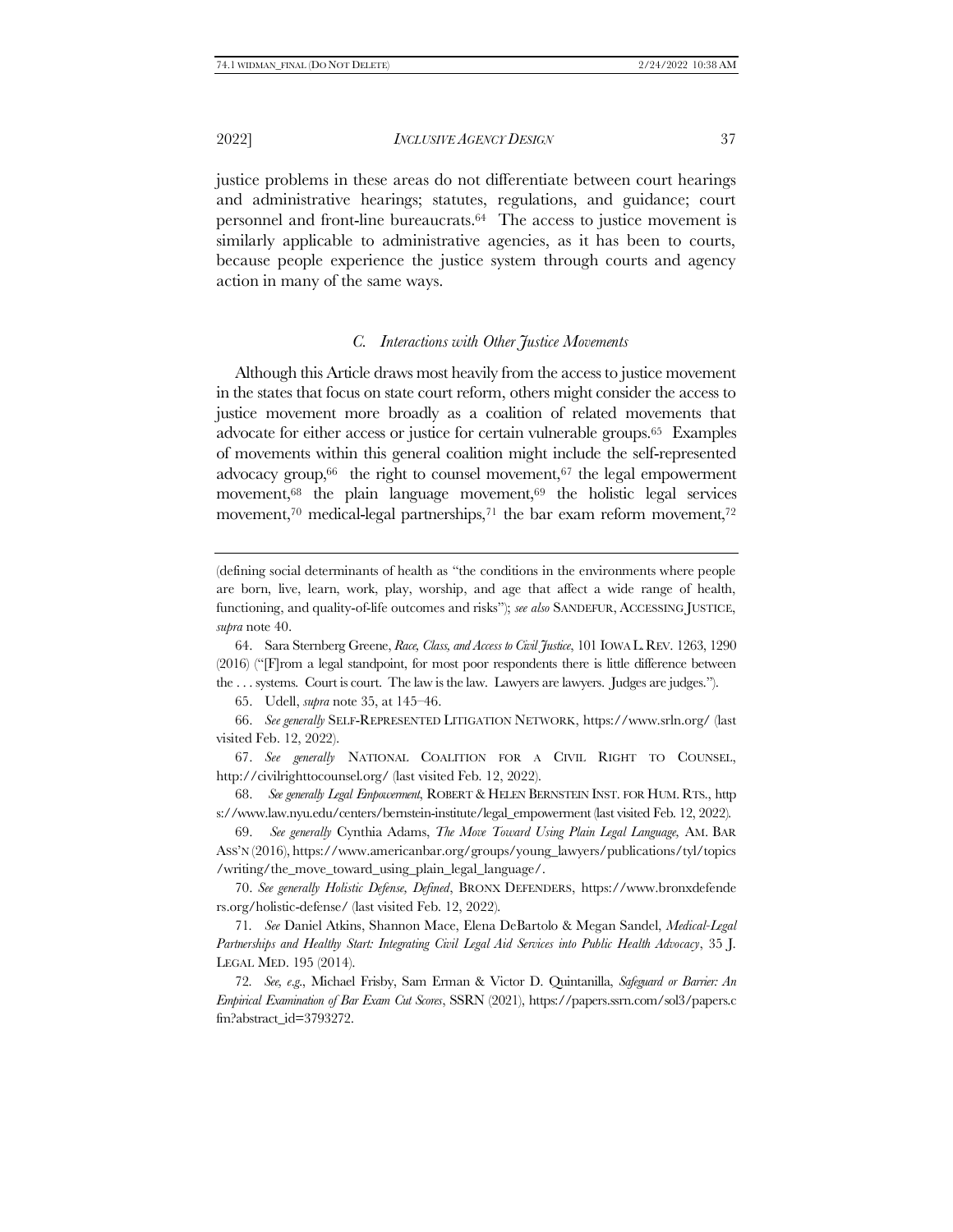justice problems in these areas do not differentiate between court hearings and administrative hearings; statutes, regulations, and guidance; court personnel and front-line bureaucrats.[64] The access to justice movement is similarly applicable to administrative agencies, as it has been to courts, because people experience the justice system through courts and agency action in many of the same ways.

### *C. Interactions with Other Justice Movements*

Although this Article draws most heavily from the access to justice movement in the states that focus on state court reform, others might consider the access to justice movement more broadly as a coalition of related movements that advocate for either access or justice for certain vulnerable groups.[65] Examples of movements within this general coalition might include the self-represented advocacy group,[66] the right to counsel movement,[67] the legal empowerment movement,[68] the plain language movement,[69] the holistic legal services movement,[70] medical-legal partnerships,[71] the bar exam reform movement,[72]

---

(defining social determinants of health as "the conditions in the environments where people are born, live, learn, work, play, worship, and age that affect a wide range of health, functioning, and quality-of-life outcomes and risks"); *see also* SANDEFUR, ACCESSING JUSTICE, *supra* note 40.

64. Sara Sternberg Greene, *Race, Class, and Access to Civil Justice*, 101 IOWA L. REV. 1263, 1290 (2016) ("[F]rom a legal standpoint, for most poor respondents there is little difference between the . . . systems. Court is court. The law is the law. Lawyers are lawyers. Judges are judges.").

65. Udell, *supra* note 35, at 145–46.

66. *See generally* SELF-REPRESENTED LITIGATION NETWORK, https://www.srln.org/ (last visited Feb. 12, 2022).

67. *See generally* NATIONAL COALITION FOR A CIVIL RIGHT TO COUNSEL, http://civilrighttocounsel.org/ (last visited Feb. 12, 2022).

68. *See generally Legal Empowerment*, ROBERT & HELEN BERNSTEIN INST. FOR HUM. RTS., https://www.law.nyu.edu/centers/bernstein-institute/legal_empowerment (last visited Feb. 12, 2022).

69. *See generally* Cynthia Adams, *The Move Toward Using Plain Legal Language*, AM. BAR ASS'N (2016), https://www.americanbar.org/groups/young_lawyers/publications/tyl/topics/writing/the_move_toward_using_plain_legal_language/.

70. *See generally Holistic Defense, Defined*, BRONX DEFENDERS, https://www.bronxdefenders.org/holistic-defense/ (last visited Feb. 12, 2022).

71. *See* Daniel Atkins, Shannon Mace, Elena DeBartolo & Megan Sandel, *Medical-Legal Partnerships and Healthy Start: Integrating Civil Legal Aid Services into Public Health Advocacy*, 35 J. LEGAL MED. 195 (2014).

72. *See, e.g.*, Michael Frisby, Sam Erman & Victor D. Quintanilla, *Safeguard or Barrier: An Empirical Examination of Bar Exam Cut Scores*, SSRN (2021), https://papers.ssrn.com/sol3/papers.cfm?abstract_id=3793272.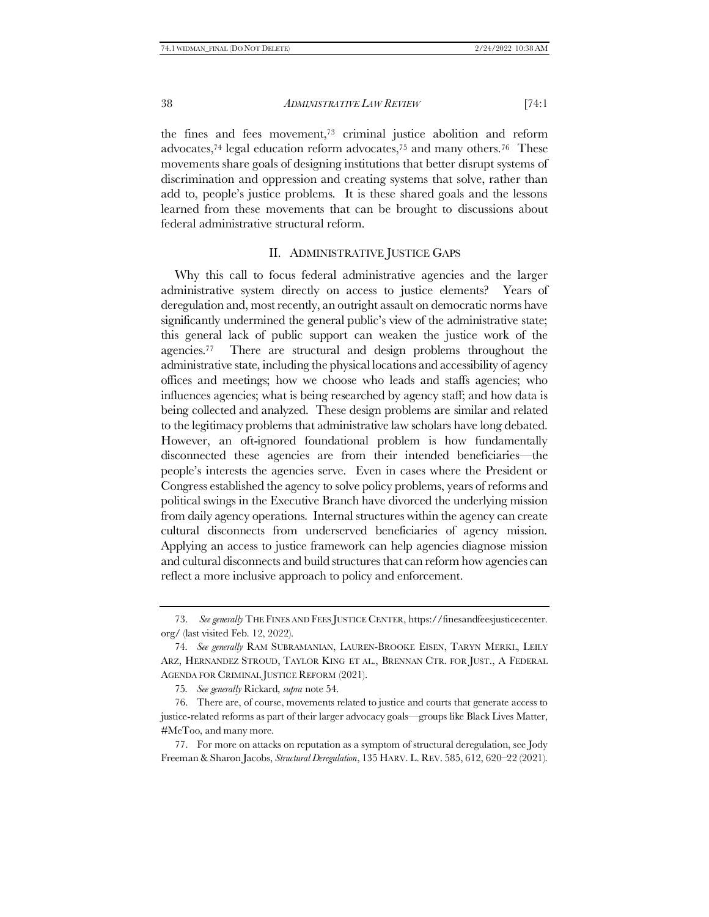the fines and fees movement,[73] criminal justice abolition and reform advocates,[74] legal education reform advocates,[75] and many others.[76] These movements share goals of designing institutions that better disrupt systems of discrimination and oppression and creating systems that solve, rather than add to, people's justice problems. It is these shared goals and the lessons learned from these movements that can be brought to discussions about federal administrative structural reform.

## II. ADMINISTRATIVE JUSTICE GAPS

Why this call to focus federal administrative agencies and the larger administrative system directly on access to justice elements? Years of deregulation and, most recently, an outright assault on democratic norms have significantly undermined the general public's view of the administrative state; this general lack of public support can weaken the justice work of the agencies.[77] There are structural and design problems throughout the administrative state, including the physical locations and accessibility of agency offices and meetings; how we choose who leads and staffs agencies; who influences agencies; what is being researched by agency staff; and how data is being collected and analyzed. These design problems are similar and related to the legitimacy problems that administrative law scholars have long debated. However, an oft-ignored foundational problem is how fundamentally disconnected these agencies are from their intended beneficiaries—the people's interests the agencies serve. Even in cases where the President or Congress established the agency to solve policy problems, years of reforms and political swings in the Executive Branch have divorced the underlying mission from daily agency operations. Internal structures within the agency can create cultural disconnects from underserved beneficiaries of agency mission. Applying an access to justice framework can help agencies diagnose mission and cultural disconnects and build structures that can reform how agencies can reflect a more inclusive approach to policy and enforcement.

---

73. *See generally* THE FINES AND FEES JUSTICE CENTER, https://finesandfeesjusticecenter.org/ (last visited Feb. 12, 2022).

74. *See generally* RAM SUBRAMANIAN, LAUREN-BROOKE EISEN, TARYN MERKL, LEILY ARZ, HERNANDEZ STROUD, TAYLOR KING ET AL., BRENNAN CTR. FOR JUST., A FEDERAL AGENDA FOR CRIMINAL JUSTICE REFORM (2021).

75. *See generally* Rickard, *supra* note 54.

76. There are, of course, movements related to justice and courts that generate access to justice-related reforms as part of their larger advocacy goals—groups like Black Lives Matter, #MeToo, and many more.

77. For more on attacks on reputation as a symptom of structural deregulation, see Jody Freeman & Sharon Jacobs, *Structural Deregulation*, 135 HARV. L. REV. 585, 612, 620–22 (2021).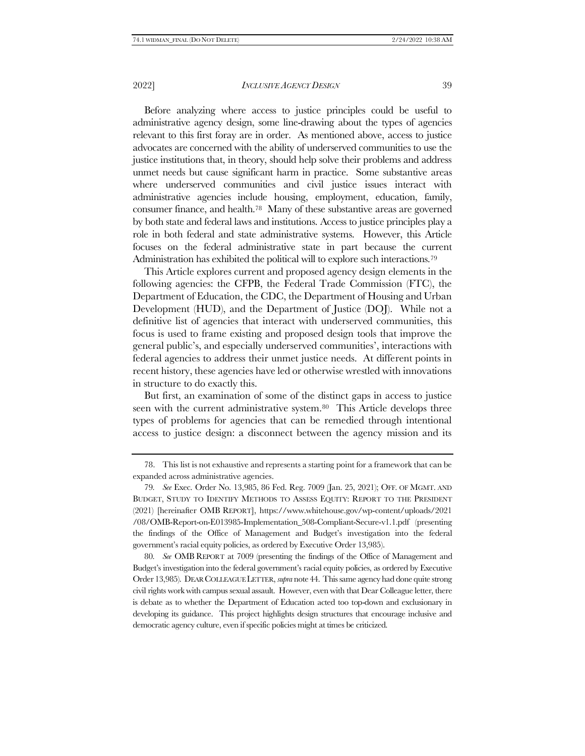Before analyzing where access to justice principles could be useful to administrative agency design, some line-drawing about the types of agencies relevant to this first foray are in order. As mentioned above, access to justice advocates are concerned with the ability of underserved communities to use the justice institutions that, in theory, should help solve their problems and address unmet needs but cause significant harm in practice. Some substantive areas where underserved communities and civil justice issues interact with administrative agencies include housing, employment, education, family, consumer finance, and health.[78] Many of these substantive areas are governed by both state and federal laws and institutions. Access to justice principles play a role in both federal and state administrative systems. However, this Article focuses on the federal administrative state in part because the current Administration has exhibited the political will to explore such interactions.[79]

This Article explores current and proposed agency design elements in the following agencies: the CFPB, the Federal Trade Commission (FTC), the Department of Education, the CDC, the Department of Housing and Urban Development (HUD), and the Department of Justice (DOJ). While not a definitive list of agencies that interact with underserved communities, this focus is used to frame existing and proposed design tools that improve the general public's, and especially underserved communities', interactions with federal agencies to address their unmet justice needs. At different points in recent history, these agencies have led or otherwise wrestled with innovations in structure to do exactly this.

But first, an examination of some of the distinct gaps in access to justice seen with the current administrative system.[80] This Article develops three types of problems for agencies that can be remedied through intentional access to justice design: a disconnect between the agency mission and its

---

78. This list is not exhaustive and represents a starting point for a framework that can be expanded across administrative agencies.

79. *See* Exec. Order No. 13,985, 86 Fed. Reg. 7009 (Jan. 25, 2021); OFF. OF MGMT. AND BUDGET, STUDY TO IDENTIFY METHODS TO ASSESS EQUITY: REPORT TO THE PRESIDENT (2021) [hereinafter OMB REPORT], https://www.whitehouse.gov/wp-content/uploads/2021/08/OMB-Report-on-E013985-Implementation_508-Compliant-Secure-v1.1.pdf (presenting the findings of the Office of Management and Budget's investigation into the federal government's racial equity policies, as ordered by Executive Order 13,985).

80. *See* OMB REPORT at 7009 (presenting the findings of the Office of Management and Budget's investigation into the federal government's racial equity policies, as ordered by Executive Order 13,985). DEAR COLLEAGUE LETTER, *supra* note 44. This same agency had done quite strong civil rights work with campus sexual assault. However, even with that Dear Colleague letter, there is debate as to whether the Department of Education acted too top-down and exclusionary in developing its guidance. This project highlights design structures that encourage inclusive and democratic agency culture, even if specific policies might at times be criticized.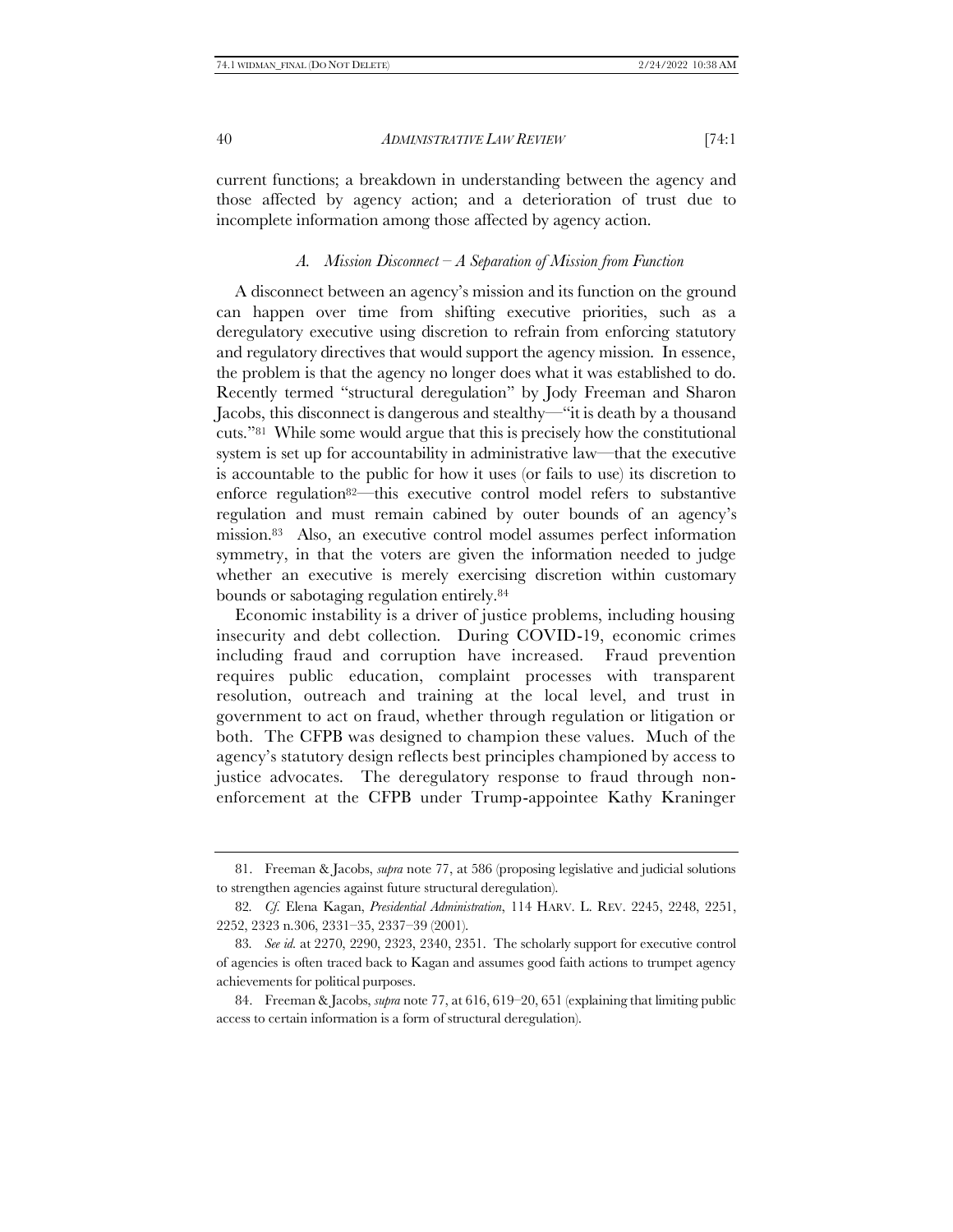current functions; a breakdown in understanding between the agency and those affected by agency action; and a deterioration of trust due to incomplete information among those affected by agency action.

### *A. Mission Disconnect – A Separation of Mission from Function*

A disconnect between an agency's mission and its function on the ground can happen over time from shifting executive priorities, such as a deregulatory executive using discretion to refrain from enforcing statutory and regulatory directives that would support the agency mission. In essence, the problem is that the agency no longer does what it was established to do. Recently termed "structural deregulation" by Jody Freeman and Sharon Jacobs, this disconnect is dangerous and stealthy—"it is death by a thousand cuts."[81] While some would argue that this is precisely how the constitutional system is set up for accountability in administrative law—that the executive is accountable to the public for how it uses (or fails to use) its discretion to enforce regulation[82]—this executive control model refers to substantive regulation and must remain cabined by outer bounds of an agency's mission.[83] Also, an executive control model assumes perfect information symmetry, in that the voters are given the information needed to judge whether an executive is merely exercising discretion within customary bounds or sabotaging regulation entirely.[84]

Economic instability is a driver of justice problems, including housing insecurity and debt collection. During COVID-19, economic crimes including fraud and corruption have increased. Fraud prevention requires public education, complaint processes with transparent resolution, outreach and training at the local level, and trust in government to act on fraud, whether through regulation or litigation or both. The CFPB was designed to champion these values. Much of the agency's statutory design reflects best principles championed by access to justice advocates. The deregulatory response to fraud through non-enforcement at the CFPB under Trump-appointee Kathy Kraninger

---

81. Freeman & Jacobs, *supra* note 77, at 586 (proposing legislative and judicial solutions to strengthen agencies against future structural deregulation).

82. *Cf.* Elena Kagan, *Presidential Administration*, 114 HARV. L. REV. 2245, 2248, 2251, 2252, 2323 n.306, 2331–35, 2337–39 (2001).

83. *See id.* at 2270, 2290, 2323, 2340, 2351. The scholarly support for executive control of agencies is often traced back to Kagan and assumes good faith actions to trumpet agency achievements for political purposes.

84. Freeman & Jacobs, *supra* note 77, at 616, 619–20, 651 (explaining that limiting public access to certain information is a form of structural deregulation).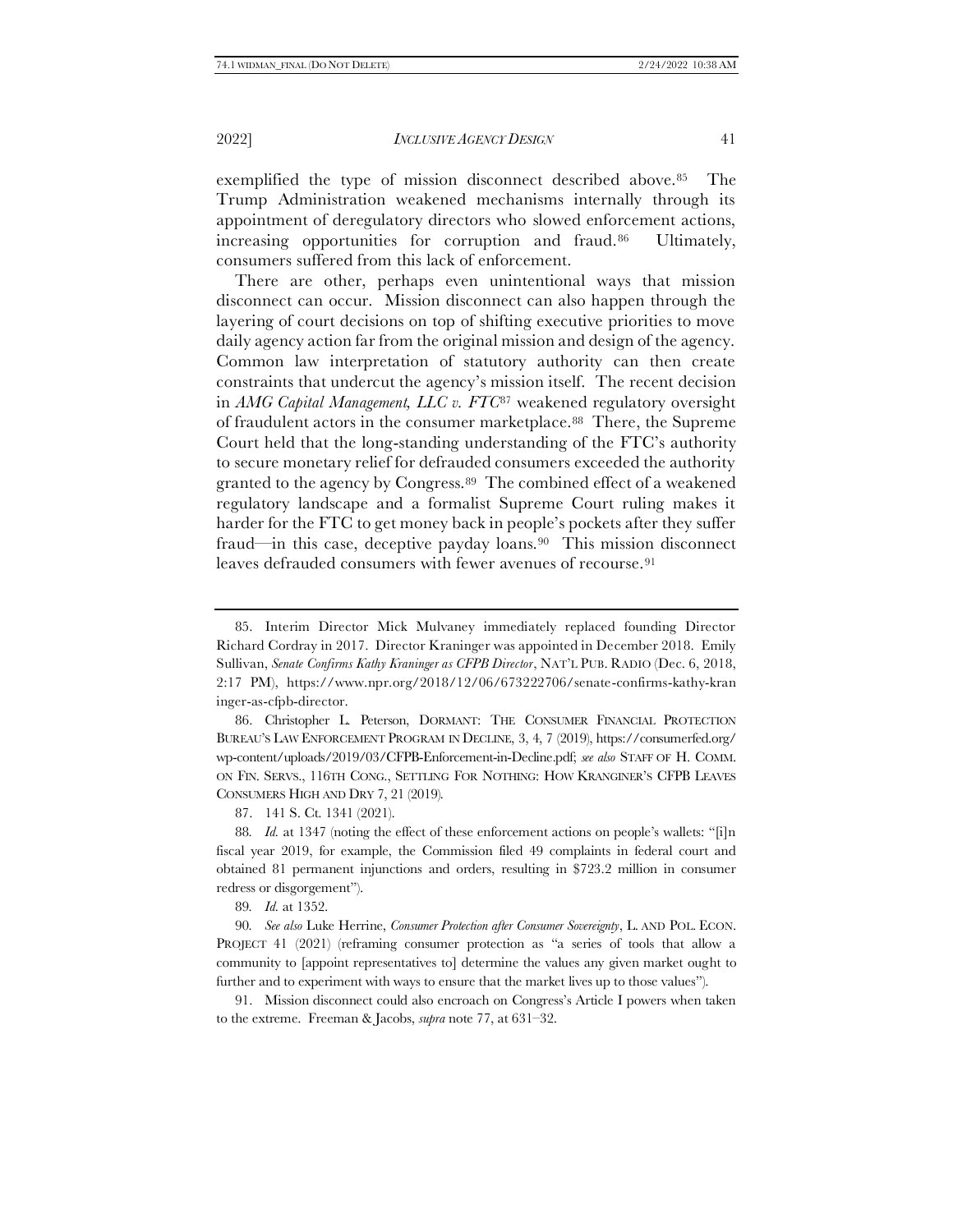exemplified the type of mission disconnect described above.[85] The Trump Administration weakened mechanisms internally through its appointment of deregulatory directors who slowed enforcement actions, increasing opportunities for corruption and fraud.[86] Ultimately, consumers suffered from this lack of enforcement.

There are other, perhaps even unintentional ways that mission disconnect can occur. Mission disconnect can also happen through the layering of court decisions on top of shifting executive priorities to move daily agency action far from the original mission and design of the agency. Common law interpretation of statutory authority can then create constraints that undercut the agency's mission itself. The recent decision in *AMG Capital Management, LLC v. FTC*[87] weakened regulatory oversight of fraudulent actors in the consumer marketplace.[88] There, the Supreme Court held that the long-standing understanding of the FTC's authority to secure monetary relief for defrauded consumers exceeded the authority granted to the agency by Congress.[89] The combined effect of a weakened regulatory landscape and a formalist Supreme Court ruling makes it harder for the FTC to get money back in people's pockets after they suffer fraud—in this case, deceptive payday loans.[90] This mission disconnect leaves defrauded consumers with fewer avenues of recourse.[91]

---

85. Interim Director Mick Mulvaney immediately replaced founding Director Richard Cordray in 2017. Director Kraninger was appointed in December 2018. Emily Sullivan, *Senate Confirms Kathy Kraninger as CFPB Director*, NAT'L PUB. RADIO (Dec. 6, 2018, 2:17 PM), https://www.npr.org/2018/12/06/673222706/senate-confirms-kathy-kraninger-as-cfpb-director.

86. Christopher L. Peterson, DORMANT: THE CONSUMER FINANCIAL PROTECTION BUREAU'S LAW ENFORCEMENT PROGRAM IN DECLINE, 3, 4, 7 (2019), https://consumerfed.org/wp-content/uploads/2019/03/CFPB-Enforcement-in-Decline.pdf; *see also* STAFF OF H. COMM. ON FIN. SERVS., 116TH CONG., SETTLING FOR NOTHING: HOW KRANGINER'S CFPB LEAVES CONSUMERS HIGH AND DRY 7, 21 (2019).

87. 141 S. Ct. 1341 (2021).

88. *Id.* at 1347 (noting the effect of these enforcement actions on people's wallets: "[i]n fiscal year 2019, for example, the Commission filed 49 complaints in federal court and obtained 81 permanent injunctions and orders, resulting in $723.2 million in consumer redress or disgorgement").

89. *Id.* at 1352.

90. *See also* Luke Herrine, *Consumer Protection after Consumer Sovereignty*, L. AND POL. ECON. PROJECT 41 (2021) (reframing consumer protection as "a series of tools that allow a community to [appoint representatives to] determine the values any given market ought to further and to experiment with ways to ensure that the market lives up to those values").

91. Mission disconnect could also encroach on Congress's Article I powers when taken to the extreme. Freeman & Jacobs, *supra* note 77, at 631–32.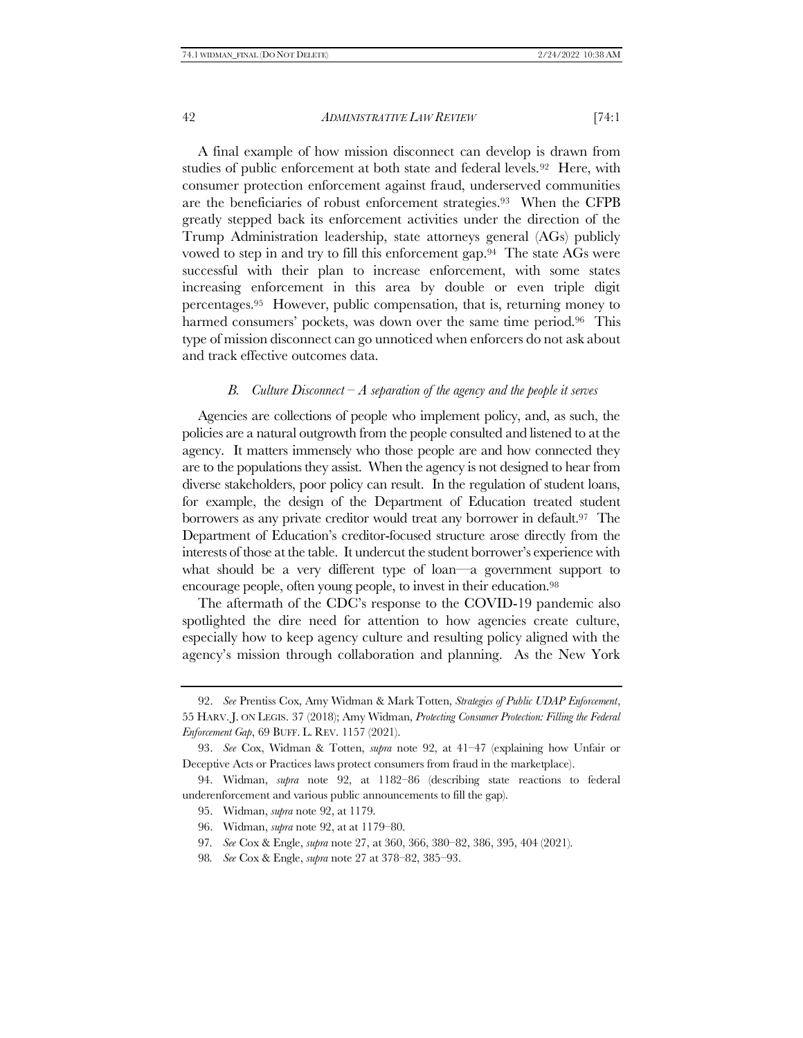A final example of how mission disconnect can develop is drawn from studies of public enforcement at both state and federal levels.[92] Here, with consumer protection enforcement against fraud, underserved communities are the beneficiaries of robust enforcement strategies.[93] When the CFPB greatly stepped back its enforcement activities under the direction of the Trump Administration leadership, state attorneys general (AGs) publicly vowed to step in and try to fill this enforcement gap.[94] The state AGs were successful with their plan to increase enforcement, with some states increasing enforcement in this area by double or even triple digit percentages.[95] However, public compensation, that is, returning money to harmed consumers' pockets, was down over the same time period.[96] This type of mission disconnect can go unnoticed when enforcers do not ask about and track effective outcomes data.

### *B. Culture Disconnect – A separation of the agency and the people it serves*

Agencies are collections of people who implement policy, and, as such, the policies are a natural outgrowth from the people consulted and listened to at the agency. It matters immensely who those people are and how connected they are to the populations they assist. When the agency is not designed to hear from diverse stakeholders, poor policy can result. In the regulation of student loans, for example, the design of the Department of Education treated student borrowers as any private creditor would treat any borrower in default.[97] The Department of Education's creditor-focused structure arose directly from the interests of those at the table. It undercut the student borrower's experience with what should be a very different type of loan—a government support to encourage people, often young people, to invest in their education.[98]

The aftermath of the CDC's response to the COVID-19 pandemic also spotlighted the dire need for attention to how agencies create culture, especially how to keep agency culture and resulting policy aligned with the agency's mission through collaboration and planning. As the New York

---

92. *See* Prentiss Cox, Amy Widman & Mark Totten, *Strategies of Public UDAP Enforcement*, 55 HARV. J. ON LEGIS. 37 (2018); Amy Widman, *Protecting Consumer Protection: Filling the Federal Enforcement Gap*, 69 BUFF. L. REV. 1157 (2021).

93. *See* Cox, Widman & Totten, *supra* note 92, at 41–47 (explaining how Unfair or Deceptive Acts or Practices laws protect consumers from fraud in the marketplace).

94. Widman, *supra* note 92, at 1182–86 (describing state reactions to federal underenforcement and various public announcements to fill the gap).

95. Widman, *supra* note 92, at 1179.

96. Widman, *supra* note 92, at at 1179–80.

97. *See* Cox & Engle, *supra* note 27, at 360, 366, 380–82, 386, 395, 404 (2021).

98. *See* Cox & Engle, *supra* note 27 at 378–82, 385–93.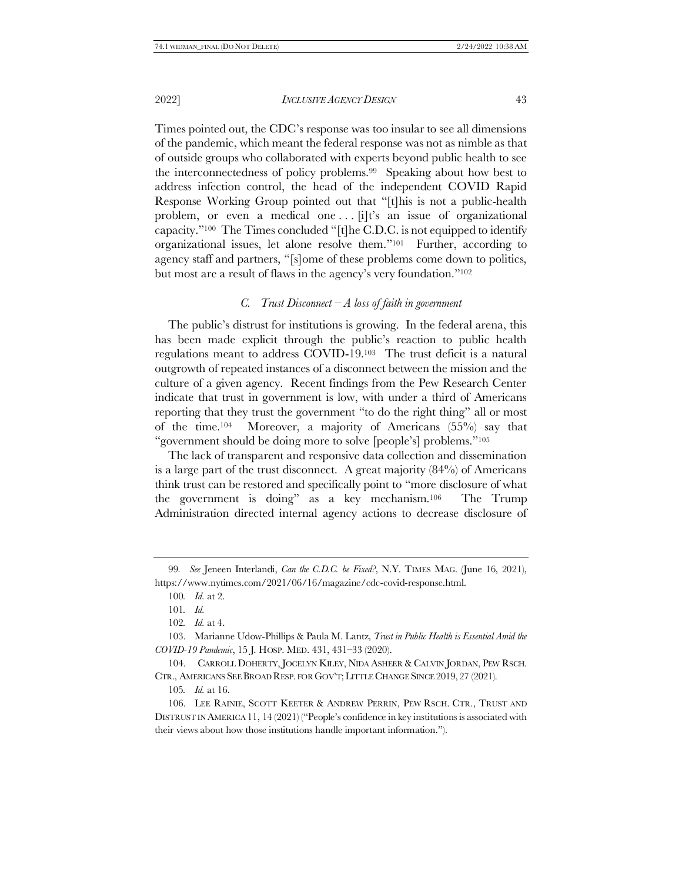Times pointed out, the CDC's response was too insular to see all dimensions of the pandemic, which meant the federal response was not as nimble as that of outside groups who collaborated with experts beyond public health to see the interconnectedness of policy problems.[99] Speaking about how best to address infection control, the head of the independent COVID Rapid Response Working Group pointed out that "[t]his is not a public-health problem, or even a medical one . . . [i]t's an issue of organizational capacity."[100] The Times concluded "[t]he C.D.C. is not equipped to identify organizational issues, let alone resolve them."[101] Further, according to agency staff and partners, "[s]ome of these problems come down to politics, but most are a result of flaws in the agency's very foundation."[102]

### *C. Trust Disconnect – A loss of faith in government*

The public's distrust for institutions is growing. In the federal arena, this has been made explicit through the public's reaction to public health regulations meant to address COVID-19.[103] The trust deficit is a natural outgrowth of repeated instances of a disconnect between the mission and the culture of a given agency. Recent findings from the Pew Research Center indicate that trust in government is low, with under a third of Americans reporting that they trust the government "to do the right thing" all or most of the time.[104] Moreover, a majority of Americans (55%) say that "government should be doing more to solve [people's] problems."[105]

The lack of transparent and responsive data collection and dissemination is a large part of the trust disconnect. A great majority (84%) of Americans think trust can be restored and specifically point to "more disclosure of what the government is doing" as a key mechanism.[106] The Trump Administration directed internal agency actions to decrease disclosure of

---

99. *See* Jeneen Interlandi, *Can the C.D.C. be Fixed?*, N.Y. TIMES MAG. (June 16, 2021), https://www.nytimes.com/2021/06/16/magazine/cdc-covid-response.html.

100. *Id.* at 2.

101. *Id.*

102. *Id.* at 4.

103. Marianne Udow-Phillips & Paula M. Lantz, *Trust in Public Health is Essential Amid the COVID-19 Pandemic*, 15 J. HOSP. MED. 431, 431–33 (2020).

104. CARROLL DOHERTY, JOCELYN KILEY, NIDA ASHEER & CALVIN JORDAN, PEW RSCH. CTR., AMERICANS SEE BROAD RESP. FOR GOV'T; LITTLE CHANGE SINCE 2019, 27 (2021).

105. *Id.* at 16.

106. LEE RAINIE, SCOTT KEETER & ANDREW PERRIN, PEW RSCH. CTR., TRUST AND DISTRUST IN AMERICA 11, 14 (2021) ("People's confidence in key institutions is associated with their views about how those institutions handle important information.").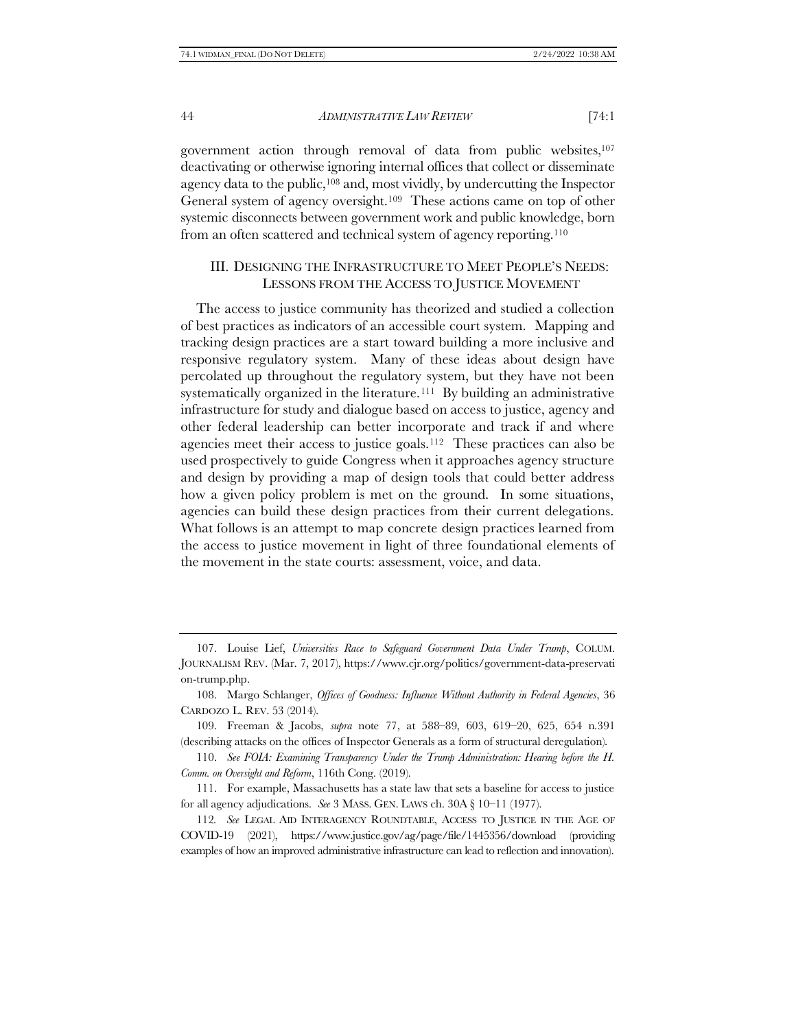government action through removal of data from public websites,[107] deactivating or otherwise ignoring internal offices that collect or disseminate agency data to the public,[108] and, most vividly, by undercutting the Inspector General system of agency oversight.[109] These actions came on top of other systemic disconnects between government work and public knowledge, born from an often scattered and technical system of agency reporting.[110]

## III. DESIGNING THE INFRASTRUCTURE TO MEET PEOPLE'S NEEDS: LESSONS FROM THE ACCESS TO JUSTICE MOVEMENT

The access to justice community has theorized and studied a collection of best practices as indicators of an accessible court system. Mapping and tracking design practices are a start toward building a more inclusive and responsive regulatory system. Many of these ideas about design have percolated up throughout the regulatory system, but they have not been systematically organized in the literature.[111] By building an administrative infrastructure for study and dialogue based on access to justice, agency and other federal leadership can better incorporate and track if and where agencies meet their access to justice goals.[112] These practices can also be used prospectively to guide Congress when it approaches agency structure and design by providing a map of design tools that could better address how a given policy problem is met on the ground. In some situations, agencies can build these design practices from their current delegations. What follows is an attempt to map concrete design practices learned from the access to justice movement in light of three foundational elements of the movement in the state courts: assessment, voice, and data.

---

107. Louise Lief, *Universities Race to Safeguard Government Data Under Trump*, COLUM. JOURNALISM REV. (Mar. 7, 2017), https://www.cjr.org/politics/government-data-preservation-trump.php.

108. Margo Schlanger, *Offices of Goodness: Influence Without Authority in Federal Agencies*, 36 CARDOZO L. REV. 53 (2014).

109. Freeman & Jacobs, *supra* note 77, at 588–89, 603, 619–20, 625, 654 n.391 (describing attacks on the offices of Inspector Generals as a form of structural deregulation).

110. *See FOIA: Examining Transparency Under the Trump Administration: Hearing before the H. Comm. on Oversight and Reform*, 116th Cong. (2019).

111. For example, Massachusetts has a state law that sets a baseline for access to justice for all agency adjudications. *See* 3 MASS. GEN. LAWS ch. 30A § 10–11 (1977).

112. *See* LEGAL AID INTERAGENCY ROUNDTABLE, ACCESS TO JUSTICE IN THE AGE OF COVID-19 (2021), https://www.justice.gov/ag/page/file/1445356/download (providing examples of how an improved administrative infrastructure can lead to reflection and innovation).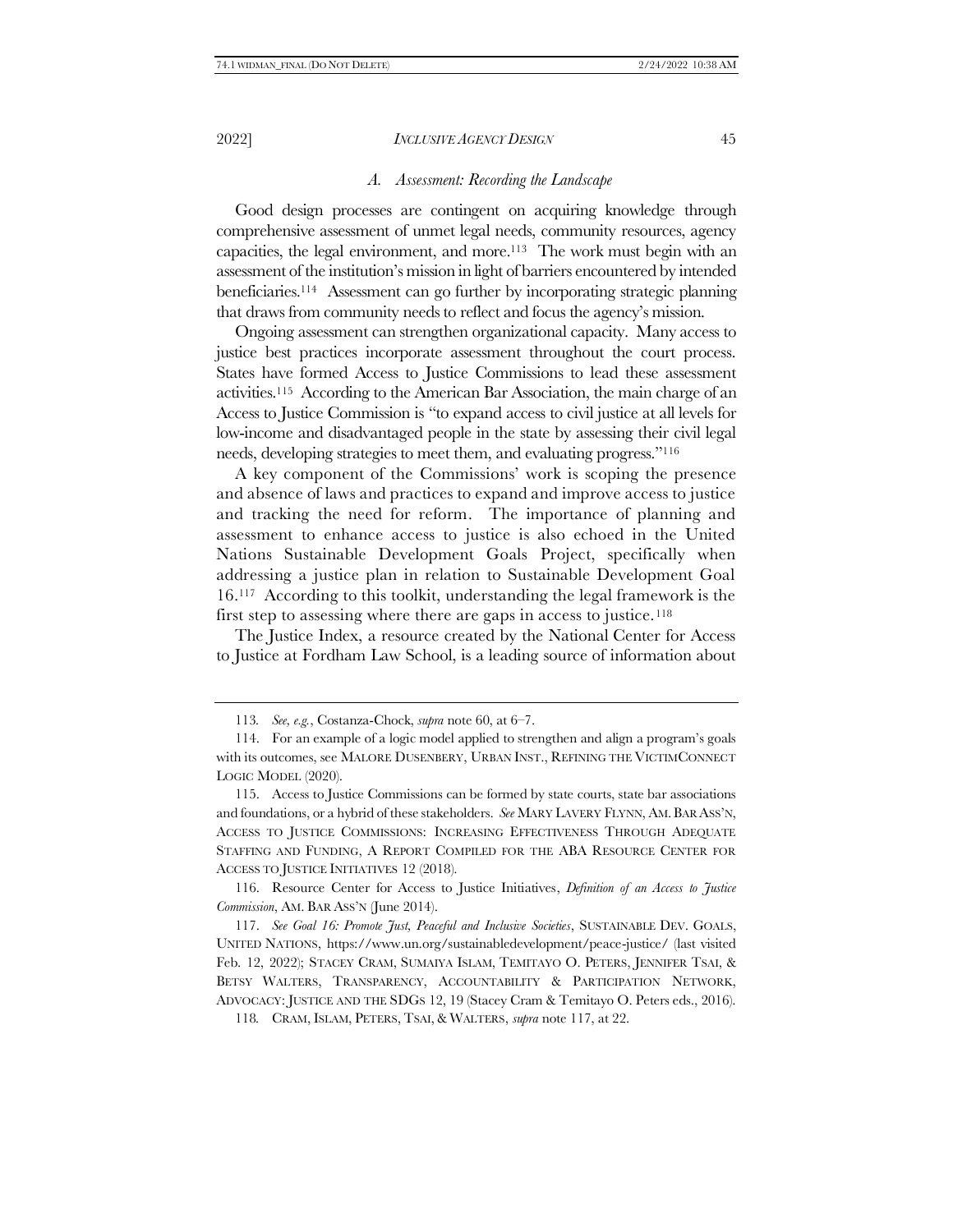### *A. Assessment: Recording the Landscape*

Good design processes are contingent on acquiring knowledge through comprehensive assessment of unmet legal needs, community resources, agency capacities, the legal environment, and more.[113] The work must begin with an assessment of the institution's mission in light of barriers encountered by intended beneficiaries.[114] Assessment can go further by incorporating strategic planning that draws from community needs to reflect and focus the agency's mission.

Ongoing assessment can strengthen organizational capacity. Many access to justice best practices incorporate assessment throughout the court process. States have formed Access to Justice Commissions to lead these assessment activities.[115] According to the American Bar Association, the main charge of an Access to Justice Commission is "to expand access to civil justice at all levels for low-income and disadvantaged people in the state by assessing their civil legal needs, developing strategies to meet them, and evaluating progress."[116]

A key component of the Commissions' work is scoping the presence and absence of laws and practices to expand and improve access to justice and tracking the need for reform. The importance of planning and assessment to enhance access to justice is also echoed in the United Nations Sustainable Development Goals Project, specifically when addressing a justice plan in relation to Sustainable Development Goal 16.[117] According to this toolkit, understanding the legal framework is the first step to assessing where there are gaps in access to justice.[118]

The Justice Index, a resource created by the National Center for Access to Justice at Fordham Law School, is a leading source of information about

---

113. *See, e.g.*, Costanza-Chock, *supra* note 60, at 6–7.

114. For an example of a logic model applied to strengthen and align a program's goals with its outcomes, see MALORE DUSENBERY, URBAN INST., REFINING THE VICTIMCONNECT LOGIC MODEL (2020).

115. Access to Justice Commissions can be formed by state courts, state bar associations and foundations, or a hybrid of these stakeholders. *See* MARY LAVERY FLYNN, AM. BAR ASS'N, ACCESS TO JUSTICE COMMISSIONS: INCREASING EFFECTIVENESS THROUGH ADEQUATE STAFFING AND FUNDING, A REPORT COMPILED FOR THE ABA RESOURCE CENTER FOR ACCESS TO JUSTICE INITIATIVES 12 (2018).

116. Resource Center for Access to Justice Initiatives, *Definition of an Access to Justice Commission*, AM. BAR ASS'N (June 2014).

117. *See Goal 16: Promote Just, Peaceful and Inclusive Societies*, SUSTAINABLE DEV. GOALS, UNITED NATIONS, https://www.un.org/sustainabledevelopment/peace-justice/ (last visited Feb. 12, 2022); STACEY CRAM, SUMAIYA ISLAM, TEMITAYO O. PETERS, JENNIFER TSAI, & BETSY WALTERS, TRANSPARENCY, ACCOUNTABILITY & PARTICIPATION NETWORK, ADVOCACY: JUSTICE AND THE SDGS 12, 19 (Stacey Cram & Temitayo O. Peters eds., 2016).

118. CRAM, ISLAM, PETERS, TSAI, & WALTERS, *supra* note 117, at 22.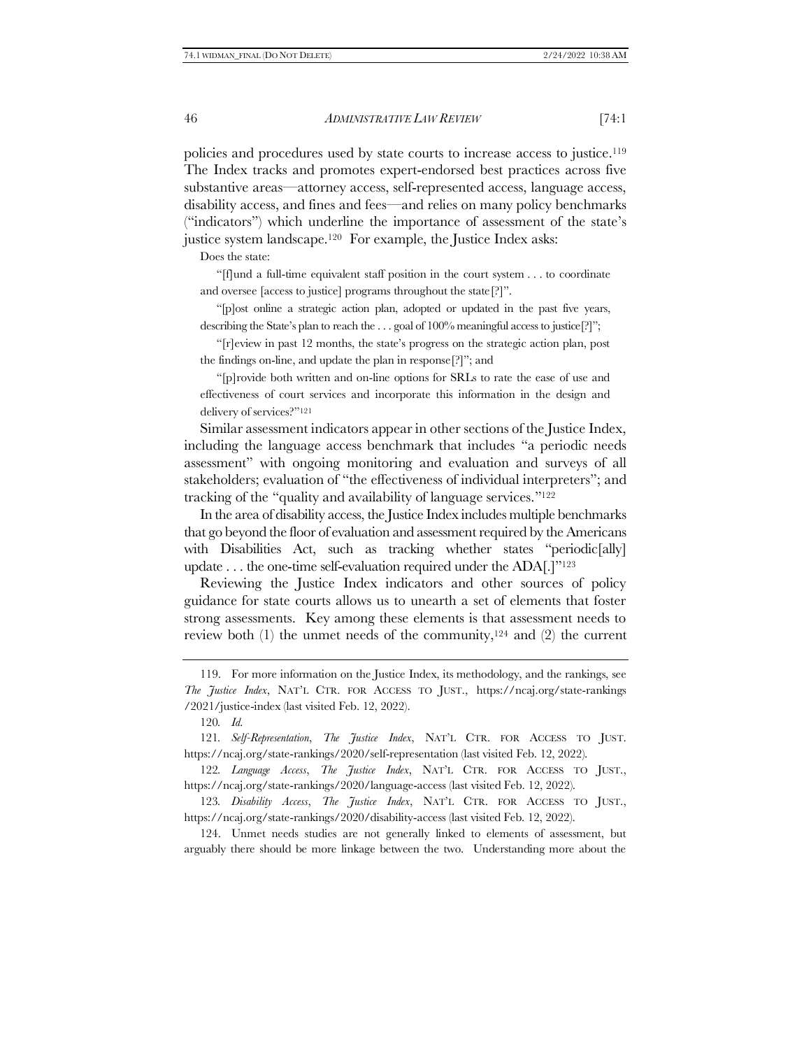policies and procedures used by state courts to increase access to justice.[119] The Index tracks and promotes expert-endorsed best practices across five substantive areas—attorney access, self-represented access, language access, disability access, and fines and fees—and relies on many policy benchmarks ("indicators") which underline the importance of assessment of the state's justice system landscape.[120] For example, the Justice Index asks:

> Does the state:
>
> "[f]und a full-time equivalent staff position in the court system . . . to coordinate and oversee [access to justice] programs throughout the state[?]".
>
> "[p]ost online a strategic action plan, adopted or updated in the past five years, describing the State's plan to reach the . . . goal of 100% meaningful access to justice[?]";
>
> "[r]eview in past 12 months, the state's progress on the strategic action plan, post the findings on-line, and update the plan in response[?]"; and
>
> "[p]rovide both written and on-line options for SRLs to rate the ease of use and effectiveness of court services and incorporate this information in the design and delivery of services?"[121]

Similar assessment indicators appear in other sections of the Justice Index, including the language access benchmark that includes "a periodic needs assessment" with ongoing monitoring and evaluation and surveys of all stakeholders; evaluation of "the effectiveness of individual interpreters"; and tracking of the "quality and availability of language services."[122]

In the area of disability access, the Justice Index includes multiple benchmarks that go beyond the floor of evaluation and assessment required by the Americans with Disabilities Act, such as tracking whether states "periodic[ally] update . . . the one-time self-evaluation required under the ADA[.]"[123]

Reviewing the Justice Index indicators and other sources of policy guidance for state courts allows us to unearth a set of elements that foster strong assessments. Key among these elements is that assessment needs to review both (1) the unmet needs of the community,[124] and (2) the current

---

119. For more information on the Justice Index, its methodology, and the rankings, see *The Justice Index*, NAT'L CTR. FOR ACCESS TO JUST., https://ncaj.org/state-rankings/2021/justice-index (last visited Feb. 12, 2022).

120. *Id.*

121. *Self-Representation*, *The Justice Index*, NAT'L CTR. FOR ACCESS TO JUST. https://ncaj.org/state-rankings/2020/self-representation (last visited Feb. 12, 2022).

122. *Language Access*, *The Justice Index*, NAT'L CTR. FOR ACCESS TO JUST., https://ncaj.org/state-rankings/2020/language-access (last visited Feb. 12, 2022).

123. *Disability Access*, *The Justice Index*, NAT'L CTR. FOR ACCESS TO JUST., https://ncaj.org/state-rankings/2020/disability-access (last visited Feb. 12, 2022).

124. Unmet needs studies are not generally linked to elements of assessment, but arguably there should be more linkage between the two. Understanding more about the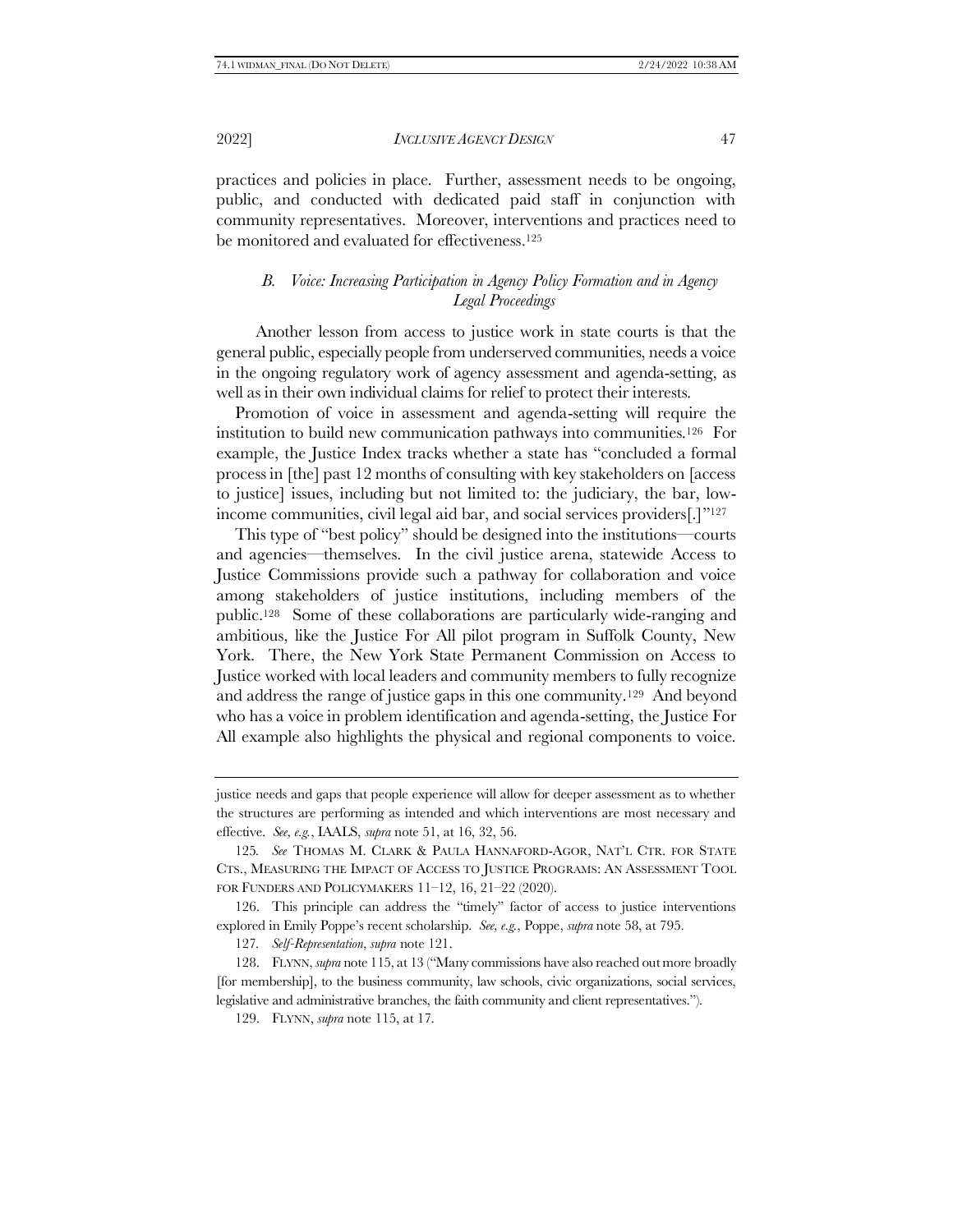practices and policies in place. Further, assessment needs to be ongoing, public, and conducted with dedicated paid staff in conjunction with community representatives. Moreover, interventions and practices need to be monitored and evaluated for effectiveness.[125]

### B. *Voice: Increasing Participation in Agency Policy Formation and in Agency Legal Proceedings*

Another lesson from access to justice work in state courts is that the general public, especially people from underserved communities, needs a voice in the ongoing regulatory work of agency assessment and agenda-setting, as well as in their own individual claims for relief to protect their interests.

Promotion of voice in assessment and agenda-setting will require the institution to build new communication pathways into communities.[126] For example, the Justice Index tracks whether a state has "concluded a formal process in [the] past 12 months of consulting with key stakeholders on [access to justice] issues, including but not limited to: the judiciary, the bar, low-income communities, civil legal aid bar, and social services providers[.]"[127]

This type of "best policy" should be designed into the institutions—courts and agencies—themselves. In the civil justice arena, statewide Access to Justice Commissions provide such a pathway for collaboration and voice among stakeholders of justice institutions, including members of the public.[128] Some of these collaborations are particularly wide-ranging and ambitious, like the Justice For All pilot program in Suffolk County, New York. There, the New York State Permanent Commission on Access to Justice worked with local leaders and community members to fully recognize and address the range of justice gaps in this one community.[129] And beyond who has a voice in problem identification and agenda-setting, the Justice For All example also highlights the physical and regional components to voice.

---

justice needs and gaps that people experience will allow for deeper assessment as to whether the structures are performing as intended and which interventions are most necessary and effective. *See, e.g.*, IAALS, *supra* note 51, at 16, 32, 56.

125. *See* THOMAS M. CLARK & PAULA HANNAFORD-AGOR, NAT'L CTR. FOR STATE CTS., MEASURING THE IMPACT OF ACCESS TO JUSTICE PROGRAMS: AN ASSESSMENT TOOL FOR FUNDERS AND POLICYMAKERS 11–12, 16, 21–22 (2020).

126. This principle can address the "timely" factor of access to justice interventions explored in Emily Poppe's recent scholarship. *See, e.g.*, Poppe, *supra* note 58, at 795.

127. *Self-Representation*, *supra* note 121.

128. FLYNN, *supra* note 115, at 13 ("Many commissions have also reached out more broadly [for membership], to the business community, law schools, civic organizations, social services, legislative and administrative branches, the faith community and client representatives.").

129. FLYNN, *supra* note 115, at 17.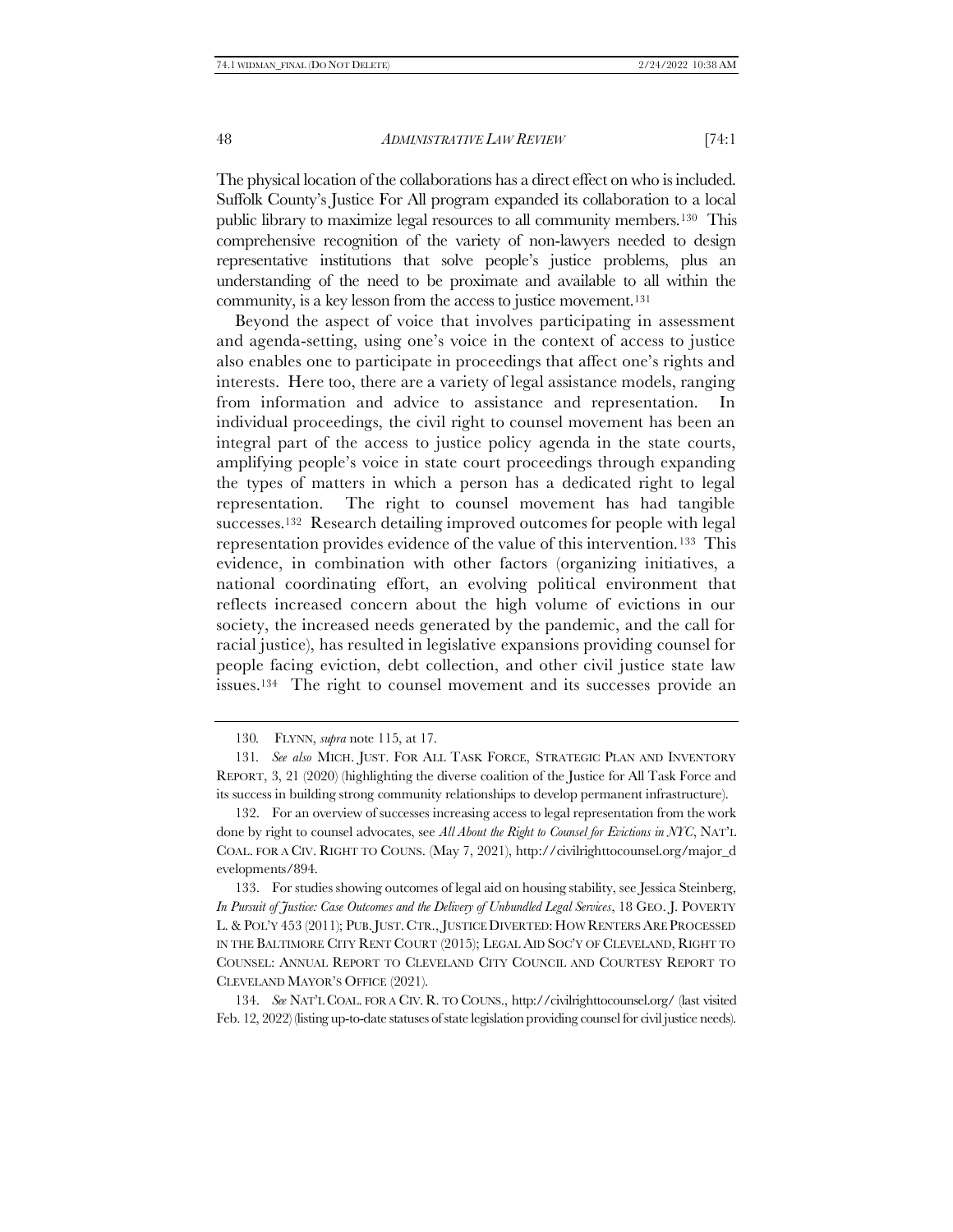The physical location of the collaborations has a direct effect on who is included. Suffolk County's Justice For All program expanded its collaboration to a local public library to maximize legal resources to all community members.[130] This comprehensive recognition of the variety of non-lawyers needed to design representative institutions that solve people's justice problems, plus an understanding of the need to be proximate and available to all within the community, is a key lesson from the access to justice movement.[131]

Beyond the aspect of voice that involves participating in assessment and agenda-setting, using one's voice in the context of access to justice also enables one to participate in proceedings that affect one's rights and interests. Here too, there are a variety of legal assistance models, ranging from information and advice to assistance and representation. In individual proceedings, the civil right to counsel movement has been an integral part of the access to justice policy agenda in the state courts, amplifying people's voice in state court proceedings through expanding the types of matters in which a person has a dedicated right to legal representation. The right to counsel movement has had tangible successes.[132] Research detailing improved outcomes for people with legal representation provides evidence of the value of this intervention.[133] This evidence, in combination with other factors (organizing initiatives, a national coordinating effort, an evolving political environment that reflects increased concern about the high volume of evictions in our society, the increased needs generated by the pandemic, and the call for racial justice), has resulted in legislative expansions providing counsel for people facing eviction, debt collection, and other civil justice state law issues.[134] The right to counsel movement and its successes provide an

---

130. FLYNN, *supra* note 115, at 17.

131. *See also* MICH. JUST. FOR ALL TASK FORCE, STRATEGIC PLAN AND INVENTORY REPORT, 3, 21 (2020) (highlighting the diverse coalition of the Justice for All Task Force and its success in building strong community relationships to develop permanent infrastructure).

132. For an overview of successes increasing access to legal representation from the work done by right to counsel advocates, see *All About the Right to Counsel for Evictions in NYC*, NAT'L COAL. FOR A CIV. RIGHT TO COUNS. (May 7, 2021), http://civilrighttocounsel.org/major_developments/894.

133. For studies showing outcomes of legal aid on housing stability, see Jessica Steinberg, *In Pursuit of Justice: Case Outcomes and the Delivery of Unbundled Legal Services*, 18 GEO. J. POVERTY L. & POL'Y 453 (2011); PUB. JUST. CTR., JUSTICE DIVERTED: HOW RENTERS ARE PROCESSED IN THE BALTIMORE CITY RENT COURT (2015); LEGAL AID SOC'Y OF CLEVELAND, RIGHT TO COUNSEL: ANNUAL REPORT TO CLEVELAND CITY COUNCIL AND COURTESY REPORT TO CLEVELAND MAYOR'S OFFICE (2021).

134. *See* NAT'L COAL. FOR A CIV. R. TO COUNS., http://civilrighttocounsel.org/ (last visited Feb. 12, 2022) (listing up-to-date statuses of state legislation providing counsel for civil justice needs).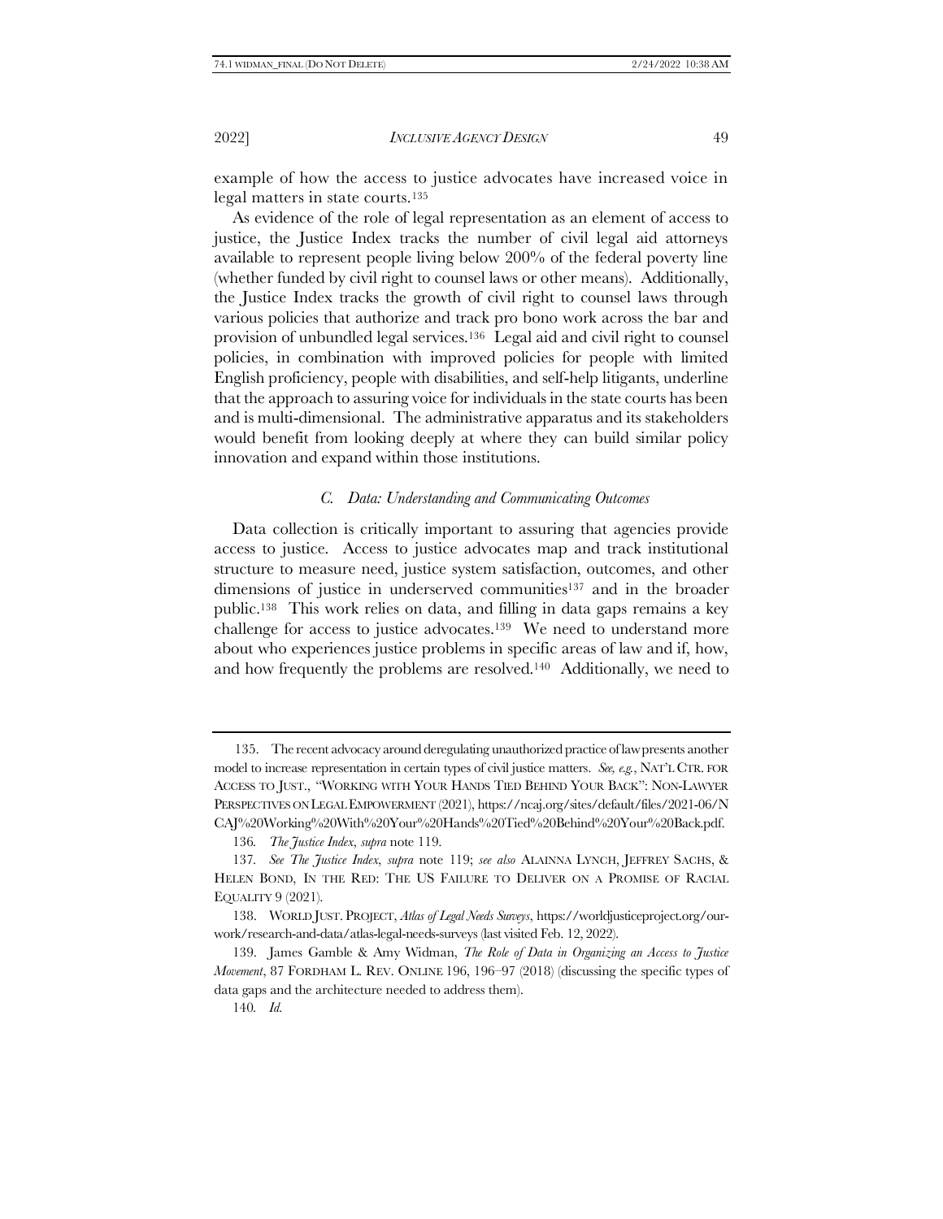example of how the access to justice advocates have increased voice in legal matters in state courts.[135]

As evidence of the role of legal representation as an element of access to justice, the Justice Index tracks the number of civil legal aid attorneys available to represent people living below 200% of the federal poverty line (whether funded by civil right to counsel laws or other means). Additionally, the Justice Index tracks the growth of civil right to counsel laws through various policies that authorize and track pro bono work across the bar and provision of unbundled legal services.[136] Legal aid and civil right to counsel policies, in combination with improved policies for people with limited English proficiency, people with disabilities, and self-help litigants, underline that the approach to assuring voice for individuals in the state courts has been and is multi-dimensional. The administrative apparatus and its stakeholders would benefit from looking deeply at where they can build similar policy innovation and expand within those institutions.

### *C. Data: Understanding and Communicating Outcomes*

Data collection is critically important to assuring that agencies provide access to justice. Access to justice advocates map and track institutional structure to measure need, justice system satisfaction, outcomes, and other dimensions of justice in underserved communities[137] and in the broader public.[138] This work relies on data, and filling in data gaps remains a key challenge for access to justice advocates.[139] We need to understand more about who experiences justice problems in specific areas of law and if, how, and how frequently the problems are resolved.[140] Additionally, we need to

---

135. The recent advocacy around deregulating unauthorized practice of law presents another model to increase representation in certain types of civil justice matters. *See, e.g.*, NAT'L CTR. FOR ACCESS TO JUST., "WORKING WITH YOUR HANDS TIED BEHIND YOUR BACK": NON-LAWYER PERSPECTIVES ON LEGAL EMPOWERMENT (2021), https://ncaj.org/sites/default/files/2021-06/NCAJ%20Working%20With%20Your%20Hands%20Tied%20Behind%20Your%20Back.pdf.

136. *The Justice Index*, *supra* note 119.

137. *See The Justice Index*, *supra* note 119; *see also* ALAINNA LYNCH, JEFFREY SACHS, & HELEN BOND, IN THE RED: THE US FAILURE TO DELIVER ON A PROMISE OF RACIAL EQUALITY 9 (2021).

138. WORLD JUST. PROJECT, *Atlas of Legal Needs Surveys*, https://worldjusticeproject.org/our-work/research-and-data/atlas-legal-needs-surveys (last visited Feb. 12, 2022).

139. James Gamble & Amy Widman, *The Role of Data in Organizing an Access to Justice Movement*, 87 FORDHAM L. REV. ONLINE 196, 196–97 (2018) (discussing the specific types of data gaps and the architecture needed to address them).

140. *Id.*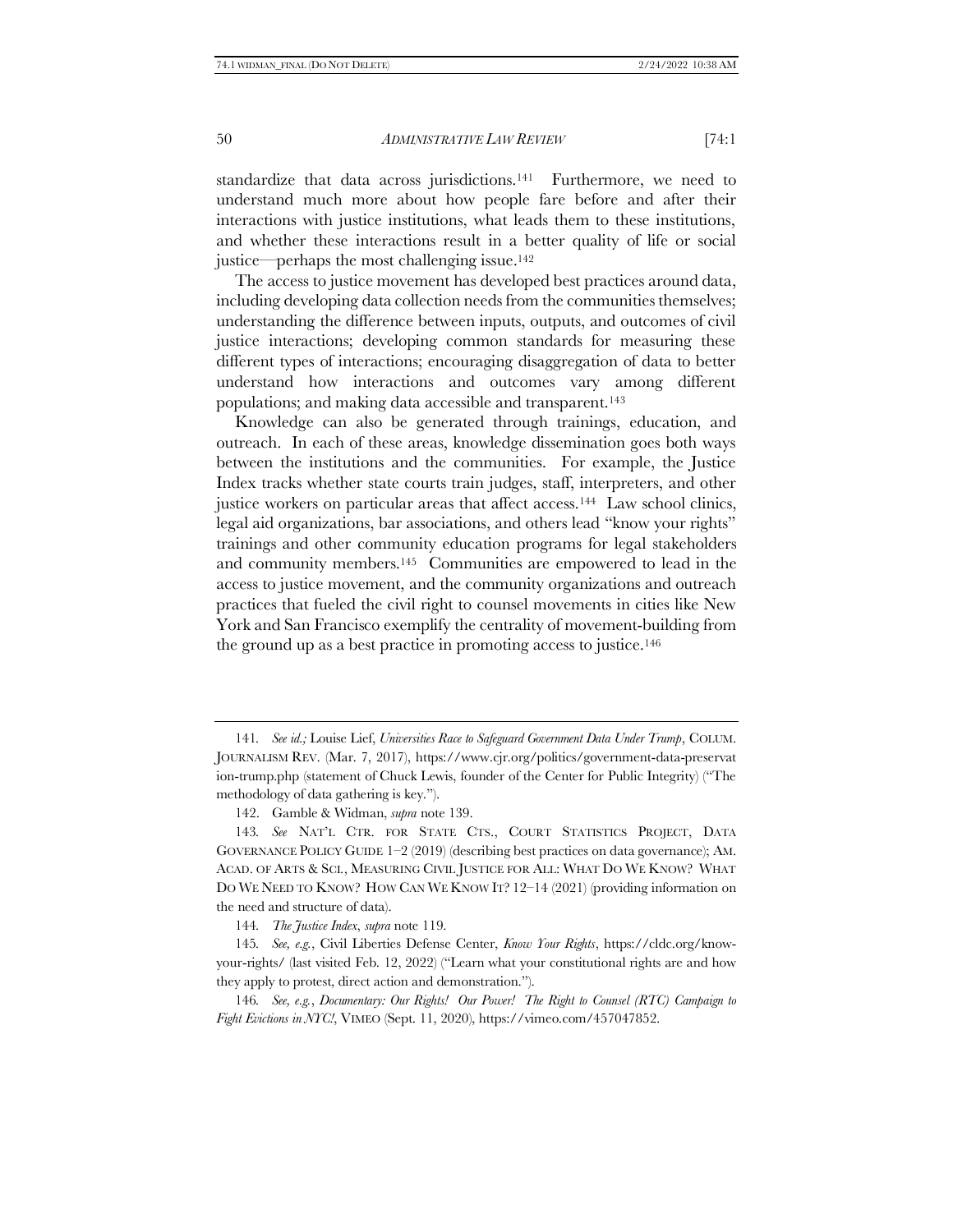standardize that data across jurisdictions.[141] Furthermore, we need to understand much more about how people fare before and after their interactions with justice institutions, what leads them to these institutions, and whether these interactions result in a better quality of life or social justice—perhaps the most challenging issue.[142]

The access to justice movement has developed best practices around data, including developing data collection needs from the communities themselves; understanding the difference between inputs, outputs, and outcomes of civil justice interactions; developing common standards for measuring these different types of interactions; encouraging disaggregation of data to better understand how interactions and outcomes vary among different populations; and making data accessible and transparent.[143]

Knowledge can also be generated through trainings, education, and outreach. In each of these areas, knowledge dissemination goes both ways between the institutions and the communities. For example, the Justice Index tracks whether state courts train judges, staff, interpreters, and other justice workers on particular areas that affect access.[144] Law school clinics, legal aid organizations, bar associations, and others lead "know your rights" trainings and other community education programs for legal stakeholders and community members.[145] Communities are empowered to lead in the access to justice movement, and the community organizations and outreach practices that fueled the civil right to counsel movements in cities like New York and San Francisco exemplify the centrality of movement-building from the ground up as a best practice in promoting access to justice.[146]

---

141. *See id.;* Louise Lief, *Universities Race to Safeguard Government Data Under Trump*, COLUM. JOURNALISM REV. (Mar. 7, 2017), https://www.cjr.org/politics/government-data-preservation-trump.php (statement of Chuck Lewis, founder of the Center for Public Integrity) ("The methodology of data gathering is key.").

142. Gamble & Widman, *supra* note 139.

143. *See* NAT'L CTR. FOR STATE CTS., COURT STATISTICS PROJECT, DATA GOVERNANCE POLICY GUIDE 1–2 (2019) (describing best practices on data governance); AM. ACAD. OF ARTS & SCI., MEASURING CIVIL JUSTICE FOR ALL: WHAT DO WE KNOW? WHAT DO WE NEED TO KNOW? HOW CAN WE KNOW IT? 12–14 (2021) (providing information on the need and structure of data).

144. *The Justice Index*, *supra* note 119.

145. *See, e.g.*, Civil Liberties Defense Center, *Know Your Rights*, https://cldc.org/know-your-rights/ (last visited Feb. 12, 2022) ("Learn what your constitutional rights are and how they apply to protest, direct action and demonstration.").

146. *See, e.g.*, *Documentary: Our Rights! Our Power! The Right to Counsel (RTC) Campaign to Fight Evictions in NYC!*, VIMEO (Sept. 11, 2020), https://vimeo.com/457047852.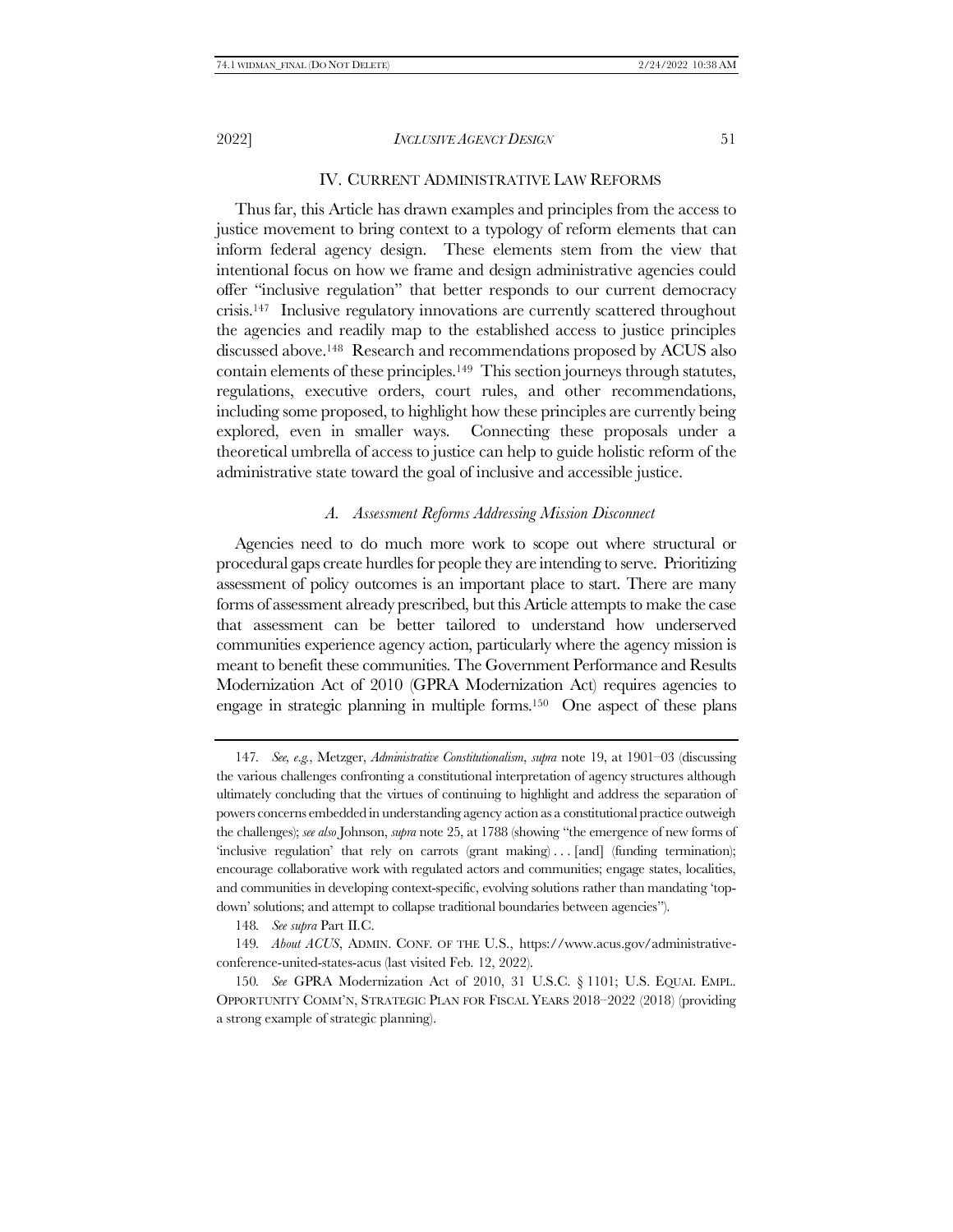## IV. Current Administrative Law Reforms

Thus far, this Article has drawn examples and principles from the access to justice movement to bring context to a typology of reform elements that can inform federal agency design. These elements stem from the view that intentional focus on how we frame and design administrative agencies could offer "inclusive regulation" that better responds to our current democracy crisis.[147] Inclusive regulatory innovations are currently scattered throughout the agencies and readily map to the established access to justice principles discussed above.[148] Research and recommendations proposed by ACUS also contain elements of these principles.[149] This section journeys through statutes, regulations, executive orders, court rules, and other recommendations, including some proposed, to highlight how these principles are currently being explored, even in smaller ways. Connecting these proposals under a theoretical umbrella of access to justice can help to guide holistic reform of the administrative state toward the goal of inclusive and accessible justice.

### *A. Assessment Reforms Addressing Mission Disconnect*

Agencies need to do much more work to scope out where structural or procedural gaps create hurdles for people they are intending to serve. Prioritizing assessment of policy outcomes is an important place to start. There are many forms of assessment already prescribed, but this Article attempts to make the case that assessment can be better tailored to understand how underserved communities experience agency action, particularly where the agency mission is meant to benefit these communities. The Government Performance and Results Modernization Act of 2010 (GPRA Modernization Act) requires agencies to engage in strategic planning in multiple forms.[150] One aspect of these plans

---

147. *See, e.g.*, Metzger, *Administrative Constitutionalism*, *supra* note 19, at 1901–03 (discussing the various challenges confronting a constitutional interpretation of agency structures although ultimately concluding that the virtues of continuing to highlight and address the separation of powers concerns embedded in understanding agency action as a constitutional practice outweigh the challenges); *see also* Johnson, *supra* note 25, at 1788 (showing "the emergence of new forms of 'inclusive regulation' that rely on carrots (grant making) . . . [and] (funding termination); encourage collaborative work with regulated actors and communities; engage states, localities, and communities in developing context-specific, evolving solutions rather than mandating 'top-down' solutions; and attempt to collapse traditional boundaries between agencies").

148. *See supra* Part II.C.

149. *About ACUS*, ADMIN. CONF. OF THE U.S., https://www.acus.gov/administrative-conference-united-states-acus (last visited Feb. 12, 2022).

150. *See* GPRA Modernization Act of 2010, 31 U.S.C. § 1101; U.S. EQUAL EMPL. OPPORTUNITY COMM'N, STRATEGIC PLAN FOR FISCAL YEARS 2018–2022 (2018) (providing a strong example of strategic planning).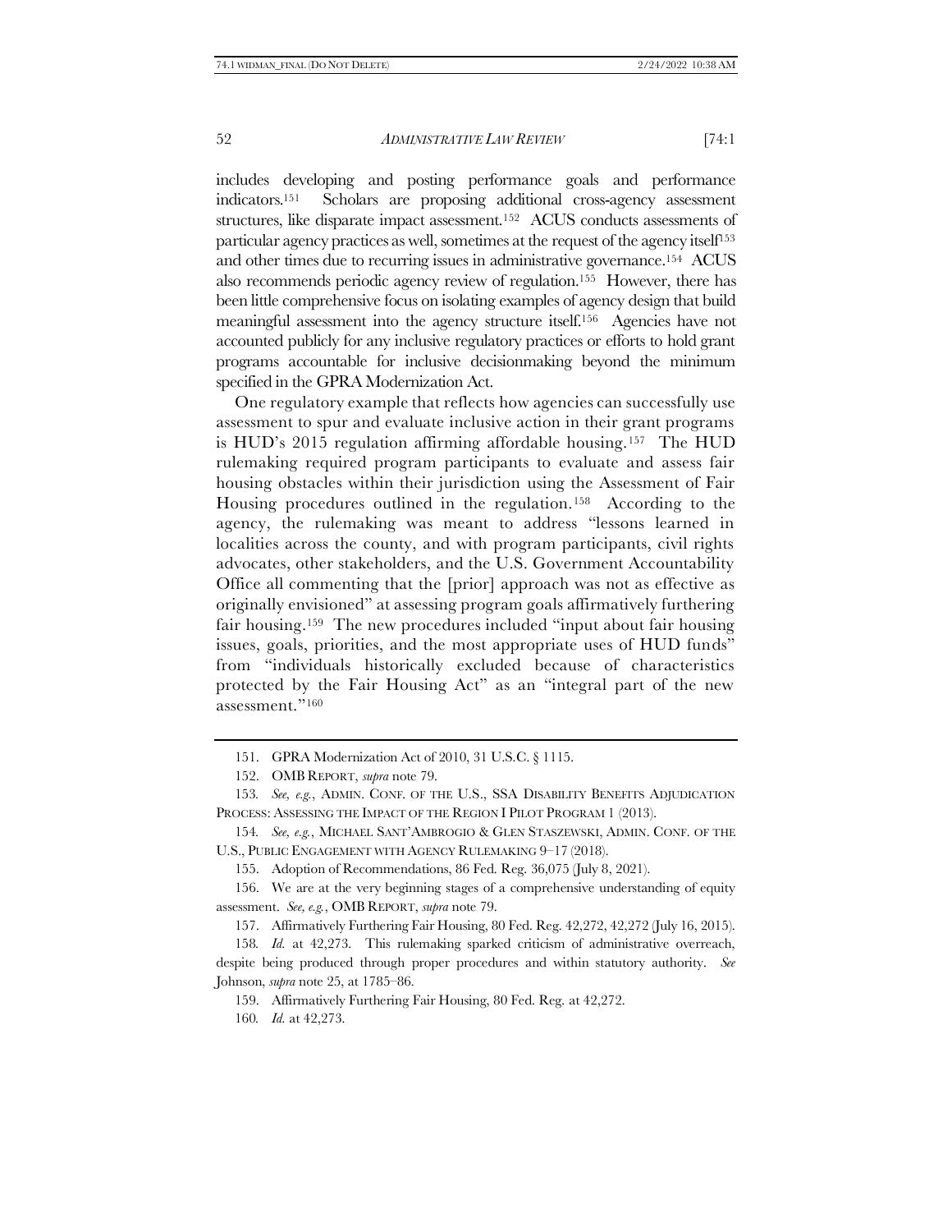includes developing and posting performance goals and performance indicators.[151] Scholars are proposing additional cross-agency assessment structures, like disparate impact assessment.[152] ACUS conducts assessments of particular agency practices as well, sometimes at the request of the agency itself[153] and other times due to recurring issues in administrative governance.[154] ACUS also recommends periodic agency review of regulation.[155] However, there has been little comprehensive focus on isolating examples of agency design that build meaningful assessment into the agency structure itself.[156] Agencies have not accounted publicly for any inclusive regulatory practices or efforts to hold grant programs accountable for inclusive decisionmaking beyond the minimum specified in the GPRA Modernization Act.

One regulatory example that reflects how agencies can successfully use assessment to spur and evaluate inclusive action in their grant programs is HUD's 2015 regulation affirming affordable housing.[157] The HUD rulemaking required program participants to evaluate and assess fair housing obstacles within their jurisdiction using the Assessment of Fair Housing procedures outlined in the regulation.[158] According to the agency, the rulemaking was meant to address "lessons learned in localities across the county, and with program participants, civil rights advocates, other stakeholders, and the U.S. Government Accountability Office all commenting that the [prior] approach was not as effective as originally envisioned" at assessing program goals affirmatively furthering fair housing.[159] The new procedures included "input about fair housing issues, goals, priorities, and the most appropriate uses of HUD funds" from "individuals historically excluded because of characteristics protected by the Fair Housing Act" as an "integral part of the new assessment."[160]

---

151. GPRA Modernization Act of 2010, 31 U.S.C. § 1115.

152. OMB REPORT, *supra* note 79.

153. *See, e.g.*, ADMIN. CONF. OF THE U.S., SSA DISABILITY BENEFITS ADJUDICATION PROCESS: ASSESSING THE IMPACT OF THE REGION I PILOT PROGRAM 1 (2013).

154. *See, e.g.*, MICHAEL SANT'AMBROGIO & GLEN STASZEWSKI, ADMIN. CONF. OF THE U.S., PUBLIC ENGAGEMENT WITH AGENCY RULEMAKING 9–17 (2018).

155. Adoption of Recommendations, 86 Fed. Reg. 36,075 (July 8, 2021).

156. We are at the very beginning stages of a comprehensive understanding of equity assessment. *See, e.g.*, OMB REPORT, *supra* note 79.

157. Affirmatively Furthering Fair Housing, 80 Fed. Reg. 42,272, 42,272 (July 16, 2015).

158. *Id.* at 42,273. This rulemaking sparked criticism of administrative overreach, despite being produced through proper procedures and within statutory authority. *See* Johnson, *supra* note 25, at 1785–86.

159. Affirmatively Furthering Fair Housing, 80 Fed. Reg. at 42,272.

160. *Id.* at 42,273.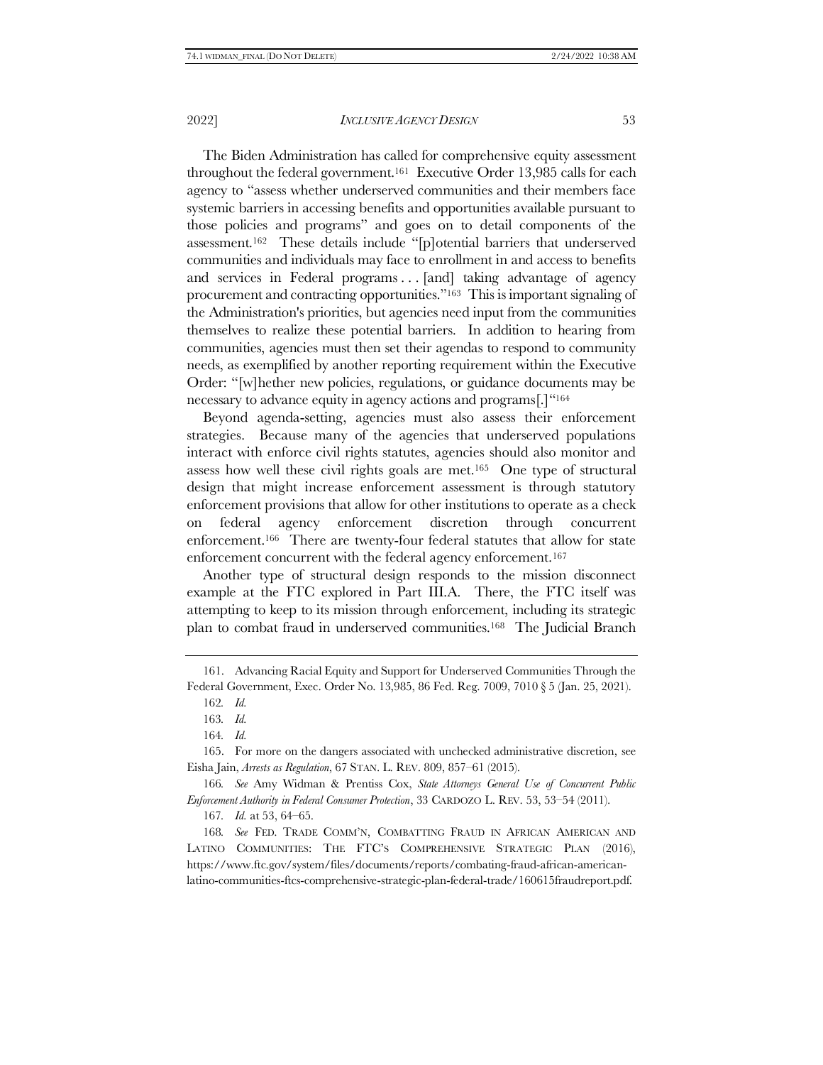The Biden Administration has called for comprehensive equity assessment throughout the federal government.[161] Executive Order 13,985 calls for each agency to "assess whether underserved communities and their members face systemic barriers in accessing benefits and opportunities available pursuant to those policies and programs" and goes on to detail components of the assessment.[162] These details include "[p]otential barriers that underserved communities and individuals may face to enrollment in and access to benefits and services in Federal programs . . . [and] taking advantage of agency procurement and contracting opportunities."[163] This is important signaling of the Administration's priorities, but agencies need input from the communities themselves to realize these potential barriers. In addition to hearing from communities, agencies must then set their agendas to respond to community needs, as exemplified by another reporting requirement within the Executive Order: "[w]hether new policies, regulations, or guidance documents may be necessary to advance equity in agency actions and programs[.]"[164]

Beyond agenda-setting, agencies must also assess their enforcement strategies. Because many of the agencies that underserved populations interact with enforce civil rights statutes, agencies should also monitor and assess how well these civil rights goals are met.[165] One type of structural design that might increase enforcement assessment is through statutory enforcement provisions that allow for other institutions to operate as a check on federal agency enforcement discretion through concurrent enforcement.[166] There are twenty-four federal statutes that allow for state enforcement concurrent with the federal agency enforcement.[167]

Another type of structural design responds to the mission disconnect example at the FTC explored in Part III.A. There, the FTC itself was attempting to keep to its mission through enforcement, including its strategic plan to combat fraud in underserved communities.[168] The Judicial Branch

---

161. Advancing Racial Equity and Support for Underserved Communities Through the Federal Government, Exec. Order No. 13,985, 86 Fed. Reg. 7009, 7010 § 5 (Jan. 25, 2021).

162. *Id.*

163. *Id.*

164. *Id.*

165. For more on the dangers associated with unchecked administrative discretion, see Eisha Jain, *Arrests as Regulation*, 67 STAN. L. REV. 809, 857–61 (2015).

166. *See* Amy Widman & Prentiss Cox, *State Attorneys General Use of Concurrent Public Enforcement Authority in Federal Consumer Protection*, 33 CARDOZO L. REV. 53, 53–54 (2011).

167. *Id.* at 53, 64–65.

168. *See* FED. TRADE COMM'N, COMBATTING FRAUD IN AFRICAN AMERICAN AND LATINO COMMUNITIES: THE FTC'S COMPREHENSIVE STRATEGIC PLAN (2016), https://www.ftc.gov/system/files/documents/reports/combating-fraud-african-american-latino-communities-ftcs-comprehensive-strategic-plan-federal-trade/160615fraudreport.pdf.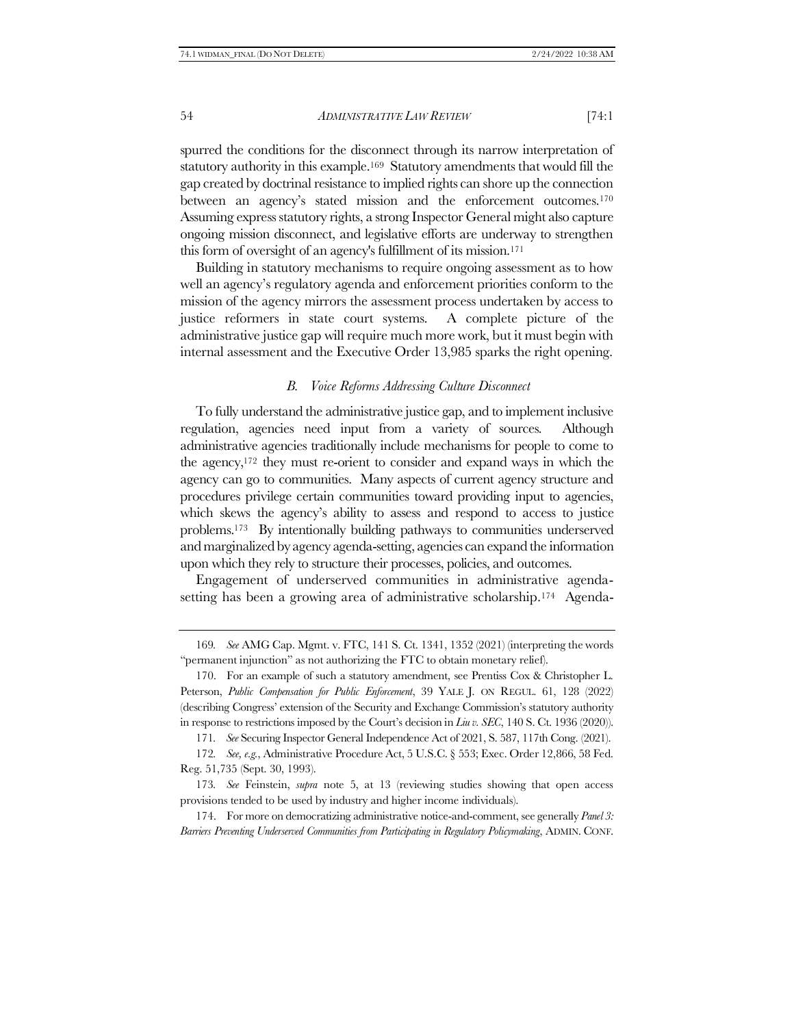spurred the conditions for the disconnect through its narrow interpretation of statutory authority in this example.[169] Statutory amendments that would fill the gap created by doctrinal resistance to implied rights can shore up the connection between an agency's stated mission and the enforcement outcomes.[170] Assuming express statutory rights, a strong Inspector General might also capture ongoing mission disconnect, and legislative efforts are underway to strengthen this form of oversight of an agency's fulfillment of its mission.[171]

Building in statutory mechanisms to require ongoing assessment as to how well an agency's regulatory agenda and enforcement priorities conform to the mission of the agency mirrors the assessment process undertaken by access to justice reformers in state court systems. A complete picture of the administrative justice gap will require much more work, but it must begin with internal assessment and the Executive Order 13,985 sparks the right opening.

### *B. Voice Reforms Addressing Culture Disconnect*

To fully understand the administrative justice gap, and to implement inclusive regulation, agencies need input from a variety of sources. Although administrative agencies traditionally include mechanisms for people to come to the agency,[172] they must re-orient to consider and expand ways in which the agency can go to communities. Many aspects of current agency structure and procedures privilege certain communities toward providing input to agencies, which skews the agency's ability to assess and respond to access to justice problems.[173] By intentionally building pathways to communities underserved and marginalized by agency agenda-setting, agencies can expand the information upon which they rely to structure their processes, policies, and outcomes.

Engagement of underserved communities in administrative agenda-setting has been a growing area of administrative scholarship.[174] Agenda-

---

169. *See* AMG Cap. Mgmt. v. FTC, 141 S. Ct. 1341, 1352 (2021) (interpreting the words "permanent injunction" as not authorizing the FTC to obtain monetary relief).

170. For an example of such a statutory amendment, see Prentiss Cox & Christopher L. Peterson, *Public Compensation for Public Enforcement*, 39 YALE J. ON REGUL. 61, 128 (2022) (describing Congress' extension of the Security and Exchange Commission's statutory authority in response to restrictions imposed by the Court's decision in *Liu v. SEC*, 140 S. Ct. 1936 (2020)).

171. *See* Securing Inspector General Independence Act of 2021, S. 587, 117th Cong. (2021).

172. *See, e.g.*, Administrative Procedure Act, 5 U.S.C. § 553; Exec. Order 12,866, 58 Fed. Reg. 51,735 (Sept. 30, 1993).

173. *See* Feinstein, *supra* note 5, at 13 (reviewing studies showing that open access provisions tended to be used by industry and higher income individuals).

174. For more on democratizing administrative notice-and-comment, see generally *Panel 3: Barriers Preventing Underserved Communities from Participating in Regulatory Policymaking*, ADMIN. CONF.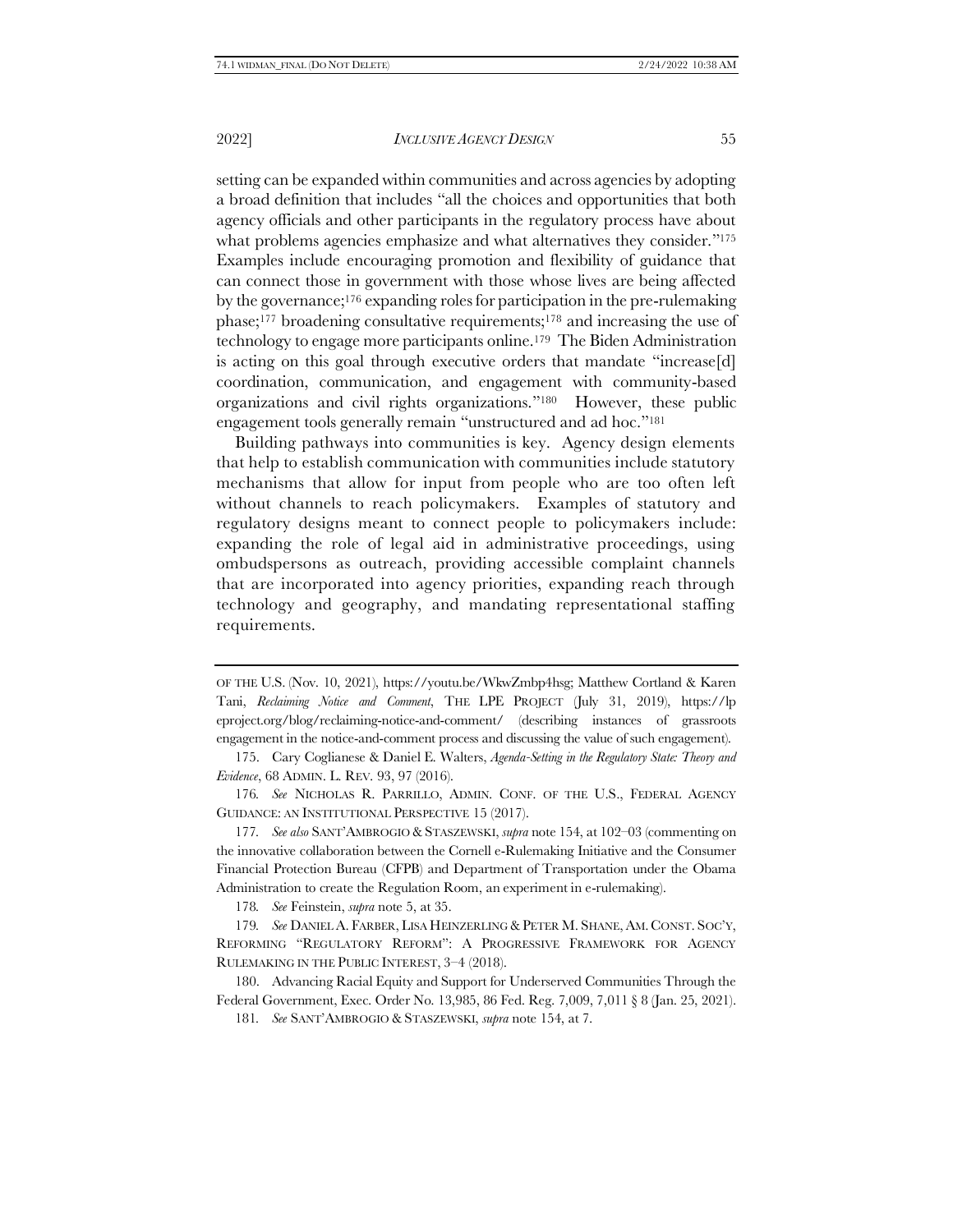setting can be expanded within communities and across agencies by adopting a broad definition that includes "all the choices and opportunities that both agency officials and other participants in the regulatory process have about what problems agencies emphasize and what alternatives they consider."[175] Examples include encouraging promotion and flexibility of guidance that can connect those in government with those whose lives are being affected by the governance;[176] expanding roles for participation in the pre-rulemaking phase;[177] broadening consultative requirements;[178] and increasing the use of technology to engage more participants online.[179] The Biden Administration is acting on this goal through executive orders that mandate "increase[d] coordination, communication, and engagement with community-based organizations and civil rights organizations."[180] However, these public engagement tools generally remain "unstructured and ad hoc."[181]

Building pathways into communities is key. Agency design elements that help to establish communication with communities include statutory mechanisms that allow for input from people who are too often left without channels to reach policymakers. Examples of statutory and regulatory designs meant to connect people to policymakers include: expanding the role of legal aid in administrative proceedings, using ombudspersons as outreach, providing accessible complaint channels that are incorporated into agency priorities, expanding reach through technology and geography, and mandating representational staffing requirements.

---

OF THE U.S. (Nov. 10, 2021), https://youtu.be/WkwZmbp4hsg; Matthew Cortland & Karen Tani, *Reclaiming Notice and Comment*, THE LPE PROJECT (July 31, 2019), https://lpeproject.org/blog/reclaiming-notice-and-comment/ (describing instances of grassroots engagement in the notice-and-comment process and discussing the value of such engagement).

175. Cary Coglianese & Daniel E. Walters, *Agenda-Setting in the Regulatory State: Theory and Evidence*, 68 ADMIN. L. REV. 93, 97 (2016).

176. *See* NICHOLAS R. PARRILLO, ADMIN. CONF. OF THE U.S., FEDERAL AGENCY GUIDANCE: AN INSTITUTIONAL PERSPECTIVE 15 (2017).

177. *See also* SANT'AMBROGIO & STASZEWSKI, *supra* note 154, at 102–03 (commenting on the innovative collaboration between the Cornell e-Rulemaking Initiative and the Consumer Financial Protection Bureau (CFPB) and Department of Transportation under the Obama Administration to create the Regulation Room, an experiment in e-rulemaking).

178. *See* Feinstein, *supra* note 5, at 35.

179. *See* DANIEL A. FARBER, LISA HEINZERLING & PETER M. SHANE, AM. CONST. SOC'Y, REFORMING "REGULATORY REFORM": A PROGRESSIVE FRAMEWORK FOR AGENCY RULEMAKING IN THE PUBLIC INTEREST, 3–4 (2018).

180. Advancing Racial Equity and Support for Underserved Communities Through the Federal Government, Exec. Order No. 13,985, 86 Fed. Reg. 7,009, 7,011 § 8 (Jan. 25, 2021).

181. *See* SANT'AMBROGIO & STASZEWSKI, *supra* note 154, at 7.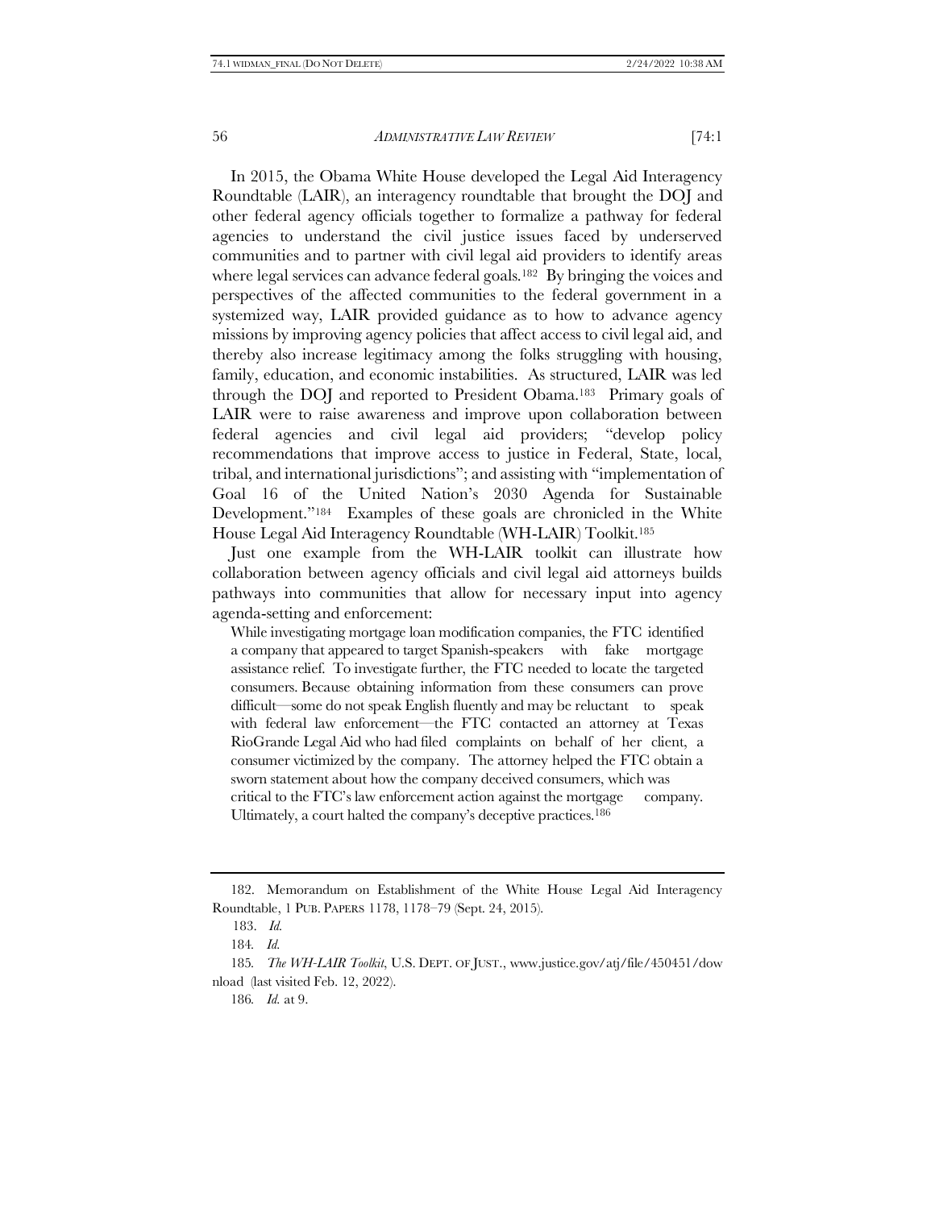In 2015, the Obama White House developed the Legal Aid Interagency Roundtable (LAIR), an interagency roundtable that brought the DOJ and other federal agency officials together to formalize a pathway for federal agencies to understand the civil justice issues faced by underserved communities and to partner with civil legal aid providers to identify areas where legal services can advance federal goals.[182] By bringing the voices and perspectives of the affected communities to the federal government in a systemized way, LAIR provided guidance as to how to advance agency missions by improving agency policies that affect access to civil legal aid, and thereby also increase legitimacy among the folks struggling with housing, family, education, and economic instabilities. As structured, LAIR was led through the DOJ and reported to President Obama.[183] Primary goals of LAIR were to raise awareness and improve upon collaboration between federal agencies and civil legal aid providers; "develop policy recommendations that improve access to justice in Federal, State, local, tribal, and international jurisdictions"; and assisting with "implementation of Goal 16 of the United Nation's 2030 Agenda for Sustainable Development."[184] Examples of these goals are chronicled in the White House Legal Aid Interagency Roundtable (WH-LAIR) Toolkit.[185]

Just one example from the WH-LAIR toolkit can illustrate how collaboration between agency officials and civil legal aid attorneys builds pathways into communities that allow for necessary input into agency agenda-setting and enforcement:

> While investigating mortgage loan modification companies, the FTC identified a company that appeared to target Spanish-speakers with fake mortgage assistance relief. To investigate further, the FTC needed to locate the targeted consumers. Because obtaining information from these consumers can prove difficult—some do not speak English fluently and may be reluctant to speak with federal law enforcement—the FTC contacted an attorney at Texas RioGrande Legal Aid who had filed complaints on behalf of her client, a consumer victimized by the company. The attorney helped the FTC obtain a sworn statement about how the company deceived consumers, which was critical to the FTC's law enforcement action against the mortgage company. Ultimately, a court halted the company's deceptive practices.[186]

---

182. Memorandum on Establishment of the White House Legal Aid Interagency Roundtable, 1 PUB. PAPERS 1178, 1178–79 (Sept. 24, 2015).

183. *Id.*

184. *Id.*

185. *The WH-LAIR Toolkit*, U.S. DEPT. OF JUST., www.justice.gov/atj/file/450451/download (last visited Feb. 12, 2022).

186. *Id.* at 9.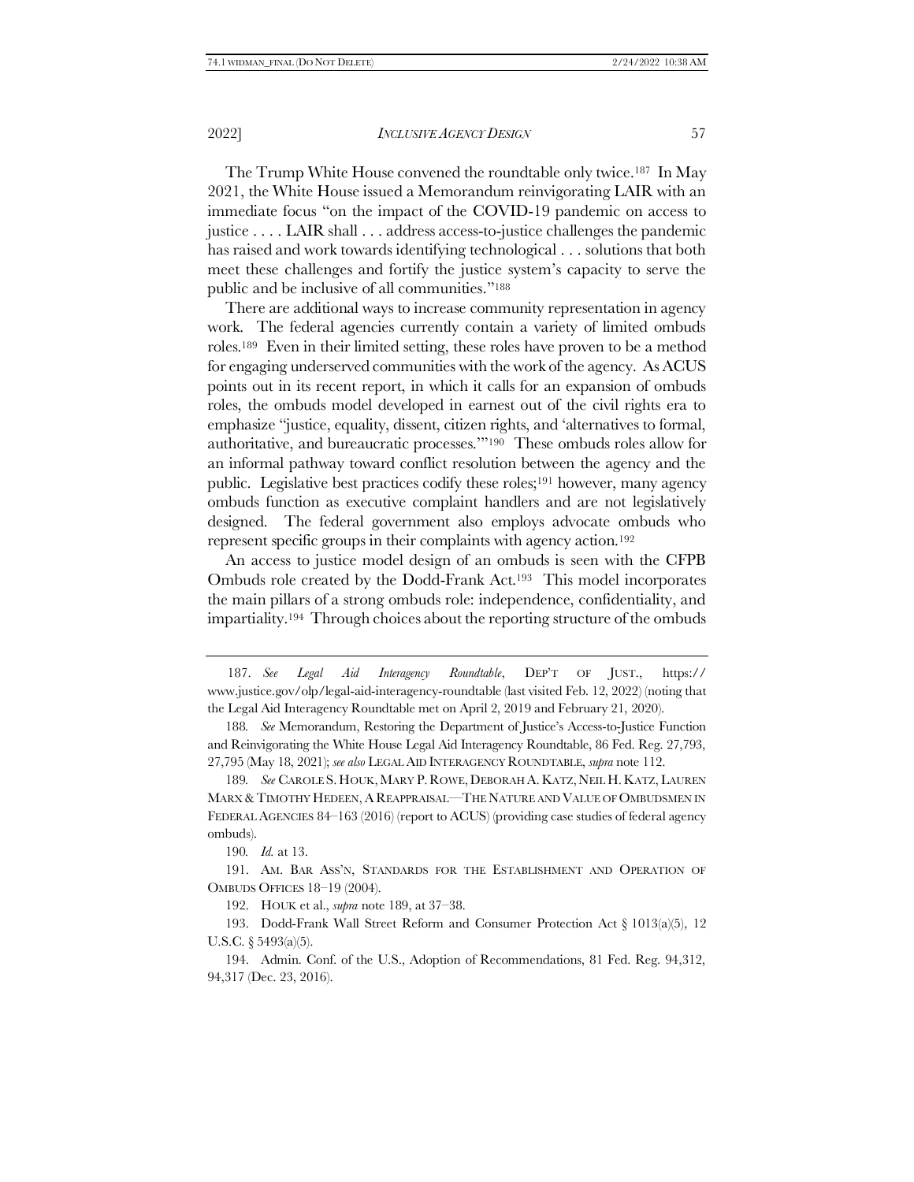The Trump White House convened the roundtable only twice.[187] In May 2021, the White House issued a Memorandum reinvigorating LAIR with an immediate focus "on the impact of the COVID-19 pandemic on access to justice . . . . LAIR shall . . . address access-to-justice challenges the pandemic has raised and work towards identifying technological . . . solutions that both meet these challenges and fortify the justice system's capacity to serve the public and be inclusive of all communities."[188]

There are additional ways to increase community representation in agency work. The federal agencies currently contain a variety of limited ombuds roles.[189] Even in their limited setting, these roles have proven to be a method for engaging underserved communities with the work of the agency. As ACUS points out in its recent report, in which it calls for an expansion of ombuds roles, the ombuds model developed in earnest out of the civil rights era to emphasize "justice, equality, dissent, citizen rights, and 'alternatives to formal, authoritative, and bureaucratic processes.'"[190] These ombuds roles allow for an informal pathway toward conflict resolution between the agency and the public. Legislative best practices codify these roles;[191] however, many agency ombuds function as executive complaint handlers and are not legislatively designed. The federal government also employs advocate ombuds who represent specific groups in their complaints with agency action.[192]

An access to justice model design of an ombuds is seen with the CFPB Ombuds role created by the Dodd-Frank Act.[193] This model incorporates the main pillars of a strong ombuds role: independence, confidentiality, and impartiality.[194] Through choices about the reporting structure of the ombuds

---

187. *See Legal Aid Interagency Roundtable*, DEP'T OF JUST., https://www.justice.gov/olp/legal-aid-interagency-roundtable (last visited Feb. 12, 2022) (noting that the Legal Aid Interagency Roundtable met on April 2, 2019 and February 21, 2020).

188. *See* Memorandum, Restoring the Department of Justice's Access-to-Justice Function and Reinvigorating the White House Legal Aid Interagency Roundtable, 86 Fed. Reg. 27,793, 27,795 (May 18, 2021); *see also* LEGAL AID INTERAGENCY ROUNDTABLE, *supra* note 112.

189. *See* CAROLE S. HOUK, MARY P. ROWE, DEBORAH A. KATZ, NEIL H. KATZ, LAUREN MARX & TIMOTHY HEDEEN, A REAPPRAISAL—THE NATURE AND VALUE OF OMBUDSMEN IN FEDERAL AGENCIES 84–163 (2016) (report to ACUS) (providing case studies of federal agency ombuds).

190. *Id.* at 13.

191. AM. BAR ASS'N, STANDARDS FOR THE ESTABLISHMENT AND OPERATION OF OMBUDS OFFICES 18–19 (2004).

192. HOUK et al., *supra* note 189, at 37–38.

193. Dodd-Frank Wall Street Reform and Consumer Protection Act § 1013(a)(5), 12 U.S.C. § 5493(a)(5).

194. Admin. Conf. of the U.S., Adoption of Recommendations, 81 Fed. Reg. 94,312, 94,317 (Dec. 23, 2016).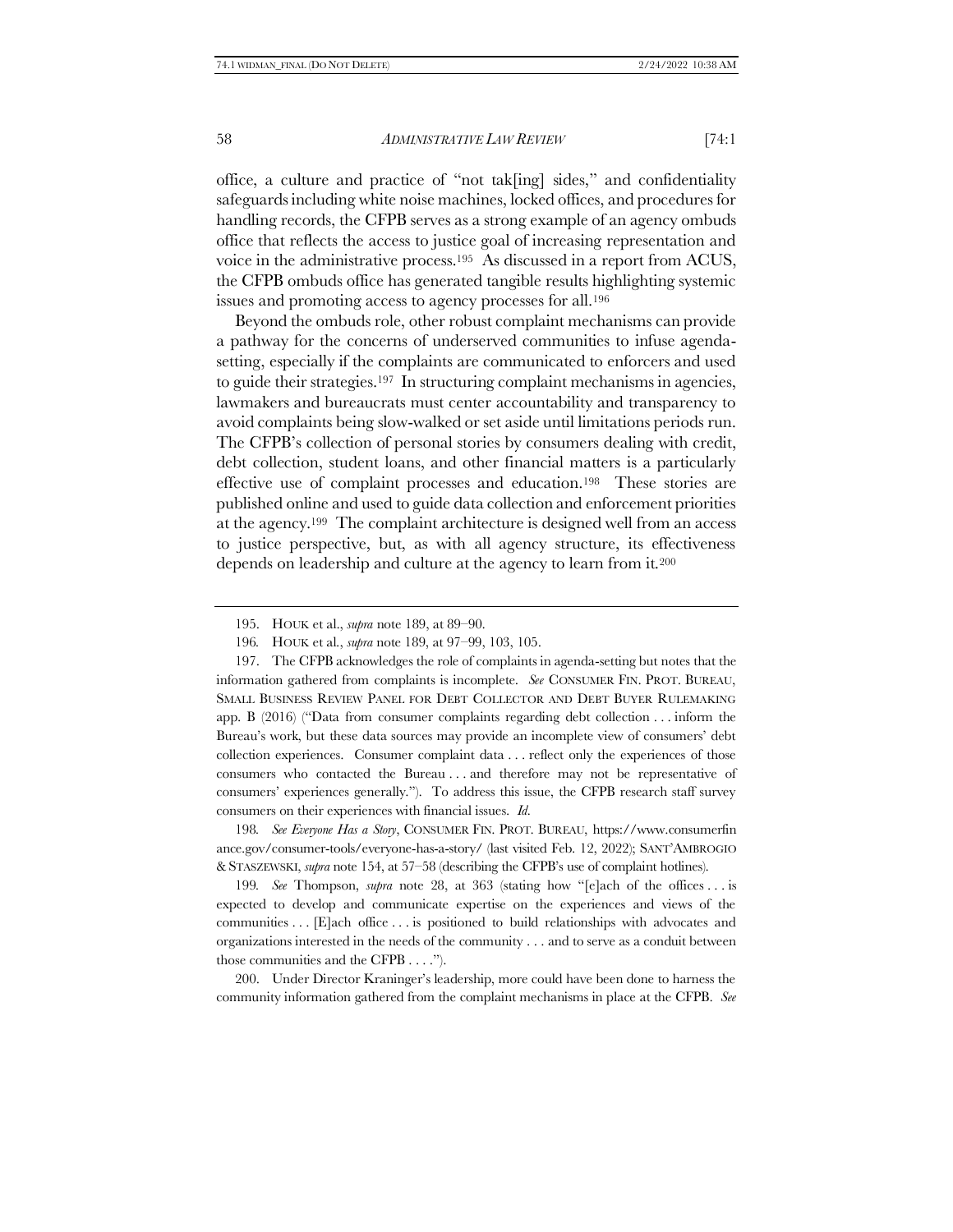office, a culture and practice of "not tak[ing] sides," and confidentiality safeguards including white noise machines, locked offices, and procedures for handling records, the CFPB serves as a strong example of an agency ombuds office that reflects the access to justice goal of increasing representation and voice in the administrative process.[195] As discussed in a report from ACUS, the CFPB ombuds office has generated tangible results highlighting systemic issues and promoting access to agency processes for all.[196]

Beyond the ombuds role, other robust complaint mechanisms can provide a pathway for the concerns of underserved communities to infuse agenda-setting, especially if the complaints are communicated to enforcers and used to guide their strategies.[197] In structuring complaint mechanisms in agencies, lawmakers and bureaucrats must center accountability and transparency to avoid complaints being slow-walked or set aside until limitations periods run. The CFPB's collection of personal stories by consumers dealing with credit, debt collection, student loans, and other financial matters is a particularly effective use of complaint processes and education.[198] These stories are published online and used to guide data collection and enforcement priorities at the agency.[199] The complaint architecture is designed well from an access to justice perspective, but, as with all agency structure, its effectiveness depends on leadership and culture at the agency to learn from it.[200]

---

195. HOUK et al., *supra* note 189, at 89–90.

196. HOUK et al., *supra* note 189, at 97–99, 103, 105.

197. The CFPB acknowledges the role of complaints in agenda-setting but notes that the information gathered from complaints is incomplete. *See* CONSUMER FIN. PROT. BUREAU, SMALL BUSINESS REVIEW PANEL FOR DEBT COLLECTOR AND DEBT BUYER RULEMAKING app. B (2016) ("Data from consumer complaints regarding debt collection . . . inform the Bureau's work, but these data sources may provide an incomplete view of consumers' debt collection experiences. Consumer complaint data . . . reflect only the experiences of those consumers who contacted the Bureau . . . and therefore may not be representative of consumers' experiences generally."). To address this issue, the CFPB research staff survey consumers on their experiences with financial issues. *Id.*

198. *See Everyone Has a Story*, CONSUMER FIN. PROT. BUREAU, https://www.consumerfinance.gov/consumer-tools/everyone-has-a-story/ (last visited Feb. 12, 2022); SANT'AMBROGIO & STASZEWSKI, *supra* note 154, at 57–58 (describing the CFPB's use of complaint hotlines).

199. *See* Thompson, *supra* note 28, at 363 (stating how "[e]ach of the offices . . . is expected to develop and communicate expertise on the experiences and views of the communities . . . [E]ach office . . . is positioned to build relationships with advocates and organizations interested in the needs of the community . . . and to serve as a conduit between those communities and the CFPB . . . .").

200. Under Director Kraninger's leadership, more could have been done to harness the community information gathered from the complaint mechanisms in place at the CFPB. *See*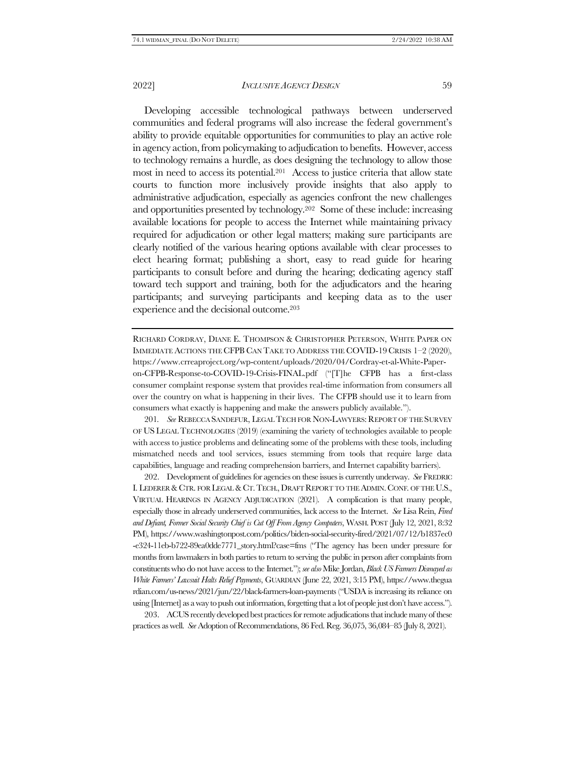Developing accessible technological pathways between underserved communities and federal programs will also increase the federal government's ability to provide equitable opportunities for communities to play an active role in agency action, from policymaking to adjudication to benefits. However, access to technology remains a hurdle, as does designing the technology to allow those most in need to access its potential.[201] Access to justice criteria that allow state courts to function more inclusively provide insights that also apply to administrative adjudication, especially as agencies confront the new challenges and opportunities presented by technology.[202] Some of these include: increasing available locations for people to access the Internet while maintaining privacy required for adjudication or other legal matters; making sure participants are clearly notified of the various hearing options available with clear processes to elect hearing format; publishing a short, easy to read guide for hearing participants to consult before and during the hearing; dedicating agency staff toward tech support and training, both for the adjudicators and the hearing participants; and surveying participants and keeping data as to the user experience and the decisional outcome.[203]

---

RICHARD CORDRAY, DIANE E. THOMPSON & CHRISTOPHER PETERSON, WHITE PAPER ON IMMEDIATE ACTIONS THE CFPB CAN TAKE TO ADDRESS THE COVID-19 CRISIS 1–2 (2020), https://www.crreaproject.org/wp-content/uploads/2020/04/Cordray-et-al-White-Paper-on-CFPB-Response-to-COVID-19-Crisis-FINAL.pdf ("[T]he CFPB has a first-class consumer complaint response system that provides real-time information from consumers all over the country on what is happening in their lives. The CFPB should use it to learn from consumers what exactly is happening and make the answers publicly available.").

201. *See* REBECCA SANDEFUR, LEGAL TECH FOR NON-LAWYERS: REPORT OF THE SURVEY OF US LEGAL TECHNOLOGIES (2019) (examining the variety of technologies available to people with access to justice problems and delineating some of the problems with these tools, including mismatched needs and tool services, issues stemming from tools that require large data capabilities, language and reading comprehension barriers, and Internet capability barriers).

202. Development of guidelines for agencies on these issues is currently underway. *See* FREDRIC I. LEDERER & CTR. FOR LEGAL & CT. TECH., DRAFT REPORT TO THE ADMIN. CONF. OF THE U.S., VIRTUAL HEARINGS IN AGENCY ADJUDICATION (2021). A complication is that many people, especially those in already underserved communities, lack access to the Internet. *See* Lisa Rein, *Fired and Defiant, Former Social Security Chief is Cut Off From Agency Computers*, WASH. POST (July 12, 2021, 8:32 PM), https://www.washingtonpost.com/politics/biden-social-security-fired/2021/07/12/b1837ec0-e324-11eb-b722-89ea0dde7771_story.html?case=fms ("The agency has been under pressure for months from lawmakers in both parties to return to serving the public in person after complaints from constituents who do not have access to the Internet."); *see also* Mike Jordan, *Black US Farmers Dismayed as White Farmers' Lawsuit Halts Relief Payments*, GUARDIAN (June 22, 2021, 3:15 PM), https://www.theguardian.com/us-news/2021/jun/22/black-farmers-loan-payments ("USDA is increasing its reliance on using [Internet] as a way to push out information, forgetting that a lot of people just don't have access.").

203. ACUS recently developed best practices for remote adjudications that include many of these practices as well. *See* Adoption of Recommendations, 86 Fed. Reg. 36,075, 36,084–85 (July 8, 2021).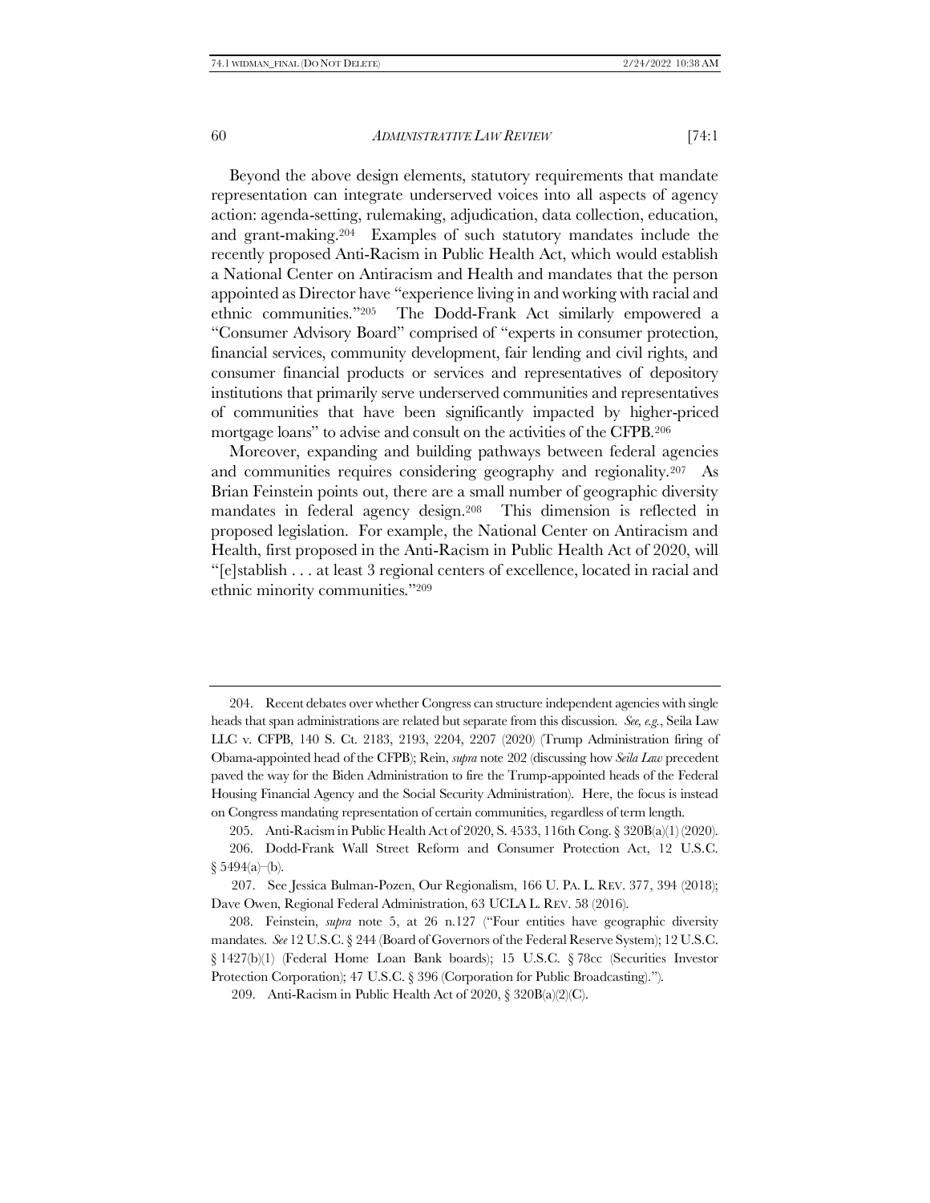Beyond the above design elements, statutory requirements that mandate representation can integrate underserved voices into all aspects of agency action: agenda-setting, rulemaking, adjudication, data collection, education, and grant-making.[204] Examples of such statutory mandates include the recently proposed Anti-Racism in Public Health Act, which would establish a National Center on Antiracism and Health and mandates that the person appointed as Director have "experience living in and working with racial and ethnic communities."[205] The Dodd-Frank Act similarly empowered a "Consumer Advisory Board" comprised of "experts in consumer protection, financial services, community development, fair lending and civil rights, and consumer financial products or services and representatives of depository institutions that primarily serve underserved communities and representatives of communities that have been significantly impacted by higher-priced mortgage loans" to advise and consult on the activities of the CFPB.[206]

Moreover, expanding and building pathways between federal agencies and communities requires considering geography and regionality.[207] As Brian Feinstein points out, there are a small number of geographic diversity mandates in federal agency design.[208] This dimension is reflected in proposed legislation. For example, the National Center on Antiracism and Health, first proposed in the Anti-Racism in Public Health Act of 2020, will "[e]stablish . . . at least 3 regional centers of excellence, located in racial and ethnic minority communities."[209]

---

204. Recent debates over whether Congress can structure independent agencies with single heads that span administrations are related but separate from this discussion. *See, e.g.*, Seila Law LLC v. CFPB, 140 S. Ct. 2183, 2193, 2204, 2207 (2020) (Trump Administration firing of Obama-appointed head of the CFPB); Rein, *supra* note 202 (discussing how *Seila Law* precedent paved the way for the Biden Administration to fire the Trump-appointed heads of the Federal Housing Financial Agency and the Social Security Administration). Here, the focus is instead on Congress mandating representation of certain communities, regardless of term length.

205. Anti-Racism in Public Health Act of 2020, S. 4533, 116th Cong. § 320B(a)(1) (2020).

206. Dodd-Frank Wall Street Reform and Consumer Protection Act, 12 U.S.C. § 5494(a)–(b).

207. See Jessica Bulman-Pozen, Our Regionalism, 166 U. PA. L. REV. 377, 394 (2018); Dave Owen, Regional Federal Administration, 63 UCLA L. REV. 58 (2016).

208. Feinstein, *supra* note 5, at 26 n.127 ("Four entities have geographic diversity mandates. *See* 12 U.S.C. § 244 (Board of Governors of the Federal Reserve System); 12 U.S.C. § 1427(b)(1) (Federal Home Loan Bank boards); 15 U.S.C. § 78cc (Securities Investor Protection Corporation); 47 U.S.C. § 396 (Corporation for Public Broadcasting).").

209. Anti-Racism in Public Health Act of 2020, § 320B(a)(2)(C).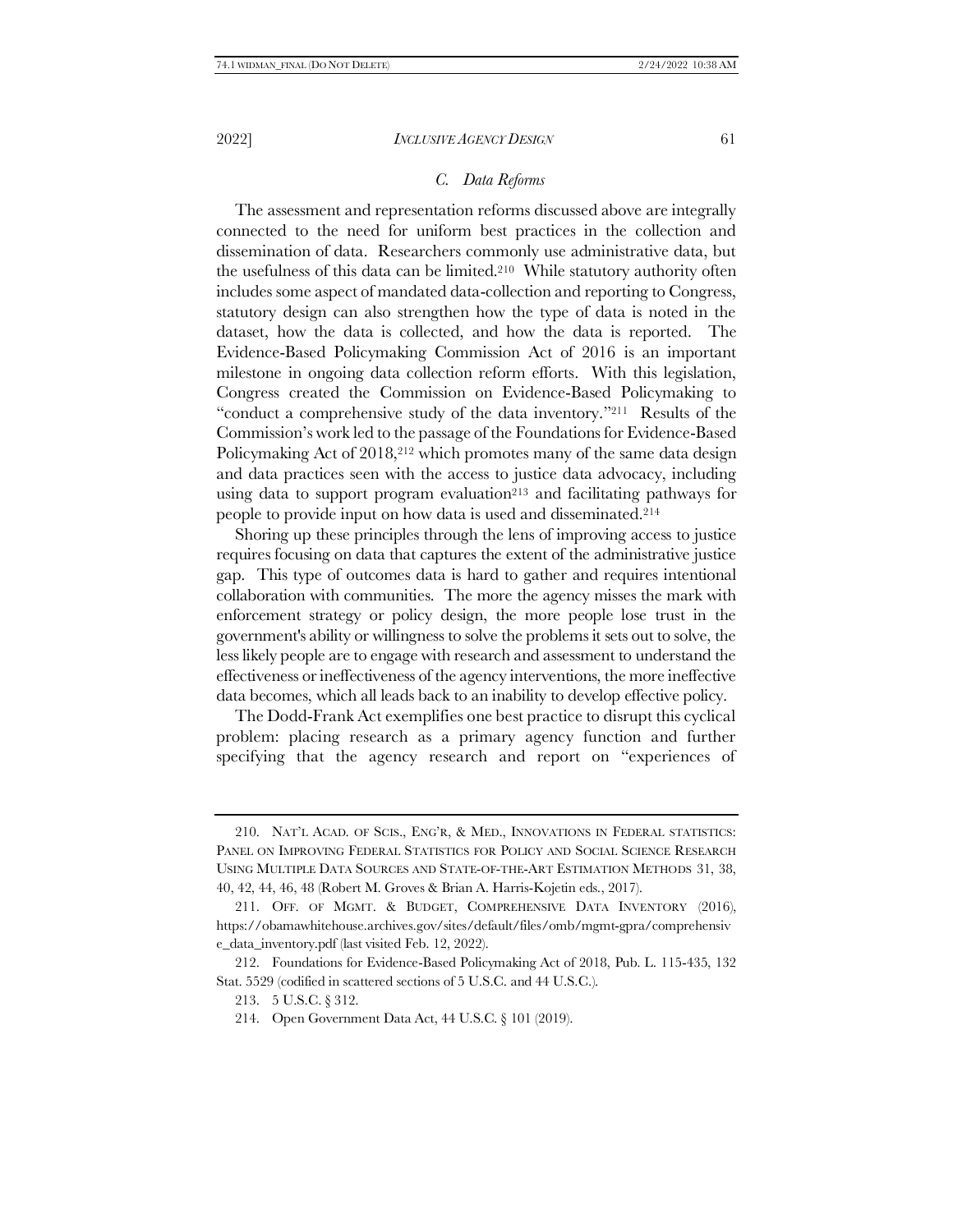### *C. Data Reforms*

The assessment and representation reforms discussed above are integrally connected to the need for uniform best practices in the collection and dissemination of data. Researchers commonly use administrative data, but the usefulness of this data can be limited.[210] While statutory authority often includes some aspect of mandated data-collection and reporting to Congress, statutory design can also strengthen how the type of data is noted in the dataset, how the data is collected, and how the data is reported. The Evidence-Based Policymaking Commission Act of 2016 is an important milestone in ongoing data collection reform efforts. With this legislation, Congress created the Commission on Evidence-Based Policymaking to "conduct a comprehensive study of the data inventory."[211] Results of the Commission's work led to the passage of the Foundations for Evidence-Based Policymaking Act of 2018,[212] which promotes many of the same data design and data practices seen with the access to justice data advocacy, including using data to support program evaluation[213] and facilitating pathways for people to provide input on how data is used and disseminated.[214]

Shoring up these principles through the lens of improving access to justice requires focusing on data that captures the extent of the administrative justice gap. This type of outcomes data is hard to gather and requires intentional collaboration with communities. The more the agency misses the mark with enforcement strategy or policy design, the more people lose trust in the government's ability or willingness to solve the problems it sets out to solve, the less likely people are to engage with research and assessment to understand the effectiveness or ineffectiveness of the agency interventions, the more ineffective data becomes, which all leads back to an inability to develop effective policy.

The Dodd-Frank Act exemplifies one best practice to disrupt this cyclical problem: placing research as a primary agency function and further specifying that the agency research and report on "experiences of

---

210. NAT'L ACAD. OF SCIS., ENG'R, & MED., INNOVATIONS IN FEDERAL STATISTICS: PANEL ON IMPROVING FEDERAL STATISTICS FOR POLICY AND SOCIAL SCIENCE RESEARCH USING MULTIPLE DATA SOURCES AND STATE-OF-THE-ART ESTIMATION METHODS 31, 38, 40, 42, 44, 46, 48 (Robert M. Groves & Brian A. Harris-Kojetin eds., 2017).

211. OFF. OF MGMT. & BUDGET, COMPREHENSIVE DATA INVENTORY (2016), https://obamawhitehouse.archives.gov/sites/default/files/omb/mgmt-gpra/comprehensive_data_inventory.pdf (last visited Feb. 12, 2022).

212. Foundations for Evidence-Based Policymaking Act of 2018, Pub. L. 115-435, 132 Stat. 5529 (codified in scattered sections of 5 U.S.C. and 44 U.S.C.).

213. 5 U.S.C. § 312.

214. Open Government Data Act, 44 U.S.C. § 101 (2019).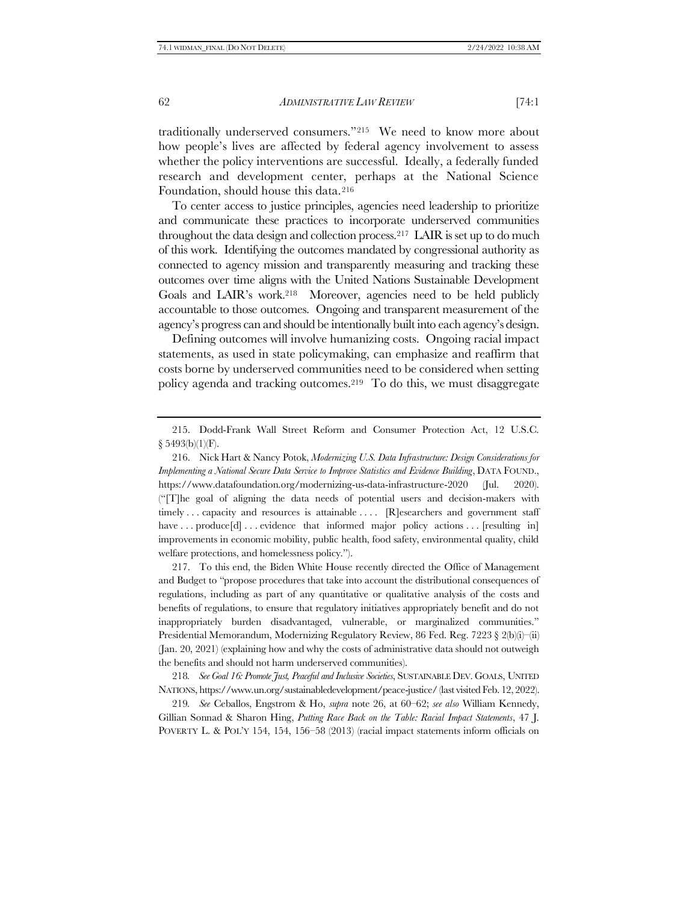traditionally underserved consumers."[215] We need to know more about how people's lives are affected by federal agency involvement to assess whether the policy interventions are successful. Ideally, a federally funded research and development center, perhaps at the National Science Foundation, should house this data.[216]

To center access to justice principles, agencies need leadership to prioritize and communicate these practices to incorporate underserved communities throughout the data design and collection process.[217] LAIR is set up to do much of this work. Identifying the outcomes mandated by congressional authority as connected to agency mission and transparently measuring and tracking these outcomes over time aligns with the United Nations Sustainable Development Goals and LAIR's work.[218] Moreover, agencies need to be held publicly accountable to those outcomes. Ongoing and transparent measurement of the agency's progress can and should be intentionally built into each agency's design.

Defining outcomes will involve humanizing costs. Ongoing racial impact statements, as used in state policymaking, can emphasize and reaffirm that costs borne by underserved communities need to be considered when setting policy agenda and tracking outcomes.[219] To do this, we must disaggregate

---

215. Dodd-Frank Wall Street Reform and Consumer Protection Act, 12 U.S.C. § 5493(b)(1)(F).

216. Nick Hart & Nancy Potok, *Modernizing U.S. Data Infrastructure: Design Considerations for Implementing a National Secure Data Service to Improve Statistics and Evidence Building*, DATA FOUND., https://www.datafoundation.org/modernizing-us-data-infrastructure-2020 (Jul. 2020). ("[T]he goal of aligning the data needs of potential users and decision-makers with timely . . . capacity and resources is attainable . . . . [R]esearchers and government staff have . . . produce[d] . . . evidence that informed major policy actions . . . [resulting in] improvements in economic mobility, public health, food safety, environmental quality, child welfare protections, and homelessness policy.").

217. To this end, the Biden White House recently directed the Office of Management and Budget to "propose procedures that take into account the distributional consequences of regulations, including as part of any quantitative or qualitative analysis of the costs and benefits of regulations, to ensure that regulatory initiatives appropriately benefit and do not inappropriately burden disadvantaged, vulnerable, or marginalized communities." Presidential Memorandum, Modernizing Regulatory Review, 86 Fed. Reg. 7223 § 2(b)(i)–(ii) (Jan. 20, 2021) (explaining how and why the costs of administrative data should not outweigh the benefits and should not harm underserved communities).

218. *See Goal 16: Promote Just, Peaceful and Inclusive Societies*, SUSTAINABLE DEV. GOALS, UNITED NATIONS, https://www.un.org/sustainabledevelopment/peace-justice/ (last visited Feb. 12, 2022).

219. *See* Ceballos, Engstrom & Ho, *supra* note 26, at 60–62; *see also* William Kennedy, Gillian Sonnad & Sharon Hing, *Putting Race Back on the Table: Racial Impact Statements*, 47 J. POVERTY L. & POL'Y 154, 154, 156–58 (2013) (racial impact statements inform officials on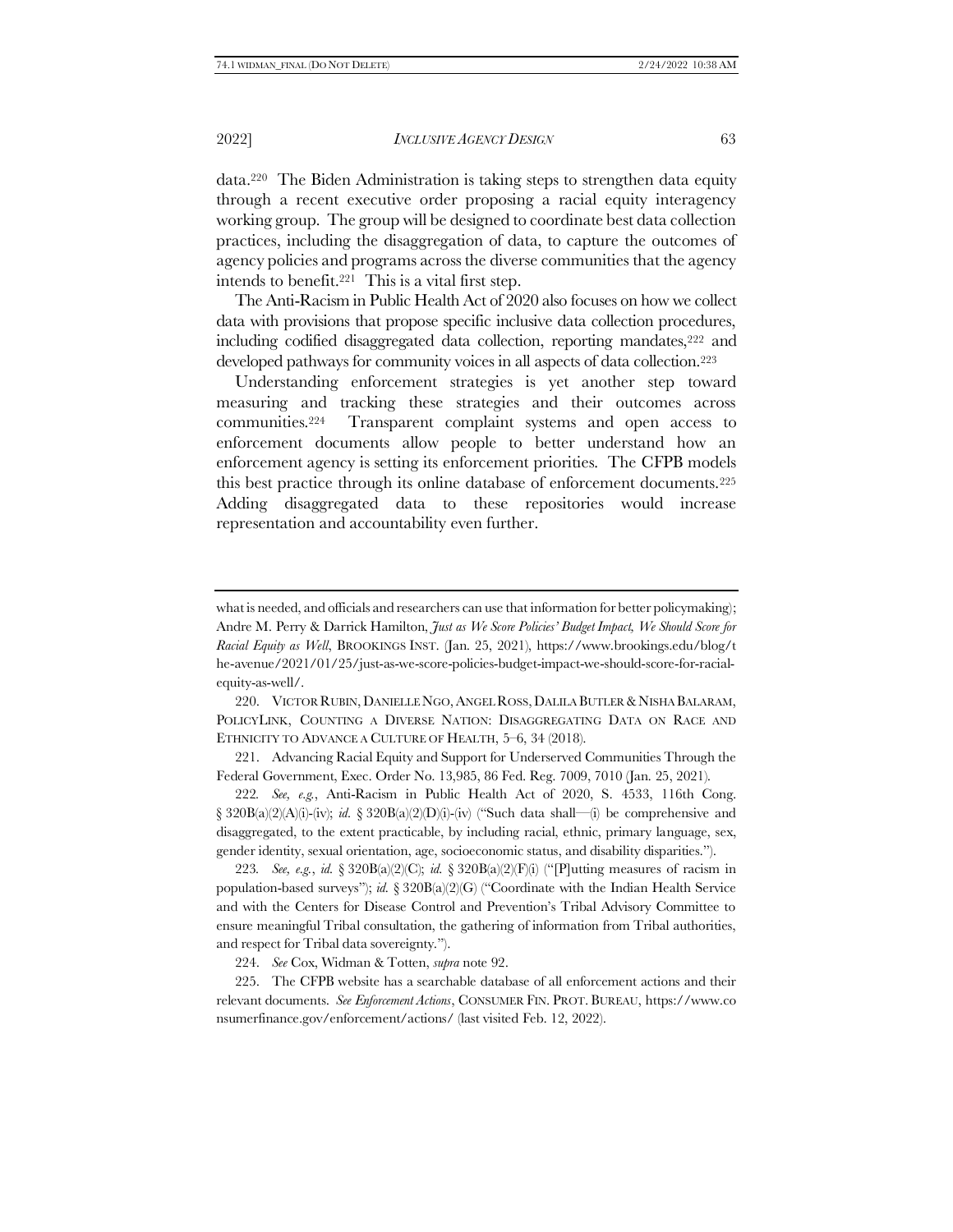data.[220] The Biden Administration is taking steps to strengthen data equity through a recent executive order proposing a racial equity interagency working group. The group will be designed to coordinate best data collection practices, including the disaggregation of data, to capture the outcomes of agency policies and programs across the diverse communities that the agency intends to benefit.[221] This is a vital first step.

The Anti-Racism in Public Health Act of 2020 also focuses on how we collect data with provisions that propose specific inclusive data collection procedures, including codified disaggregated data collection, reporting mandates,[222] and developed pathways for community voices in all aspects of data collection.[223]

Understanding enforcement strategies is yet another step toward measuring and tracking these strategies and their outcomes across communities.[224] Transparent complaint systems and open access to enforcement documents allow people to better understand how an enforcement agency is setting its enforcement priorities. The CFPB models this best practice through its online database of enforcement documents.[225] Adding disaggregated data to these repositories would increase representation and accountability even further.

---

what is needed, and officials and researchers can use that information for better policymaking); Andre M. Perry & Darrick Hamilton, *Just as We Score Policies' Budget Impact, We Should Score for Racial Equity as Well*, BROOKINGS INST. (Jan. 25, 2021), https://www.brookings.edu/blog/the-avenue/2021/01/25/just-as-we-score-policies-budget-impact-we-should-score-for-racial-equity-as-well/.

220. VICTOR RUBIN, DANIELLE NGO, ANGEL ROSS, DALILA BUTLER & NISHA BALARAM, POLICYLINK, COUNTING A DIVERSE NATION: DISAGGREGATING DATA ON RACE AND ETHNICITY TO ADVANCE A CULTURE OF HEALTH, 5–6, 34 (2018).

221. Advancing Racial Equity and Support for Underserved Communities Through the Federal Government, Exec. Order No. 13,985, 86 Fed. Reg. 7009, 7010 (Jan. 25, 2021).

222. *See, e.g.*, Anti-Racism in Public Health Act of 2020, S. 4533, 116th Cong. § 320B(a)(2)(A)(i)-(iv); *id.* § 320B(a)(2)(D)(i)-(iv) ("Such data shall—(i) be comprehensive and disaggregated, to the extent practicable, by including racial, ethnic, primary language, sex, gender identity, sexual orientation, age, socioeconomic status, and disability disparities.").

223. *See, e.g.*, *id.* § 320B(a)(2)(C); *id.* § 320B(a)(2)(F)(i) ("[P]utting measures of racism in population-based surveys"); *id.* § 320B(a)(2)(G) ("Coordinate with the Indian Health Service and with the Centers for Disease Control and Prevention's Tribal Advisory Committee to ensure meaningful Tribal consultation, the gathering of information from Tribal authorities, and respect for Tribal data sovereignty.").

224. *See* Cox, Widman & Totten, *supra* note 92.

225. The CFPB website has a searchable database of all enforcement actions and their relevant documents. *See Enforcement Actions*, CONSUMER FIN. PROT. BUREAU, https://www.consumerfinance.gov/enforcement/actions/ (last visited Feb. 12, 2022).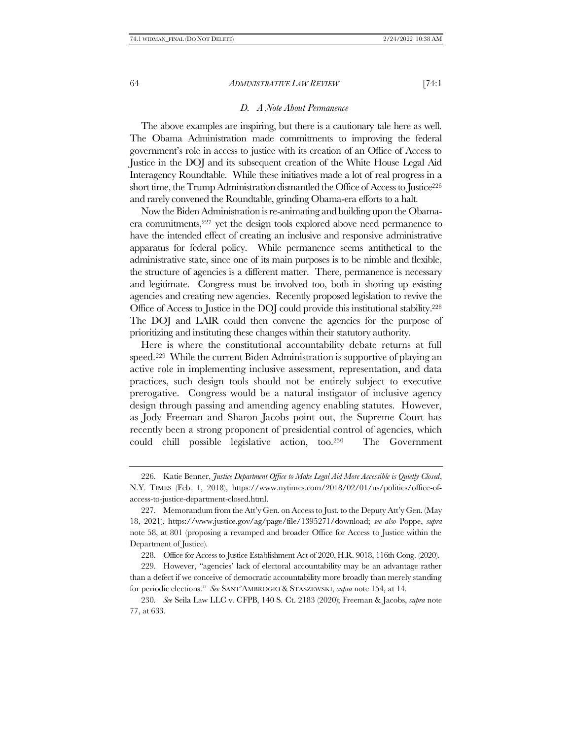### *D. A Note About Permanence*

The above examples are inspiring, but there is a cautionary tale here as well. The Obama Administration made commitments to improving the federal government's role in access to justice with its creation of an Office of Access to Justice in the DOJ and its subsequent creation of the White House Legal Aid Interagency Roundtable. While these initiatives made a lot of real progress in a short time, the Trump Administration dismantled the Office of Access to Justice[226] and rarely convened the Roundtable, grinding Obama-era efforts to a halt.

Now the Biden Administration is re-animating and building upon the Obama-era commitments,[227] yet the design tools explored above need permanence to have the intended effect of creating an inclusive and responsive administrative apparatus for federal policy. While permanence seems antithetical to the administrative state, since one of its main purposes is to be nimble and flexible, the structure of agencies is a different matter. There, permanence is necessary and legitimate. Congress must be involved too, both in shoring up existing agencies and creating new agencies. Recently proposed legislation to revive the Office of Access to Justice in the DOJ could provide this institutional stability.[228] The DOJ and LAIR could then convene the agencies for the purpose of prioritizing and instituting these changes within their statutory authority.

Here is where the constitutional accountability debate returns at full speed.[229] While the current Biden Administration is supportive of playing an active role in implementing inclusive assessment, representation, and data practices, such design tools should not be entirely subject to executive prerogative. Congress would be a natural instigator of inclusive agency design through passing and amending agency enabling statutes. However, as Jody Freeman and Sharon Jacobs point out, the Supreme Court has recently been a strong proponent of presidential control of agencies, which could chill possible legislative action, too.[230] The Government

---

226. Katie Benner, *Justice Department Office to Make Legal Aid More Accessible is Quietly Closed*, N.Y. TIMES (Feb. 1, 2018), https://www.nytimes.com/2018/02/01/us/politics/office-of-access-to-justice-department-closed.html.

227. Memorandum from the Att'y Gen. on Access to Just. to the Deputy Att'y Gen. (May 18, 2021), https://www.justice.gov/ag/page/file/1395271/download; *see also* Poppe, *supra* note 58, at 801 (proposing a revamped and broader Office for Access to Justice within the Department of Justice).

228. Office for Access to Justice Establishment Act of 2020, H.R. 9018, 116th Cong. (2020).

229. However, "agencies' lack of electoral accountability may be an advantage rather than a defect if we conceive of democratic accountability more broadly than merely standing for periodic elections." *See* SANT'AMBROGIO & STASZEWSKI, *supra* note 154, at 14.

230. *See* Seila Law LLC v. CFPB, 140 S. Ct. 2183 (2020); Freeman & Jacobs, *supra* note 77, at 633.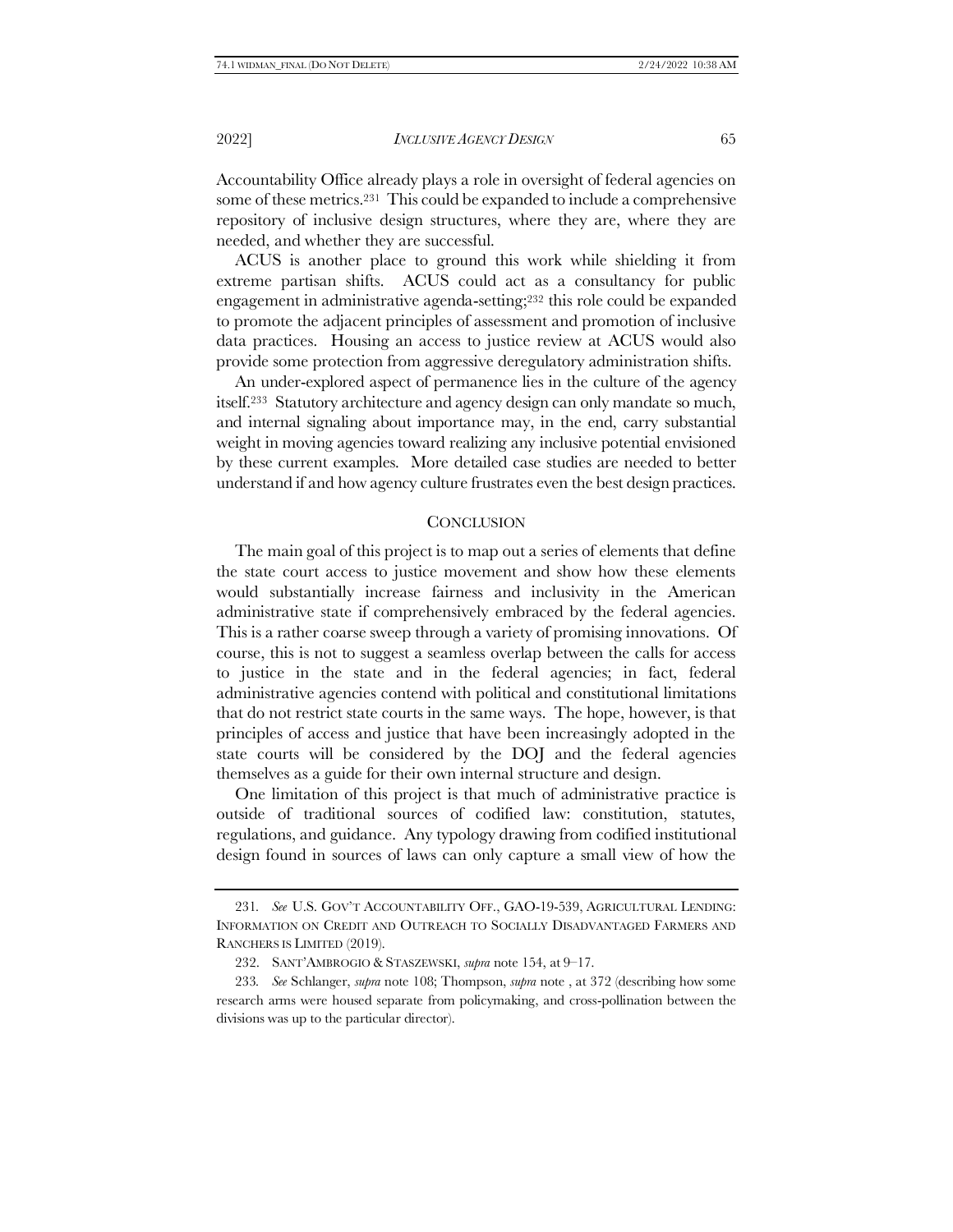Accountability Office already plays a role in oversight of federal agencies on some of these metrics.[231] This could be expanded to include a comprehensive repository of inclusive design structures, where they are, where they are needed, and whether they are successful.

ACUS is another place to ground this work while shielding it from extreme partisan shifts. ACUS could act as a consultancy for public engagement in administrative agenda-setting;[232] this role could be expanded to promote the adjacent principles of assessment and promotion of inclusive data practices. Housing an access to justice review at ACUS would also provide some protection from aggressive deregulatory administration shifts.

An under-explored aspect of permanence lies in the culture of the agency itself.[233] Statutory architecture and agency design can only mandate so much, and internal signaling about importance may, in the end, carry substantial weight in moving agencies toward realizing any inclusive potential envisioned by these current examples. More detailed case studies are needed to better understand if and how agency culture frustrates even the best design practices.

## CONCLUSION

The main goal of this project is to map out a series of elements that define the state court access to justice movement and show how these elements would substantially increase fairness and inclusivity in the American administrative state if comprehensively embraced by the federal agencies. This is a rather coarse sweep through a variety of promising innovations. Of course, this is not to suggest a seamless overlap between the calls for access to justice in the state and in the federal agencies; in fact, federal administrative agencies contend with political and constitutional limitations that do not restrict state courts in the same ways. The hope, however, is that principles of access and justice that have been increasingly adopted in the state courts will be considered by the DOJ and the federal agencies themselves as a guide for their own internal structure and design.

One limitation of this project is that much of administrative practice is outside of traditional sources of codified law: constitution, statutes, regulations, and guidance. Any typology drawing from codified institutional design found in sources of laws can only capture a small view of how the

---

231. *See* U.S. GOV'T ACCOUNTABILITY OFF., GAO-19-539, AGRICULTURAL LENDING: INFORMATION ON CREDIT AND OUTREACH TO SOCIALLY DISADVANTAGED FARMERS AND RANCHERS IS LIMITED (2019).

232. SANT'AMBROGIO & STASZEWSKI, *supra* note 154, at 9–17.

233. *See* Schlanger, *supra* note 108; Thompson, *supra* note , at 372 (describing how some research arms were housed separate from policymaking, and cross-pollination between the divisions was up to the particular director).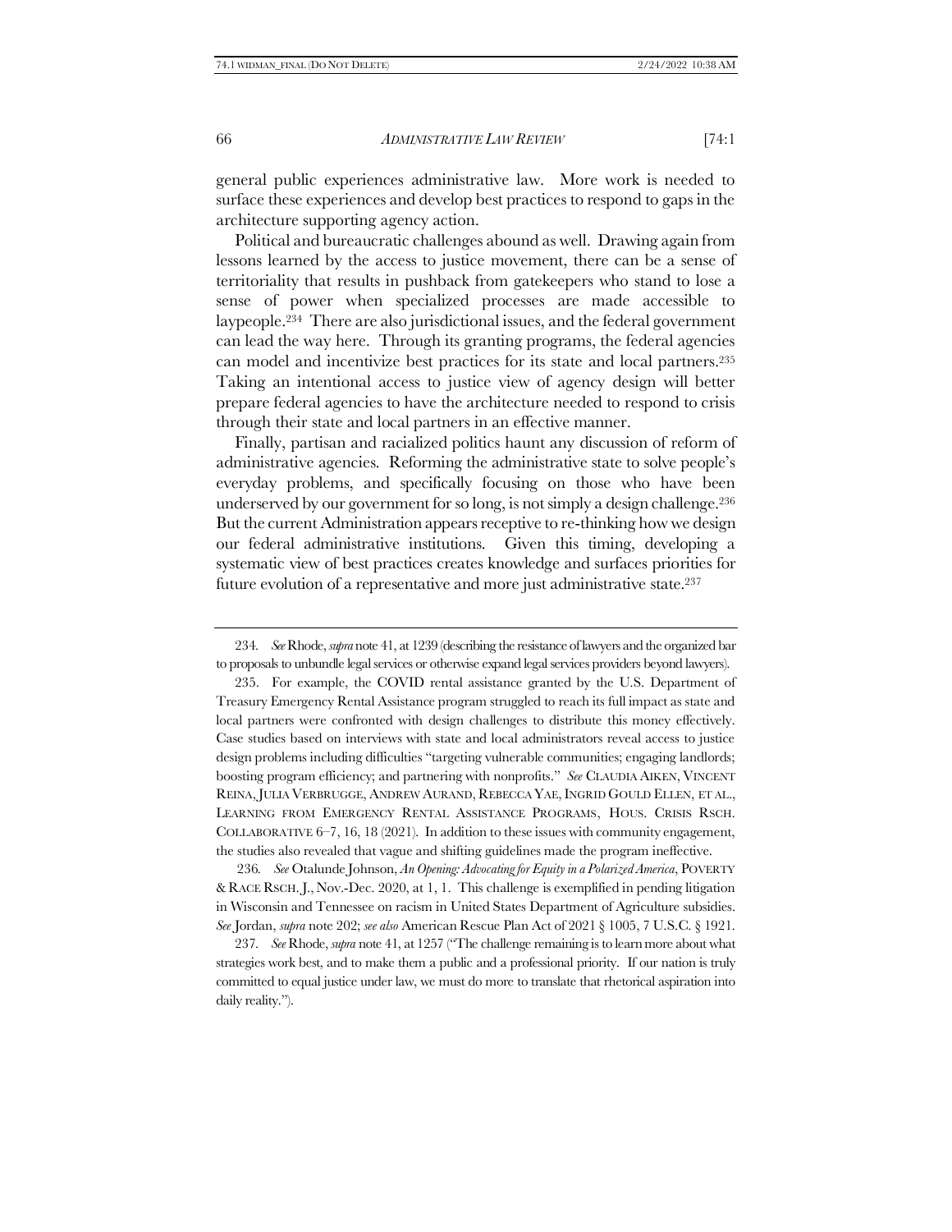general public experiences administrative law. More work is needed to surface these experiences and develop best practices to respond to gaps in the architecture supporting agency action.

Political and bureaucratic challenges abound as well. Drawing again from lessons learned by the access to justice movement, there can be a sense of territoriality that results in pushback from gatekeepers who stand to lose a sense of power when specialized processes are made accessible to laypeople.[234] There are also jurisdictional issues, and the federal government can lead the way here. Through its granting programs, the federal agencies can model and incentivize best practices for its state and local partners.[235] Taking an intentional access to justice view of agency design will better prepare federal agencies to have the architecture needed to respond to crisis through their state and local partners in an effective manner.

Finally, partisan and racialized politics haunt any discussion of reform of administrative agencies. Reforming the administrative state to solve people's everyday problems, and specifically focusing on those who have been underserved by our government for so long, is not simply a design challenge.[236] But the current Administration appears receptive to re-thinking how we design our federal administrative institutions. Given this timing, developing a systematic view of best practices creates knowledge and surfaces priorities for future evolution of a representative and more just administrative state.[237]

---

234. *See* Rhode, *supra* note 41, at 1239 (describing the resistance of lawyers and the organized bar to proposals to unbundle legal services or otherwise expand legal services providers beyond lawyers).

235. For example, the COVID rental assistance granted by the U.S. Department of Treasury Emergency Rental Assistance program struggled to reach its full impact as state and local partners were confronted with design challenges to distribute this money effectively. Case studies based on interviews with state and local administrators reveal access to justice design problems including difficulties "targeting vulnerable communities; engaging landlords; boosting program efficiency; and partnering with nonprofits." *See* CLAUDIA AIKEN, VINCENT REINA, JULIA VERBRUGGE, ANDREW AURAND, REBECCA YAE, INGRID GOULD ELLEN, ET AL., LEARNING FROM EMERGENCY RENTAL ASSISTANCE PROGRAMS, HOUS. CRISIS RSCH. COLLABORATIVE 6–7, 16, 18 (2021). In addition to these issues with community engagement, the studies also revealed that vague and shifting guidelines made the program ineffective.

236. *See* Otalunde Johnson, *An Opening: Advocating for Equity in a Polarized America*, POVERTY & RACE RSCH. J., Nov.-Dec. 2020, at 1, 1. This challenge is exemplified in pending litigation in Wisconsin and Tennessee on racism in United States Department of Agriculture subsidies. *See* Jordan, *supra* note 202; *see also* American Rescue Plan Act of 2021 § 1005, 7 U.S.C. § 1921.

237. *See* Rhode, *supra* note 41, at 1257 ("The challenge remaining is to learn more about what strategies work best, and to make them a public and a professional priority. If our nation is truly committed to equal justice under law, we must do more to translate that rhetorical aspiration into daily reality.").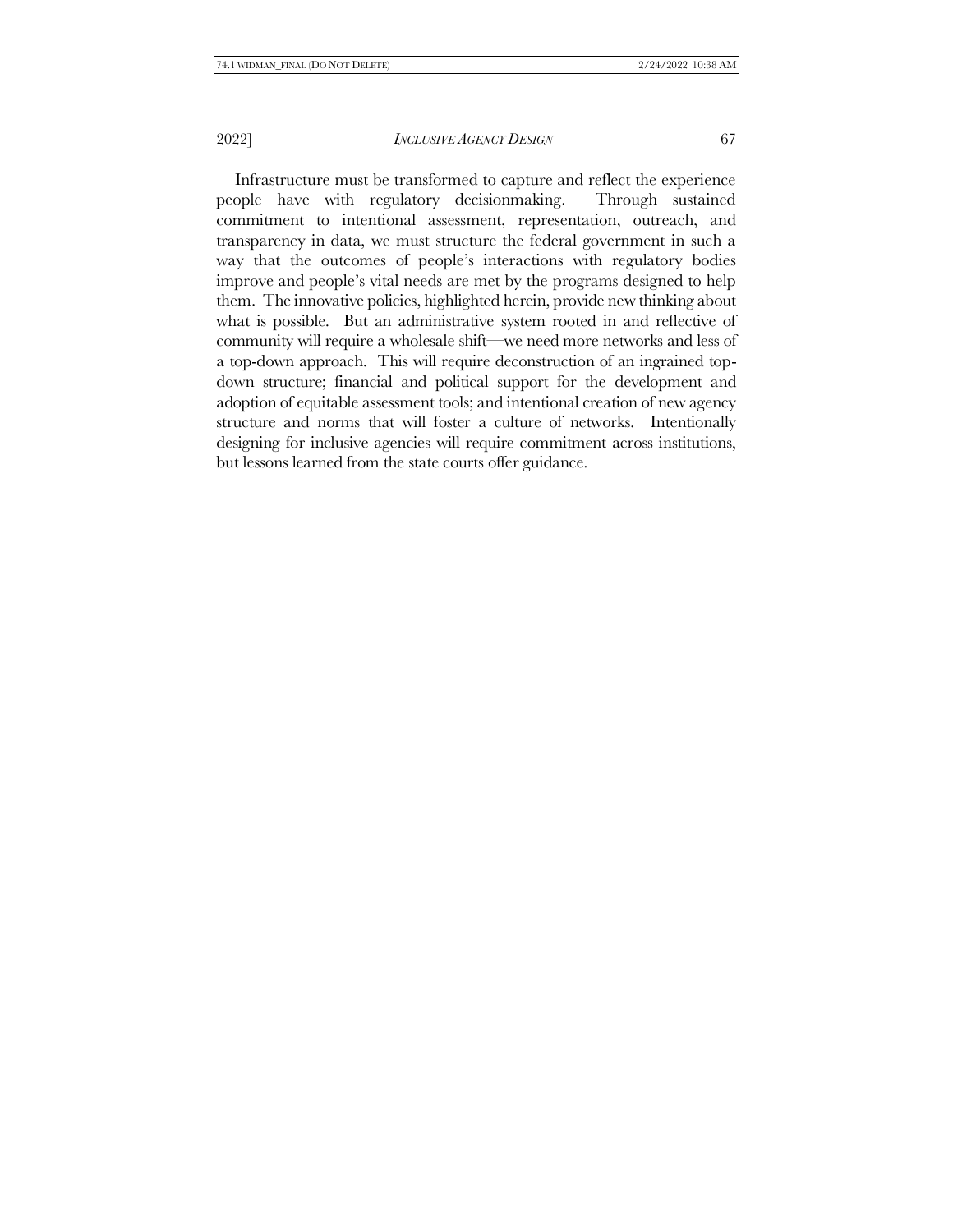Infrastructure must be transformed to capture and reflect the experience people have with regulatory decisionmaking. Through sustained commitment to intentional assessment, representation, outreach, and transparency in data, we must structure the federal government in such a way that the outcomes of people's interactions with regulatory bodies improve and people's vital needs are met by the programs designed to help them. The innovative policies, highlighted herein, provide new thinking about what is possible. But an administrative system rooted in and reflective of community will require a wholesale shift—we need more networks and less of a top-down approach. This will require deconstruction of an ingrained top-down structure; financial and political support for the development and adoption of equitable assessment tools; and intentional creation of new agency structure and norms that will foster a culture of networks. Intentionally designing for inclusive agencies will require commitment across institutions, but lessons learned from the state courts offer guidance.